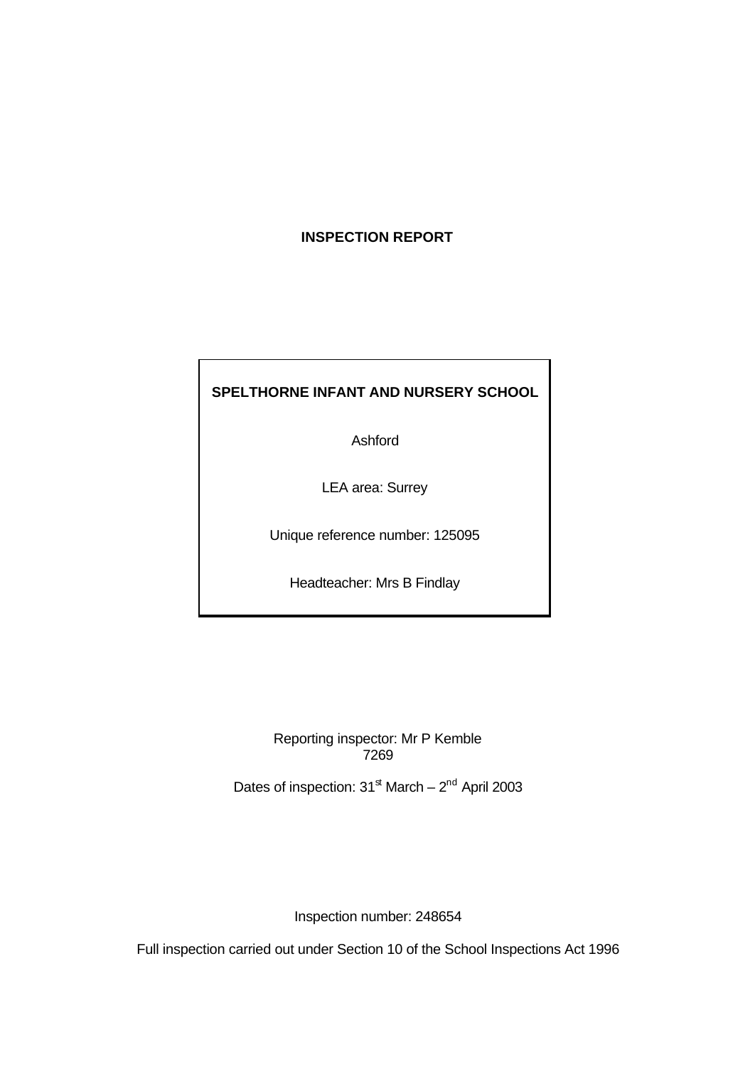# INSPECTION REPORT

**SPELTHORNE INFANT AND NURSERY SCHOOL**

Ashford

LEA area: Surrey

Unique reference number: 125095

Headteacher: Mrs B Findlay

Reporting inspector: Mr P Kemble
7269

Dates of inspection: 31st March – 2nd April 2003

Inspection number: 248654

Full inspection carried out under Section 10 of the School Inspections Act 1996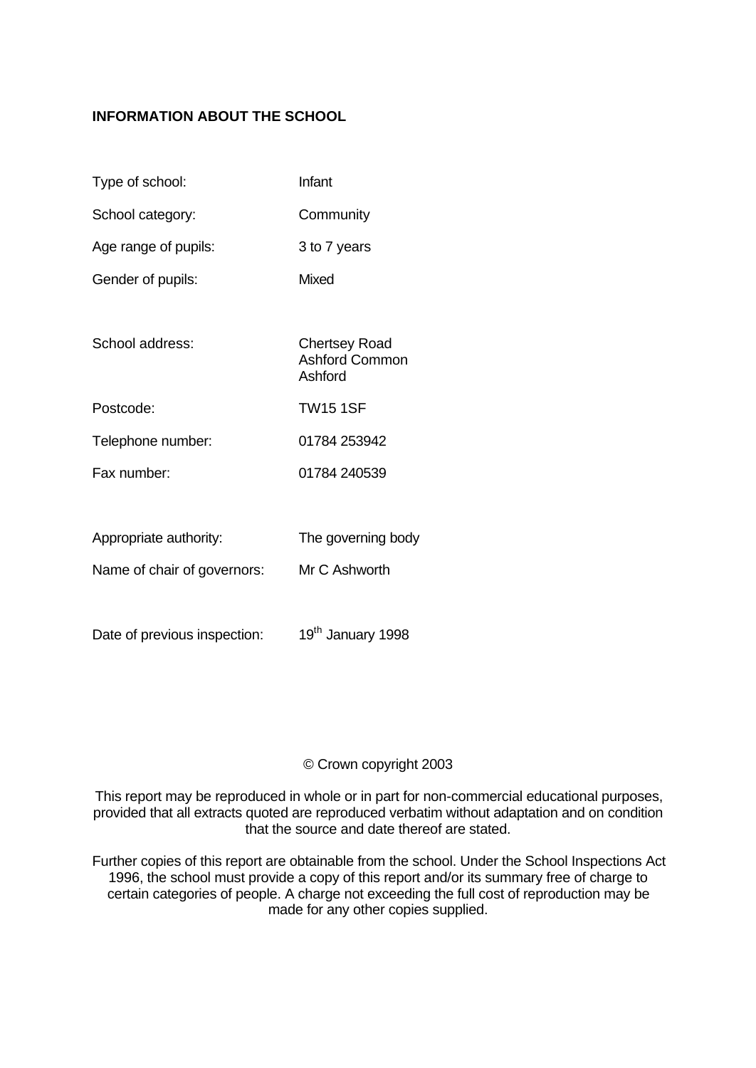**INFORMATION ABOUT THE SCHOOL**

| | |
|---|---|
| Type of school: | Infant |
| School category: | Community |
| Age range of pupils: | 3 to 7 years |
| Gender of pupils: | Mixed |
| | |
| School address: | Chertsey Road<br>Ashford Common<br>Ashford |
| Postcode: | TW15 1SF |
| Telephone number: | 01784 253942 |
| Fax number: | 01784 240539 |
| | |
| Appropriate authority: | The governing body |
| Name of chair of governors: | Mr C Ashworth |
| | |
| Date of previous inspection: | 19th January 1998 |

© Crown copyright 2003

This report may be reproduced in whole or in part for non-commercial educational purposes, provided that all extracts quoted are reproduced verbatim without adaptation and on condition that the source and date thereof are stated.

Further copies of this report are obtainable from the school. Under the School Inspections Act 1996, the school must provide a copy of this report and/or its summary free of charge to certain categories of people. A charge not exceeding the full cost of reproduction may be made for any other copies supplied.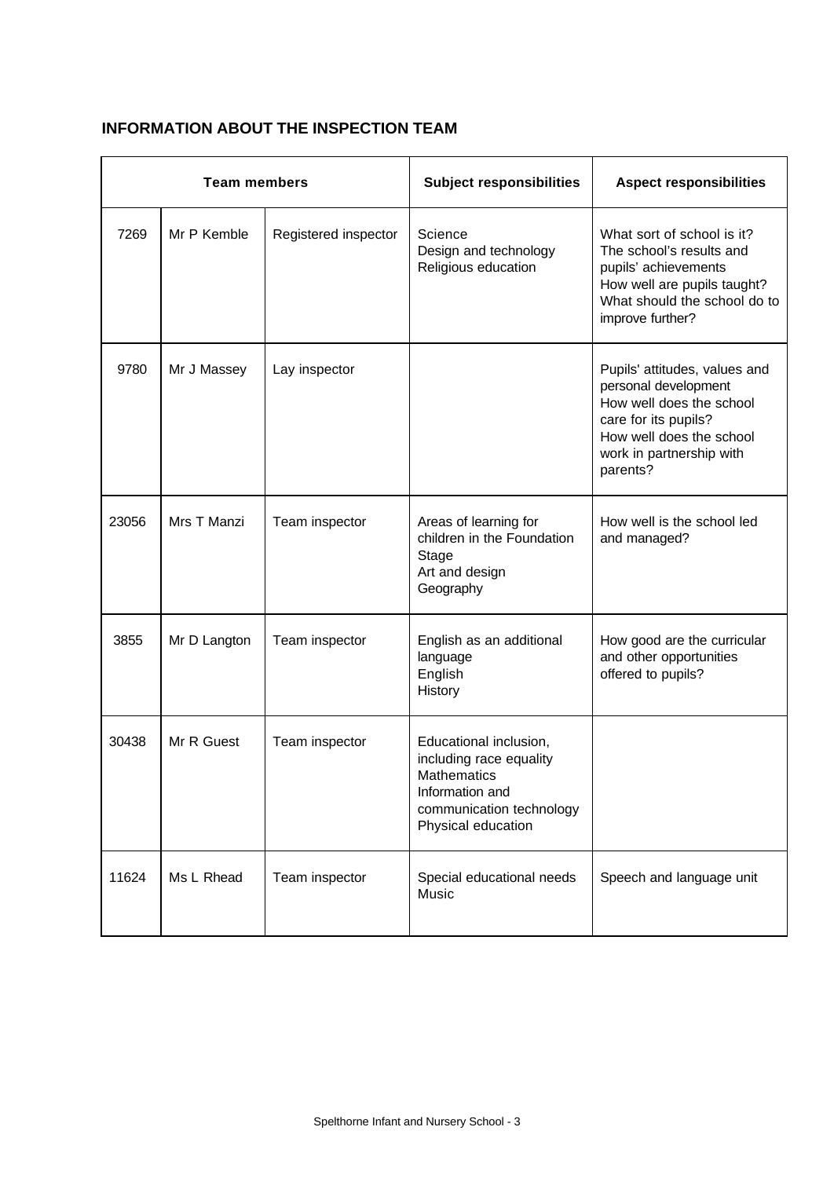## INFORMATION ABOUT THE INSPECTION TEAM

| Team members | | | Subject responsibilities | Aspect responsibilities |
|---|---|---|---|---|
| 7269 | Mr P Kemble | Registered inspector | Science<br>Design and technology<br>Religious education | What sort of school is it?<br>The school's results and pupils' achievements<br>How well are pupils taught?<br>What should the school do to improve further? |
| 9780 | Mr J Massey | Lay inspector | | Pupils' attitudes, values and personal development<br>How well does the school care for its pupils?<br>How well does the school work in partnership with parents? |
| 23056 | Mrs T Manzi | Team inspector | Areas of learning for children in the Foundation Stage<br>Art and design<br>Geography | How well is the school led and managed? |
| 3855 | Mr D Langton | Team inspector | English as an additional language<br>English<br>History | How good are the curricular and other opportunities offered to pupils? |
| 30438 | Mr R Guest | Team inspector | Educational inclusion, including race equality<br>Mathematics<br>Information and communication technology<br>Physical education | |
| 11624 | Ms L Rhead | Team inspector | Special educational needs<br>Music | Speech and language unit |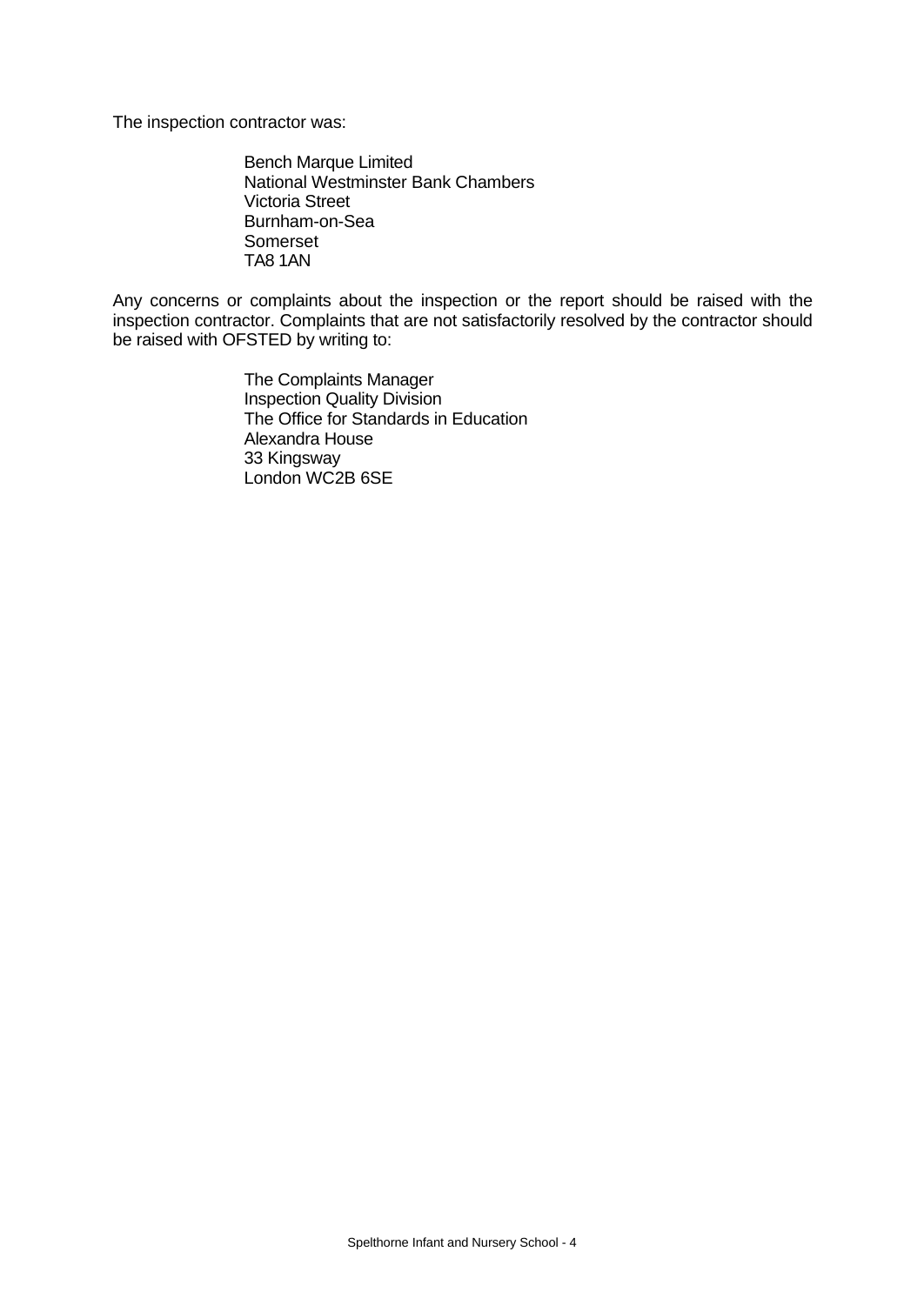The inspection contractor was:

Bench Marque Limited  
National Westminster Bank Chambers  
Victoria Street  
Burnham-on-Sea  
Somerset  
TA8 1AN

Any concerns or complaints about the inspection or the report should be raised with the inspection contractor. Complaints that are not satisfactorily resolved by the contractor should be raised with OFSTED by writing to:

The Complaints Manager  
Inspection Quality Division  
The Office for Standards in Education  
Alexandra House  
33 Kingsway  
London WC2B 6SE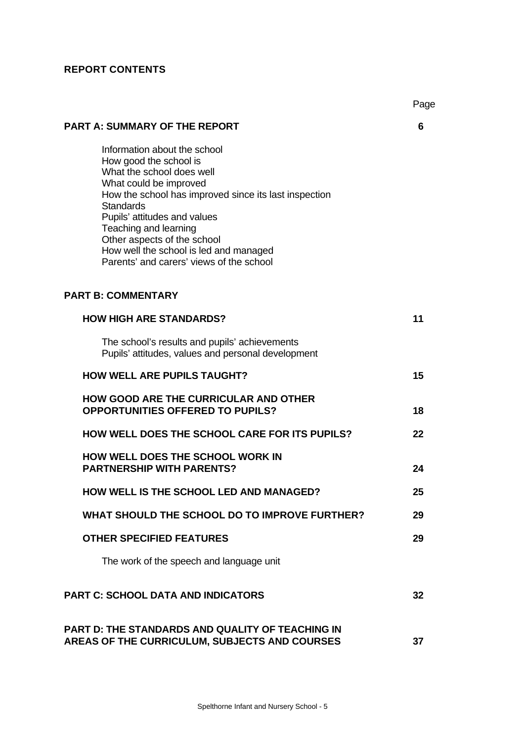## REPORT CONTENTS

| | Page |
|---|---|
| **PART A: SUMMARY OF THE REPORT** | **6** |
| Information about the school<br>How good the school is<br>What the school does well<br>What could be improved<br>How the school has improved since its last inspection<br>Standards<br>Pupils' attitudes and values<br>Teaching and learning<br>Other aspects of the school<br>How well the school is led and managed<br>Parents' and carers' views of the school | |
| **PART B: COMMENTARY** | |
| **HOW HIGH ARE STANDARDS?** | **11** |
| The school's results and pupils' achievements<br>Pupils' attitudes, values and personal development | |
| **HOW WELL ARE PUPILS TAUGHT?** | **15** |
| **HOW GOOD ARE THE CURRICULAR AND OTHER OPPORTUNITIES OFFERED TO PUPILS?** | **18** |
| **HOW WELL DOES THE SCHOOL CARE FOR ITS PUPILS?** | **22** |
| **HOW WELL DOES THE SCHOOL WORK IN PARTNERSHIP WITH PARENTS?** | **24** |
| **HOW WELL IS THE SCHOOL LED AND MANAGED?** | **25** |
| **WHAT SHOULD THE SCHOOL DO TO IMPROVE FURTHER?** | **29** |
| **OTHER SPECIFIED FEATURES** | **29** |
| The work of the speech and language unit | |
| **PART C: SCHOOL DATA AND INDICATORS** | **32** |
| **PART D: THE STANDARDS AND QUALITY OF TEACHING IN AREAS OF THE CURRICULUM, SUBJECTS AND COURSES** | **37** |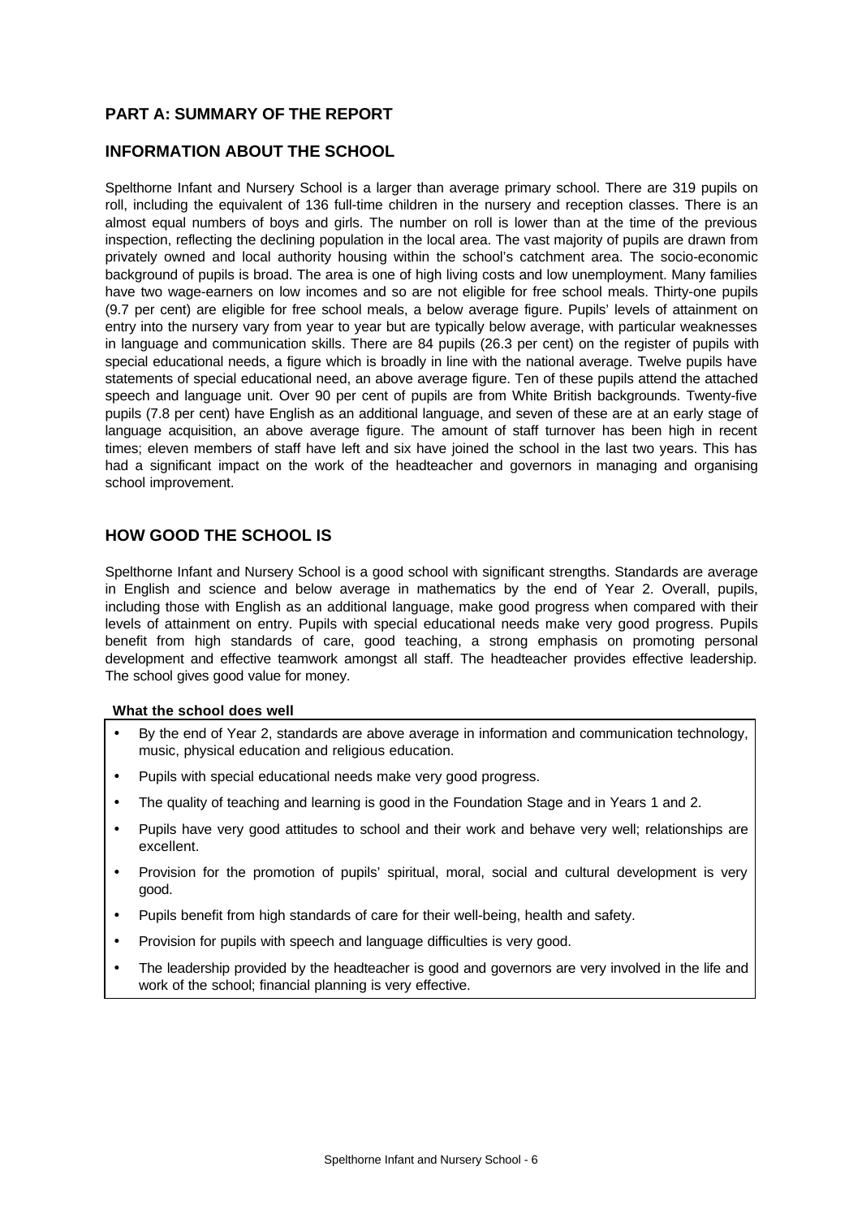## PART A: SUMMARY OF THE REPORT

## INFORMATION ABOUT THE SCHOOL

Spelthorne Infant and Nursery School is a larger than average primary school. There are 319 pupils on roll, including the equivalent of 136 full-time children in the nursery and reception classes. There is an almost equal numbers of boys and girls. The number on roll is lower than at the time of the previous inspection, reflecting the declining population in the local area. The vast majority of pupils are drawn from privately owned and local authority housing within the school's catchment area. The socio-economic background of pupils is broad. The area is one of high living costs and low unemployment. Many families have two wage-earners on low incomes and so are not eligible for free school meals. Thirty-one pupils (9.7 per cent) are eligible for free school meals, a below average figure. Pupils' levels of attainment on entry into the nursery vary from year to year but are typically below average, with particular weaknesses in language and communication skills. There are 84 pupils (26.3 per cent) on the register of pupils with special educational needs, a figure which is broadly in line with the national average. Twelve pupils have statements of special educational need, an above average figure. Ten of these pupils attend the attached speech and language unit. Over 90 per cent of pupils are from White British backgrounds. Twenty-five pupils (7.8 per cent) have English as an additional language, and seven of these are at an early stage of language acquisition, an above average figure. The amount of staff turnover has been high in recent times; eleven members of staff have left and six have joined the school in the last two years. This has had a significant impact on the work of the headteacher and governors in managing and organising school improvement.

## HOW GOOD THE SCHOOL IS

Spelthorne Infant and Nursery School is a good school with significant strengths. Standards are average in English and science and below average in mathematics by the end of Year 2. Overall, pupils, including those with English as an additional language, make good progress when compared with their levels of attainment on entry. Pupils with special educational needs make very good progress. Pupils benefit from high standards of care, good teaching, a strong emphasis on promoting personal development and effective teamwork amongst all staff. The headteacher provides effective leadership. The school gives good value for money.

**What the school does well**

- By the end of Year 2, standards are above average in information and communication technology, music, physical education and religious education.
- Pupils with special educational needs make very good progress.
- The quality of teaching and learning is good in the Foundation Stage and in Years 1 and 2.
- Pupils have very good attitudes to school and their work and behave very well; relationships are excellent.
- Provision for the promotion of pupils' spiritual, moral, social and cultural development is very good.
- Pupils benefit from high standards of care for their well-being, health and safety.
- Provision for pupils with speech and language difficulties is very good.
- The leadership provided by the headteacher is good and governors are very involved in the life and work of the school; financial planning is very effective.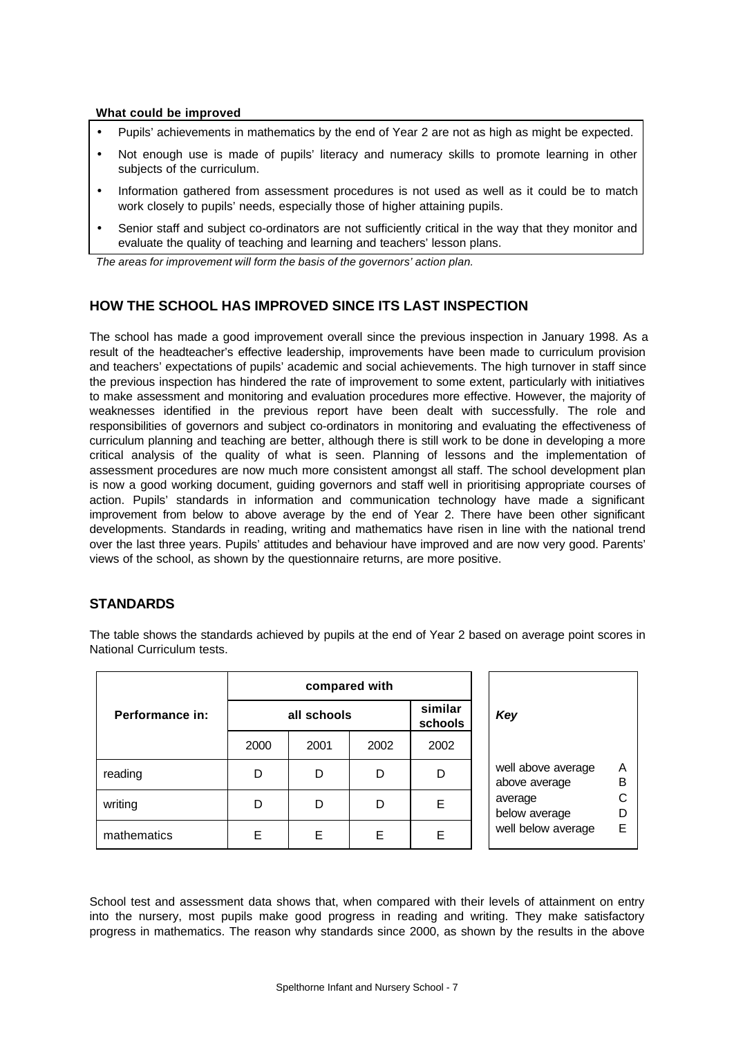**What could be improved**

- Pupils' achievements in mathematics by the end of Year 2 are not as high as might be expected.
- Not enough use is made of pupils' literacy and numeracy skills to promote learning in other subjects of the curriculum.
- Information gathered from assessment procedures is not used as well as it could be to match work closely to pupils' needs, especially those of higher attaining pupils.
- Senior staff and subject co-ordinators are not sufficiently critical in the way that they monitor and evaluate the quality of teaching and learning and teachers' lesson plans.

*The areas for improvement will form the basis of the governors' action plan.*

## HOW THE SCHOOL HAS IMPROVED SINCE ITS LAST INSPECTION

The school has made a good improvement overall since the previous inspection in January 1998. As a result of the headteacher's effective leadership, improvements have been made to curriculum provision and teachers' expectations of pupils' academic and social achievements. The high turnover in staff since the previous inspection has hindered the rate of improvement to some extent, particularly with initiatives to make assessment and monitoring and evaluation procedures more effective. However, the majority of weaknesses identified in the previous report have been dealt with successfully. The role and responsibilities of governors and subject co-ordinators in monitoring and evaluating the effectiveness of curriculum planning and teaching are better, although there is still work to be done in developing a more critical analysis of the quality of what is seen. Planning of lessons and the implementation of assessment procedures are now much more consistent amongst all staff. The school development plan is now a good working document, guiding governors and staff well in prioritising appropriate courses of action. Pupils' standards in information and communication technology have made a significant improvement from below to above average by the end of Year 2. There have been other significant developments. Standards in reading, writing and mathematics have risen in line with the national trend over the last three years. Pupils' attitudes and behaviour have improved and are now very good. Parents' views of the school, as shown by the questionnaire returns, are more positive.

## STANDARDS

The table shows the standards achieved by pupils at the end of Year 2 based on average point scores in National Curriculum tests.

| Performance in: | compared with | | | |
|---|---|---|---|---|
| | all schools | | | similar schools |
| | 2000 | 2001 | 2002 | 2002 |
| reading | D | D | D | D |
| writing | D | D | D | E |
| mathematics | E | E | E | E |

| *Key* | |
|---|---|
| well above average | A |
| above average | B |
| average | C |
| below average | D |
| well below average | E |

School test and assessment data shows that, when compared with their levels of attainment on entry into the nursery, most pupils make good progress in reading and writing. They make satisfactory progress in mathematics. The reason why standards since 2000, as shown by the results in the above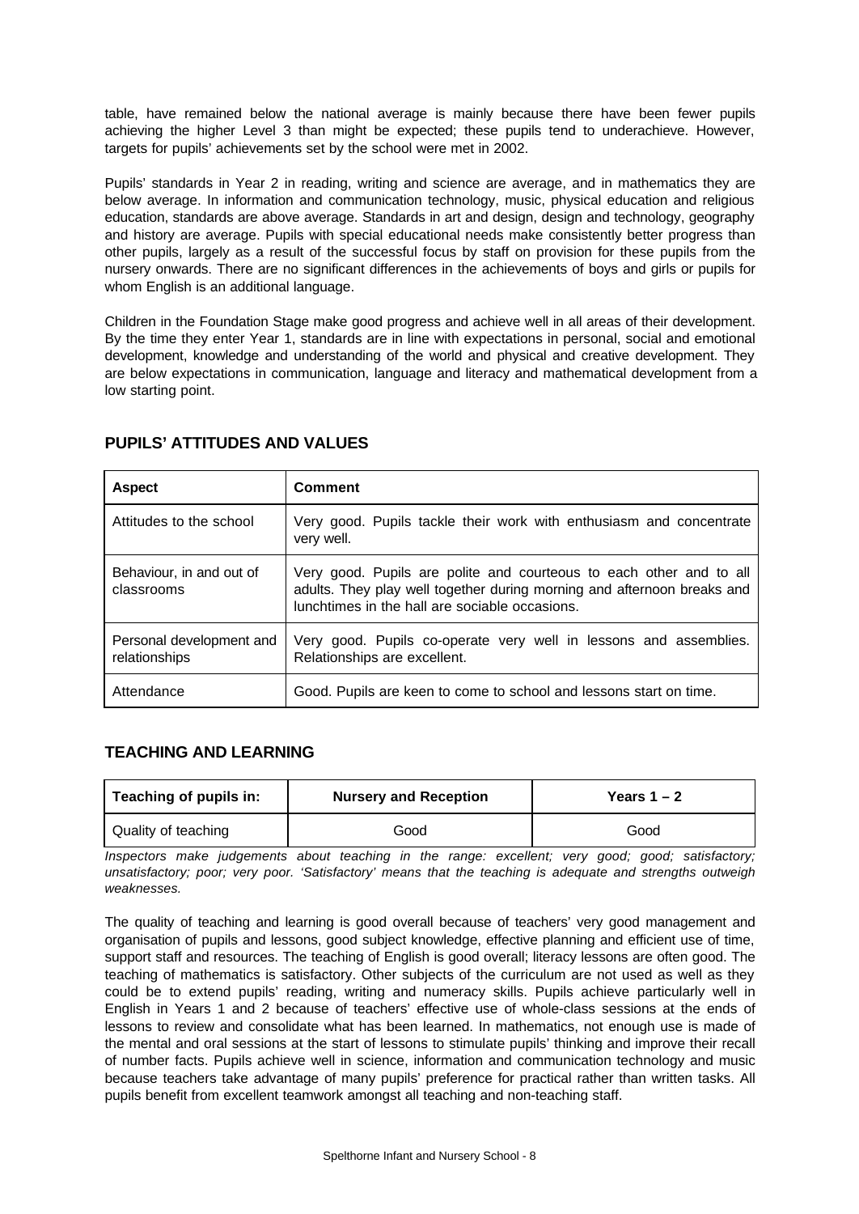table, have remained below the national average is mainly because there have been fewer pupils achieving the higher Level 3 than might be expected; these pupils tend to underachieve. However, targets for pupils' achievements set by the school were met in 2002.

Pupils' standards in Year 2 in reading, writing and science are average, and in mathematics they are below average. In information and communication technology, music, physical education and religious education, standards are above average. Standards in art and design, design and technology, geography and history are average. Pupils with special educational needs make consistently better progress than other pupils, largely as a result of the successful focus by staff on provision for these pupils from the nursery onwards. There are no significant differences in the achievements of boys and girls or pupils for whom English is an additional language.

Children in the Foundation Stage make good progress and achieve well in all areas of their development. By the time they enter Year 1, standards are in line with expectations in personal, social and emotional development, knowledge and understanding of the world and physical and creative development. They are below expectations in communication, language and literacy and mathematical development from a low starting point.

## PUPILS' ATTITUDES AND VALUES

| Aspect | Comment |
|---|---|
| Attitudes to the school | Very good. Pupils tackle their work with enthusiasm and concentrate very well. |
| Behaviour, in and out of classrooms | Very good. Pupils are polite and courteous to each other and to all adults. They play well together during morning and afternoon breaks and lunchtimes in the hall are sociable occasions. |
| Personal development and relationships | Very good. Pupils co-operate very well in lessons and assemblies. Relationships are excellent. |
| Attendance | Good. Pupils are keen to come to school and lessons start on time. |

## TEACHING AND LEARNING

| Teaching of pupils in: | Nursery and Reception | Years 1 – 2 |
|---|---|---|
| Quality of teaching | Good | Good |

*Inspectors make judgements about teaching in the range: excellent; very good; good; satisfactory; unsatisfactory; poor; very poor. 'Satisfactory' means that the teaching is adequate and strengths outweigh weaknesses.*

The quality of teaching and learning is good overall because of teachers' very good management and organisation of pupils and lessons, good subject knowledge, effective planning and efficient use of time, support staff and resources. The teaching of English is good overall; literacy lessons are often good. The teaching of mathematics is satisfactory. Other subjects of the curriculum are not used as well as they could be to extend pupils' reading, writing and numeracy skills. Pupils achieve particularly well in English in Years 1 and 2 because of teachers' effective use of whole-class sessions at the ends of lessons to review and consolidate what has been learned. In mathematics, not enough use is made of the mental and oral sessions at the start of lessons to stimulate pupils' thinking and improve their recall of number facts. Pupils achieve well in science, information and communication technology and music because teachers take advantage of many pupils' preference for practical rather than written tasks. All pupils benefit from excellent teamwork amongst all teaching and non-teaching staff.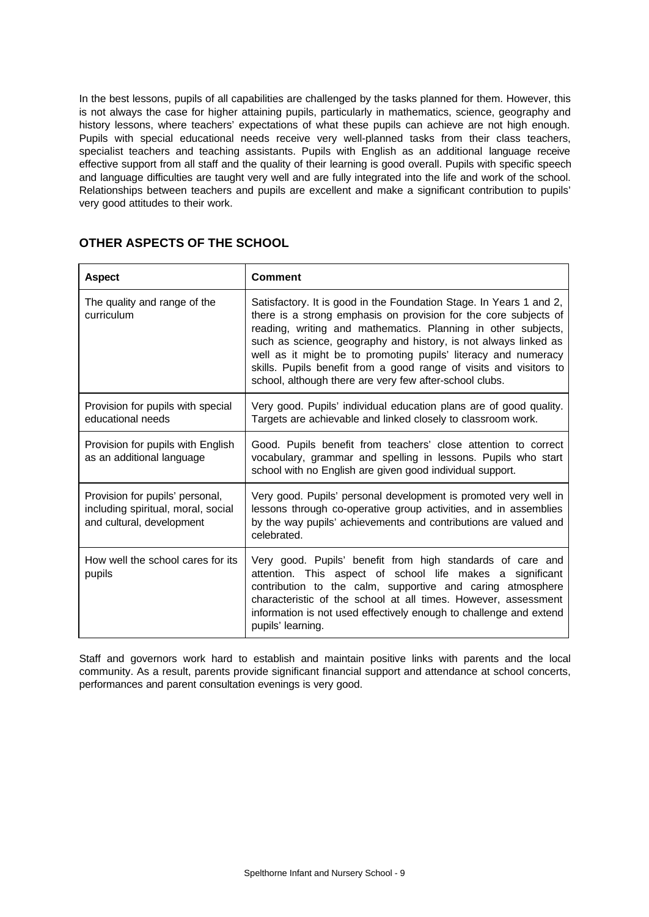In the best lessons, pupils of all capabilities are challenged by the tasks planned for them. However, this is not always the case for higher attaining pupils, particularly in mathematics, science, geography and history lessons, where teachers' expectations of what these pupils can achieve are not high enough. Pupils with special educational needs receive very well-planned tasks from their class teachers, specialist teachers and teaching assistants. Pupils with English as an additional language receive effective support from all staff and the quality of their learning is good overall. Pupils with specific speech and language difficulties are taught very well and are fully integrated into the life and work of the school. Relationships between teachers and pupils are excellent and make a significant contribution to pupils' very good attitudes to their work.

## OTHER ASPECTS OF THE SCHOOL

| Aspect | Comment |
|---|---|
| The quality and range of the curriculum | Satisfactory. It is good in the Foundation Stage. In Years 1 and 2, there is a strong emphasis on provision for the core subjects of reading, writing and mathematics. Planning in other subjects, such as science, geography and history, is not always linked as well as it might be to promoting pupils' literacy and numeracy skills. Pupils benefit from a good range of visits and visitors to school, although there are very few after-school clubs. |
| Provision for pupils with special educational needs | Very good. Pupils' individual education plans are of good quality. Targets are achievable and linked closely to classroom work. |
| Provision for pupils with English as an additional language | Good. Pupils benefit from teachers' close attention to correct vocabulary, grammar and spelling in lessons. Pupils who start school with no English are given good individual support. |
| Provision for pupils' personal, including spiritual, moral, social and cultural, development | Very good. Pupils' personal development is promoted very well in lessons through co-operative group activities, and in assemblies by the way pupils' achievements and contributions are valued and celebrated. |
| How well the school cares for its pupils | Very good. Pupils' benefit from high standards of care and attention. This aspect of school life makes a significant contribution to the calm, supportive and caring atmosphere characteristic of the school at all times. However, assessment information is not used effectively enough to challenge and extend pupils' learning. |

Staff and governors work hard to establish and maintain positive links with parents and the local community. As a result, parents provide significant financial support and attendance at school concerts, performances and parent consultation evenings is very good.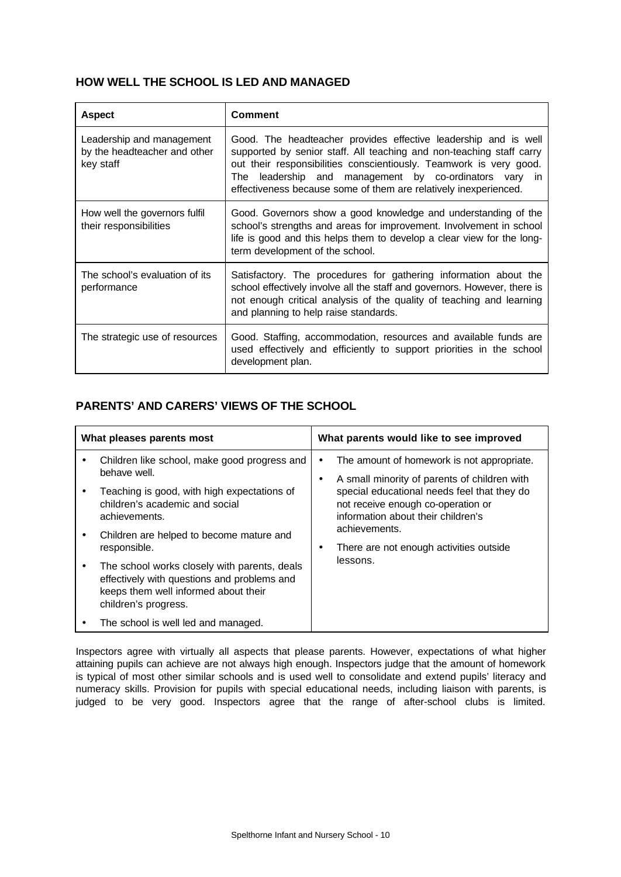## HOW WELL THE SCHOOL IS LED AND MANAGED

| Aspect | Comment |
|---|---|
| Leadership and management by the headteacher and other key staff | Good. The headteacher provides effective leadership and is well supported by senior staff. All teaching and non-teaching staff carry out their responsibilities conscientiously. Teamwork is very good. The leadership and management by co-ordinators vary in effectiveness because some of them are relatively inexperienced. |
| How well the governors fulfil their responsibilities | Good. Governors show a good knowledge and understanding of the school's strengths and areas for improvement. Involvement in school life is good and this helps them to develop a clear view for the long-term development of the school. |
| The school's evaluation of its performance | Satisfactory. The procedures for gathering information about the school effectively involve all the staff and governors. However, there is not enough critical analysis of the quality of teaching and learning and planning to help raise standards. |
| The strategic use of resources | Good. Staffing, accommodation, resources and available funds are used effectively and efficiently to support priorities in the school development plan. |

## PARENTS' AND CARERS' VIEWS OF THE SCHOOL

| What pleases parents most | What parents would like to see improved |
|---|---|
| • Children like school, make good progress and behave well.<br>• Teaching is good, with high expectations of children's academic and social achievements.<br>• Children are helped to become mature and responsible.<br>• The school works closely with parents, deals effectively with questions and problems and keeps them well informed about their children's progress.<br>• The school is well led and managed. | • The amount of homework is not appropriate.<br>• A small minority of parents of children with special educational needs feel that they do not receive enough co-operation or information about their children's achievements.<br>• There are not enough activities outside lessons. |

Inspectors agree with virtually all aspects that please parents. However, expectations of what higher attaining pupils can achieve are not always high enough. Inspectors judge that the amount of homework is typical of most other similar schools and is used well to consolidate and extend pupils' literacy and numeracy skills. Provision for pupils with special educational needs, including liaison with parents, is judged to be very good. Inspectors agree that the range of after-school clubs is limited.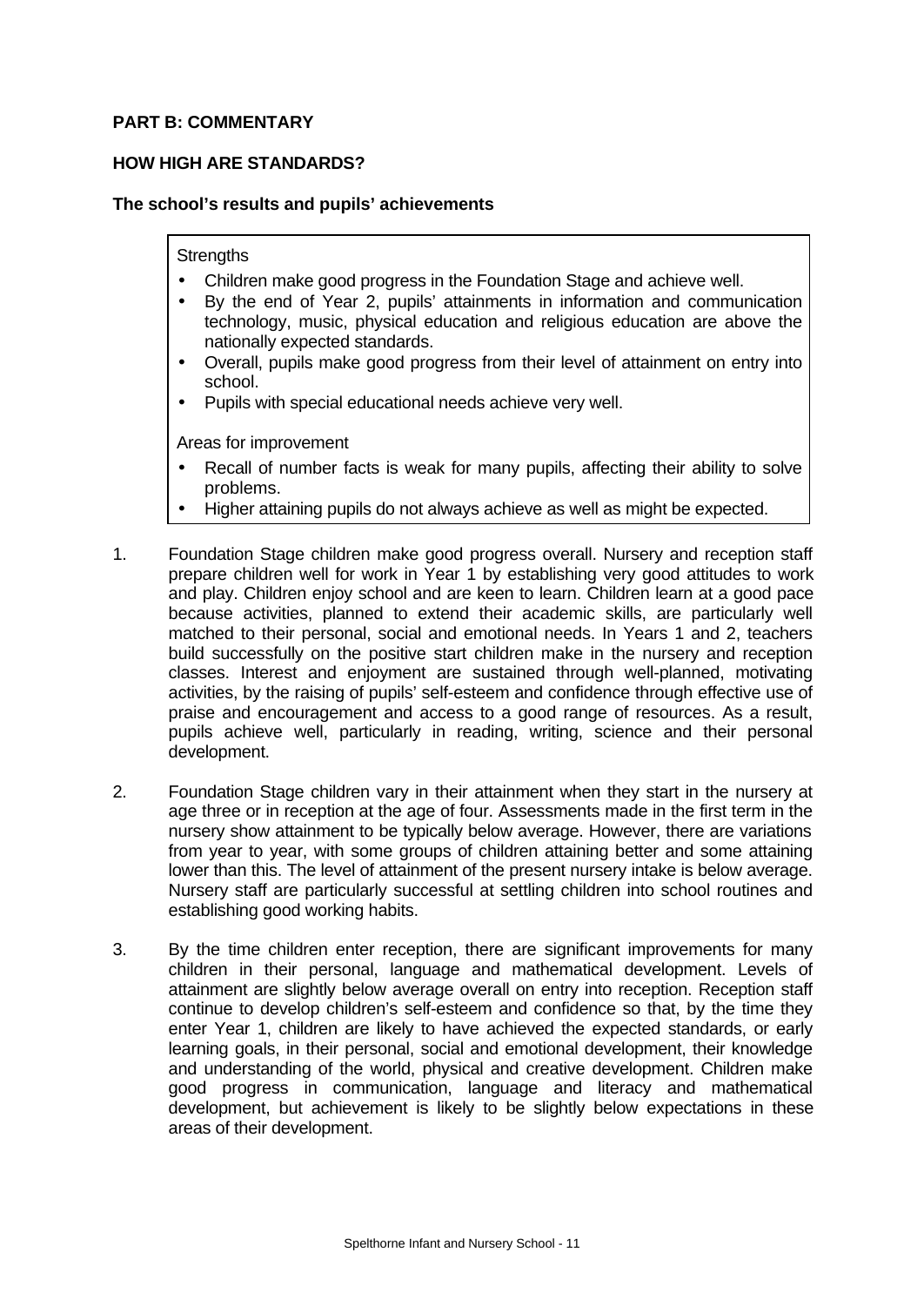## PART B: COMMENTARY

### HOW HIGH ARE STANDARDS?

#### The school's results and pupils' achievements

Strengths

- Children make good progress in the Foundation Stage and achieve well.
- By the end of Year 2, pupils' attainments in information and communication technology, music, physical education and religious education are above the nationally expected standards.
- Overall, pupils make good progress from their level of attainment on entry into school.
- Pupils with special educational needs achieve very well.

Areas for improvement

- Recall of number facts is weak for many pupils, affecting their ability to solve problems.
- Higher attaining pupils do not always achieve as well as might be expected.

1. Foundation Stage children make good progress overall. Nursery and reception staff prepare children well for work in Year 1 by establishing very good attitudes to work and play. Children enjoy school and are keen to learn. Children learn at a good pace because activities, planned to extend their academic skills, are particularly well matched to their personal, social and emotional needs. In Years 1 and 2, teachers build successfully on the positive start children make in the nursery and reception classes. Interest and enjoyment are sustained through well-planned, motivating activities, by the raising of pupils' self-esteem and confidence through effective use of praise and encouragement and access to a good range of resources. As a result, pupils achieve well, particularly in reading, writing, science and their personal development.

2. Foundation Stage children vary in their attainment when they start in the nursery at age three or in reception at the age of four. Assessments made in the first term in the nursery show attainment to be typically below average. However, there are variations from year to year, with some groups of children attaining better and some attaining lower than this. The level of attainment of the present nursery intake is below average. Nursery staff are particularly successful at settling children into school routines and establishing good working habits.

3. By the time children enter reception, there are significant improvements for many children in their personal, language and mathematical development. Levels of attainment are slightly below average overall on entry into reception. Reception staff continue to develop children's self-esteem and confidence so that, by the time they enter Year 1, children are likely to have achieved the expected standards, or early learning goals, in their personal, social and emotional development, their knowledge and understanding of the world, physical and creative development. Children make good progress in communication, language and literacy and mathematical development, but achievement is likely to be slightly below expectations in these areas of their development.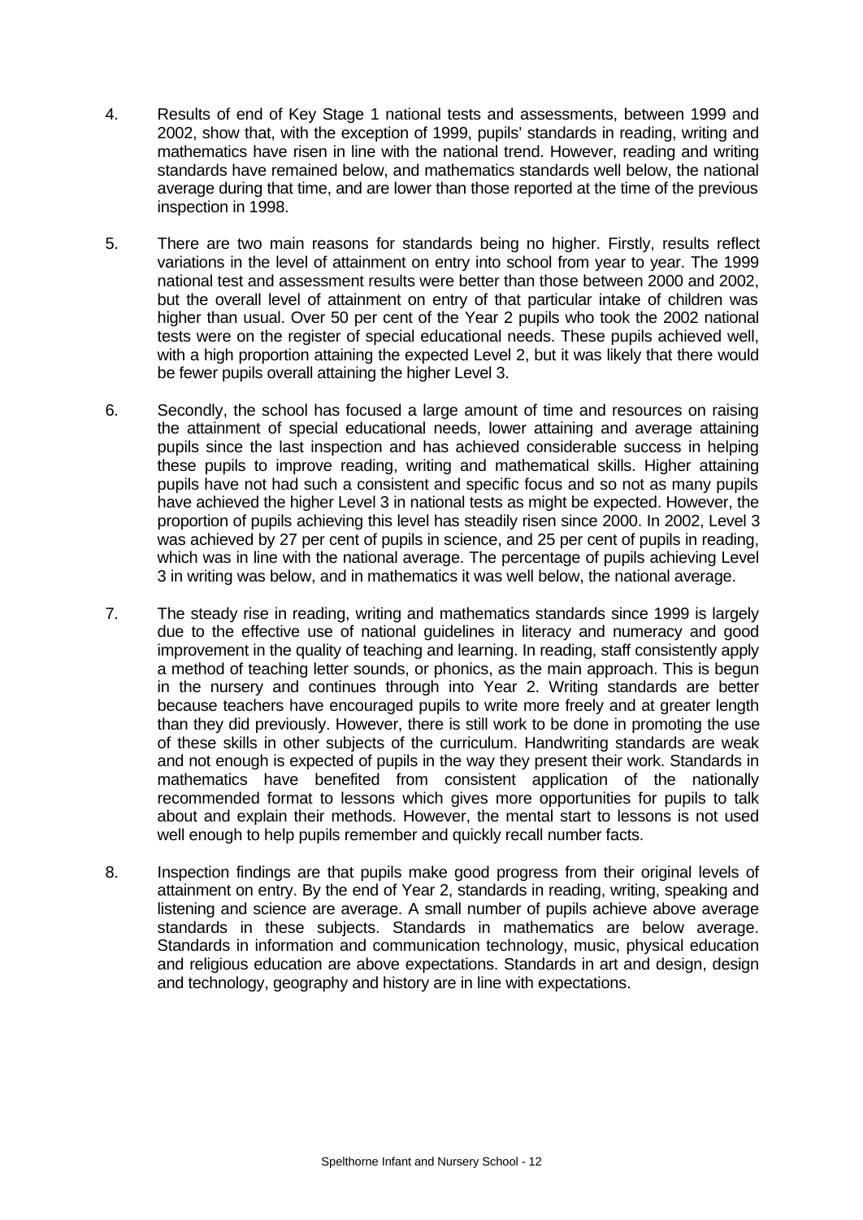4. Results of end of Key Stage 1 national tests and assessments, between 1999 and 2002, show that, with the exception of 1999, pupils' standards in reading, writing and mathematics have risen in line with the national trend. However, reading and writing standards have remained below, and mathematics standards well below, the national average during that time, and are lower than those reported at the time of the previous inspection in 1998.

5. There are two main reasons for standards being no higher. Firstly, results reflect variations in the level of attainment on entry into school from year to year. The 1999 national test and assessment results were better than those between 2000 and 2002, but the overall level of attainment on entry of that particular intake of children was higher than usual. Over 50 per cent of the Year 2 pupils who took the 2002 national tests were on the register of special educational needs. These pupils achieved well, with a high proportion attaining the expected Level 2, but it was likely that there would be fewer pupils overall attaining the higher Level 3.

6. Secondly, the school has focused a large amount of time and resources on raising the attainment of special educational needs, lower attaining and average attaining pupils since the last inspection and has achieved considerable success in helping these pupils to improve reading, writing and mathematical skills. Higher attaining pupils have not had such a consistent and specific focus and so not as many pupils have achieved the higher Level 3 in national tests as might be expected. However, the proportion of pupils achieving this level has steadily risen since 2000. In 2002, Level 3 was achieved by 27 per cent of pupils in science, and 25 per cent of pupils in reading, which was in line with the national average. The percentage of pupils achieving Level 3 in writing was below, and in mathematics it was well below, the national average.

7. The steady rise in reading, writing and mathematics standards since 1999 is largely due to the effective use of national guidelines in literacy and numeracy and good improvement in the quality of teaching and learning. In reading, staff consistently apply a method of teaching letter sounds, or phonics, as the main approach. This is begun in the nursery and continues through into Year 2. Writing standards are better because teachers have encouraged pupils to write more freely and at greater length than they did previously. However, there is still work to be done in promoting the use of these skills in other subjects of the curriculum. Handwriting standards are weak and not enough is expected of pupils in the way they present their work. Standards in mathematics have benefited from consistent application of the nationally recommended format to lessons which gives more opportunities for pupils to talk about and explain their methods. However, the mental start to lessons is not used well enough to help pupils remember and quickly recall number facts.

8. Inspection findings are that pupils make good progress from their original levels of attainment on entry. By the end of Year 2, standards in reading, writing, speaking and listening and science are average. A small number of pupils achieve above average standards in these subjects. Standards in mathematics are below average. Standards in information and communication technology, music, physical education and religious education are above expectations. Standards in art and design, design and technology, geography and history are in line with expectations.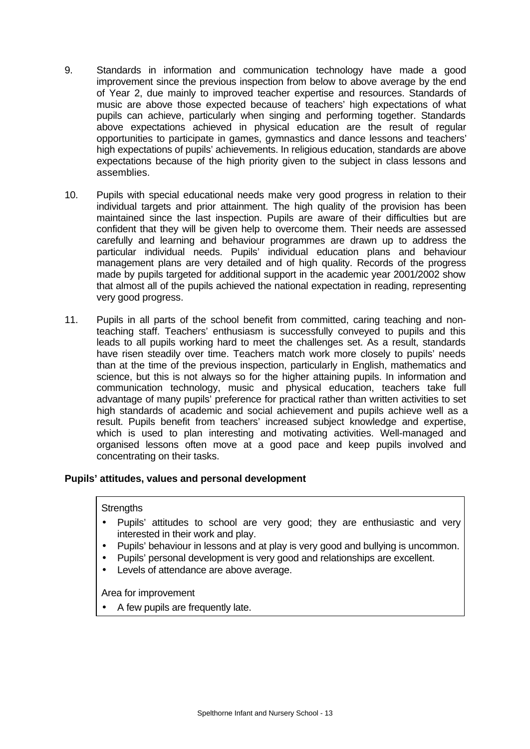9. Standards in information and communication technology have made a good improvement since the previous inspection from below to above average by the end of Year 2, due mainly to improved teacher expertise and resources. Standards of music are above those expected because of teachers' high expectations of what pupils can achieve, particularly when singing and performing together. Standards above expectations achieved in physical education are the result of regular opportunities to participate in games, gymnastics and dance lessons and teachers' high expectations of pupils' achievements. In religious education, standards are above expectations because of the high priority given to the subject in class lessons and assemblies.

10. Pupils with special educational needs make very good progress in relation to their individual targets and prior attainment. The high quality of the provision has been maintained since the last inspection. Pupils are aware of their difficulties but are confident that they will be given help to overcome them. Their needs are assessed carefully and learning and behaviour programmes are drawn up to address the particular individual needs. Pupils' individual education plans and behaviour management plans are very detailed and of high quality. Records of the progress made by pupils targeted for additional support in the academic year 2001/2002 show that almost all of the pupils achieved the national expectation in reading, representing very good progress.

11. Pupils in all parts of the school benefit from committed, caring teaching and non-teaching staff. Teachers' enthusiasm is successfully conveyed to pupils and this leads to all pupils working hard to meet the challenges set. As a result, standards have risen steadily over time. Teachers match work more closely to pupils' needs than at the time of the previous inspection, particularly in English, mathematics and science, but this is not always so for the higher attaining pupils. In information and communication technology, music and physical education, teachers take full advantage of many pupils' preference for practical rather than written activities to set high standards of academic and social achievement and pupils achieve well as a result. Pupils benefit from teachers' increased subject knowledge and expertise, which is used to plan interesting and motivating activities. Well-managed and organised lessons often move at a good pace and keep pupils involved and concentrating on their tasks.

**Pupils' attitudes, values and personal development**

Strengths

- Pupils' attitudes to school are very good; they are enthusiastic and very interested in their work and play.
- Pupils' behaviour in lessons and at play is very good and bullying is uncommon.
- Pupils' personal development is very good and relationships are excellent.
- Levels of attendance are above average.

Area for improvement

- A few pupils are frequently late.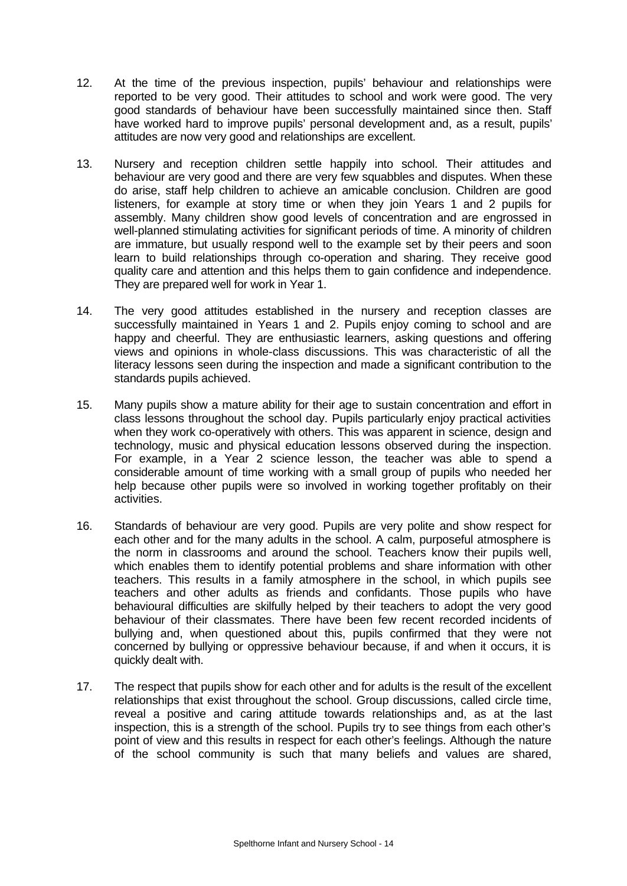12. At the time of the previous inspection, pupils' behaviour and relationships were reported to be very good. Their attitudes to school and work were good. The very good standards of behaviour have been successfully maintained since then. Staff have worked hard to improve pupils' personal development and, as a result, pupils' attitudes are now very good and relationships are excellent.

13. Nursery and reception children settle happily into school. Their attitudes and behaviour are very good and there are very few squabbles and disputes. When these do arise, staff help children to achieve an amicable conclusion. Children are good listeners, for example at story time or when they join Years 1 and 2 pupils for assembly. Many children show good levels of concentration and are engrossed in well-planned stimulating activities for significant periods of time. A minority of children are immature, but usually respond well to the example set by their peers and soon learn to build relationships through co-operation and sharing. They receive good quality care and attention and this helps them to gain confidence and independence. They are prepared well for work in Year 1.

14. The very good attitudes established in the nursery and reception classes are successfully maintained in Years 1 and 2. Pupils enjoy coming to school and are happy and cheerful. They are enthusiastic learners, asking questions and offering views and opinions in whole-class discussions. This was characteristic of all the literacy lessons seen during the inspection and made a significant contribution to the standards pupils achieved.

15. Many pupils show a mature ability for their age to sustain concentration and effort in class lessons throughout the school day. Pupils particularly enjoy practical activities when they work co-operatively with others. This was apparent in science, design and technology, music and physical education lessons observed during the inspection. For example, in a Year 2 science lesson, the teacher was able to spend a considerable amount of time working with a small group of pupils who needed her help because other pupils were so involved in working together profitably on their activities.

16. Standards of behaviour are very good. Pupils are very polite and show respect for each other and for the many adults in the school. A calm, purposeful atmosphere is the norm in classrooms and around the school. Teachers know their pupils well, which enables them to identify potential problems and share information with other teachers. This results in a family atmosphere in the school, in which pupils see teachers and other adults as friends and confidants. Those pupils who have behavioural difficulties are skilfully helped by their teachers to adopt the very good behaviour of their classmates. There have been few recent recorded incidents of bullying and, when questioned about this, pupils confirmed that they were not concerned by bullying or oppressive behaviour because, if and when it occurs, it is quickly dealt with.

17. The respect that pupils show for each other and for adults is the result of the excellent relationships that exist throughout the school. Group discussions, called circle time, reveal a positive and caring attitude towards relationships and, as at the last inspection, this is a strength of the school. Pupils try to see things from each other's point of view and this results in respect for each other's feelings. Although the nature of the school community is such that many beliefs and values are shared,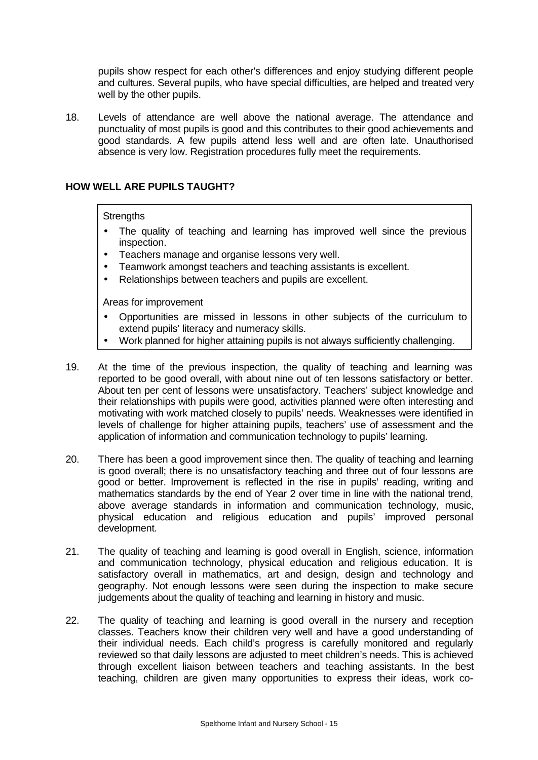pupils show respect for each other's differences and enjoy studying different people and cultures. Several pupils, who have special difficulties, are helped and treated very well by the other pupils.

18. Levels of attendance are well above the national average. The attendance and punctuality of most pupils is good and this contributes to their good achievements and good standards. A few pupils attend less well and are often late. Unauthorised absence is very low. Registration procedures fully meet the requirements.

## HOW WELL ARE PUPILS TAUGHT?

Strengths

- The quality of teaching and learning has improved well since the previous inspection.
- Teachers manage and organise lessons very well.
- Teamwork amongst teachers and teaching assistants is excellent.
- Relationships between teachers and pupils are excellent.

Areas for improvement

- Opportunities are missed in lessons in other subjects of the curriculum to extend pupils' literacy and numeracy skills.
- Work planned for higher attaining pupils is not always sufficiently challenging.

19. At the time of the previous inspection, the quality of teaching and learning was reported to be good overall, with about nine out of ten lessons satisfactory or better. About ten per cent of lessons were unsatisfactory. Teachers' subject knowledge and their relationships with pupils were good, activities planned were often interesting and motivating with work matched closely to pupils' needs. Weaknesses were identified in levels of challenge for higher attaining pupils, teachers' use of assessment and the application of information and communication technology to pupils' learning.

20. There has been a good improvement since then. The quality of teaching and learning is good overall; there is no unsatisfactory teaching and three out of four lessons are good or better. Improvement is reflected in the rise in pupils' reading, writing and mathematics standards by the end of Year 2 over time in line with the national trend, above average standards in information and communication technology, music, physical education and religious education and pupils' improved personal development.

21. The quality of teaching and learning is good overall in English, science, information and communication technology, physical education and religious education. It is satisfactory overall in mathematics, art and design, design and technology and geography. Not enough lessons were seen during the inspection to make secure judgements about the quality of teaching and learning in history and music.

22. The quality of teaching and learning is good overall in the nursery and reception classes. Teachers know their children very well and have a good understanding of their individual needs. Each child's progress is carefully monitored and regularly reviewed so that daily lessons are adjusted to meet children's needs. This is achieved through excellent liaison between teachers and teaching assistants. In the best teaching, children are given many opportunities to express their ideas, work co-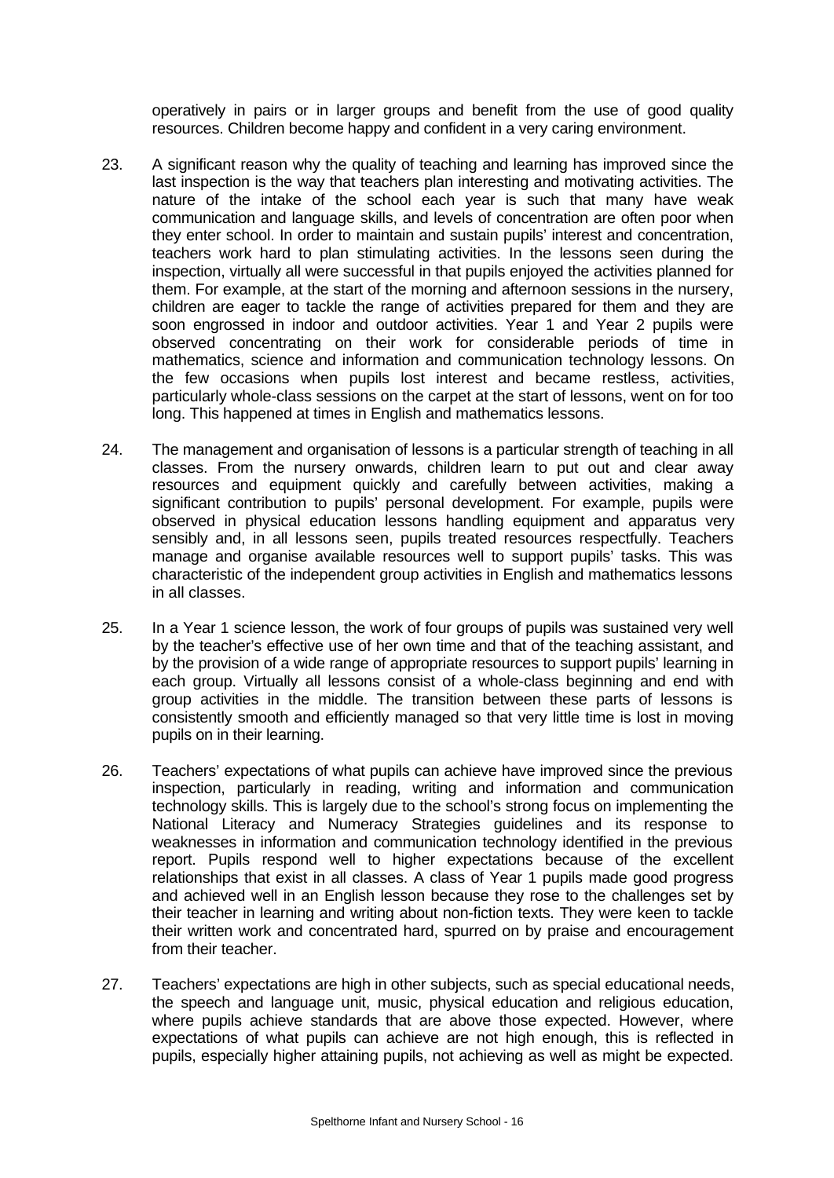operatively in pairs or in larger groups and benefit from the use of good quality resources. Children become happy and confident in a very caring environment.

23. A significant reason why the quality of teaching and learning has improved since the last inspection is the way that teachers plan interesting and motivating activities. The nature of the intake of the school each year is such that many have weak communication and language skills, and levels of concentration are often poor when they enter school. In order to maintain and sustain pupils' interest and concentration, teachers work hard to plan stimulating activities. In the lessons seen during the inspection, virtually all were successful in that pupils enjoyed the activities planned for them. For example, at the start of the morning and afternoon sessions in the nursery, children are eager to tackle the range of activities prepared for them and they are soon engrossed in indoor and outdoor activities. Year 1 and Year 2 pupils were observed concentrating on their work for considerable periods of time in mathematics, science and information and communication technology lessons. On the few occasions when pupils lost interest and became restless, activities, particularly whole-class sessions on the carpet at the start of lessons, went on for too long. This happened at times in English and mathematics lessons.

24. The management and organisation of lessons is a particular strength of teaching in all classes. From the nursery onwards, children learn to put out and clear away resources and equipment quickly and carefully between activities, making a significant contribution to pupils' personal development. For example, pupils were observed in physical education lessons handling equipment and apparatus very sensibly and, in all lessons seen, pupils treated resources respectfully. Teachers manage and organise available resources well to support pupils' tasks. This was characteristic of the independent group activities in English and mathematics lessons in all classes.

25. In a Year 1 science lesson, the work of four groups of pupils was sustained very well by the teacher's effective use of her own time and that of the teaching assistant, and by the provision of a wide range of appropriate resources to support pupils' learning in each group. Virtually all lessons consist of a whole-class beginning and end with group activities in the middle. The transition between these parts of lessons is consistently smooth and efficiently managed so that very little time is lost in moving pupils on in their learning.

26. Teachers' expectations of what pupils can achieve have improved since the previous inspection, particularly in reading, writing and information and communication technology skills. This is largely due to the school's strong focus on implementing the National Literacy and Numeracy Strategies guidelines and its response to weaknesses in information and communication technology identified in the previous report. Pupils respond well to higher expectations because of the excellent relationships that exist in all classes. A class of Year 1 pupils made good progress and achieved well in an English lesson because they rose to the challenges set by their teacher in learning and writing about non-fiction texts. They were keen to tackle their written work and concentrated hard, spurred on by praise and encouragement from their teacher.

27. Teachers' expectations are high in other subjects, such as special educational needs, the speech and language unit, music, physical education and religious education, where pupils achieve standards that are above those expected. However, where expectations of what pupils can achieve are not high enough, this is reflected in pupils, especially higher attaining pupils, not achieving as well as might be expected.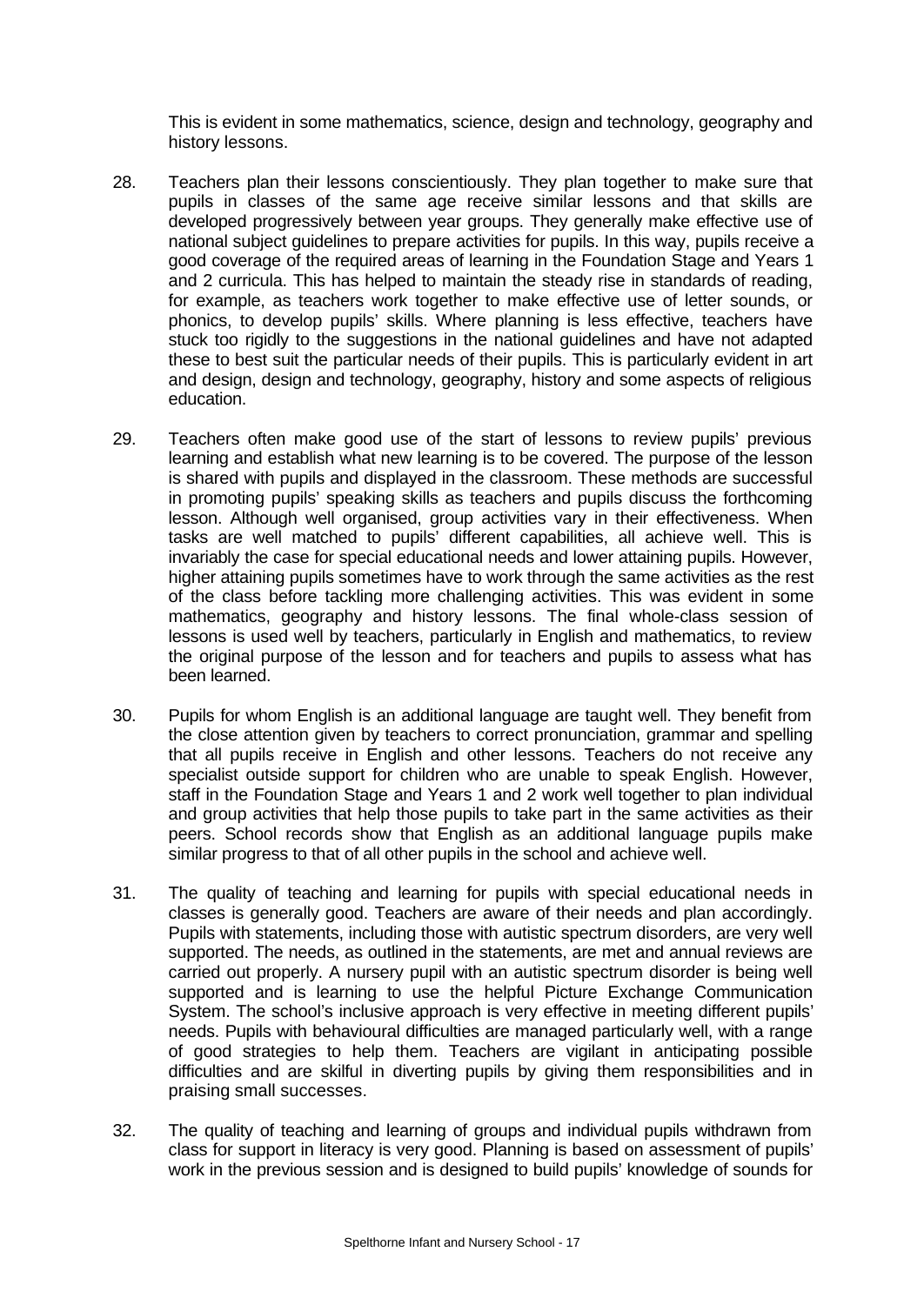This is evident in some mathematics, science, design and technology, geography and history lessons.

28. Teachers plan their lessons conscientiously. They plan together to make sure that pupils in classes of the same age receive similar lessons and that skills are developed progressively between year groups. They generally make effective use of national subject guidelines to prepare activities for pupils. In this way, pupils receive a good coverage of the required areas of learning in the Foundation Stage and Years 1 and 2 curricula. This has helped to maintain the steady rise in standards of reading, for example, as teachers work together to make effective use of letter sounds, or phonics, to develop pupils' skills. Where planning is less effective, teachers have stuck too rigidly to the suggestions in the national guidelines and have not adapted these to best suit the particular needs of their pupils. This is particularly evident in art and design, design and technology, geography, history and some aspects of religious education.

29. Teachers often make good use of the start of lessons to review pupils' previous learning and establish what new learning is to be covered. The purpose of the lesson is shared with pupils and displayed in the classroom. These methods are successful in promoting pupils' speaking skills as teachers and pupils discuss the forthcoming lesson. Although well organised, group activities vary in their effectiveness. When tasks are well matched to pupils' different capabilities, all achieve well. This is invariably the case for special educational needs and lower attaining pupils. However, higher attaining pupils sometimes have to work through the same activities as the rest of the class before tackling more challenging activities. This was evident in some mathematics, geography and history lessons. The final whole-class session of lessons is used well by teachers, particularly in English and mathematics, to review the original purpose of the lesson and for teachers and pupils to assess what has been learned.

30. Pupils for whom English is an additional language are taught well. They benefit from the close attention given by teachers to correct pronunciation, grammar and spelling that all pupils receive in English and other lessons. Teachers do not receive any specialist outside support for children who are unable to speak English. However, staff in the Foundation Stage and Years 1 and 2 work well together to plan individual and group activities that help those pupils to take part in the same activities as their peers. School records show that English as an additional language pupils make similar progress to that of all other pupils in the school and achieve well.

31. The quality of teaching and learning for pupils with special educational needs in classes is generally good. Teachers are aware of their needs and plan accordingly. Pupils with statements, including those with autistic spectrum disorders, are very well supported. The needs, as outlined in the statements, are met and annual reviews are carried out properly. A nursery pupil with an autistic spectrum disorder is being well supported and is learning to use the helpful Picture Exchange Communication System. The school's inclusive approach is very effective in meeting different pupils' needs. Pupils with behavioural difficulties are managed particularly well, with a range of good strategies to help them. Teachers are vigilant in anticipating possible difficulties and are skilful in diverting pupils by giving them responsibilities and in praising small successes.

32. The quality of teaching and learning of groups and individual pupils withdrawn from class for support in literacy is very good. Planning is based on assessment of pupils' work in the previous session and is designed to build pupils' knowledge of sounds for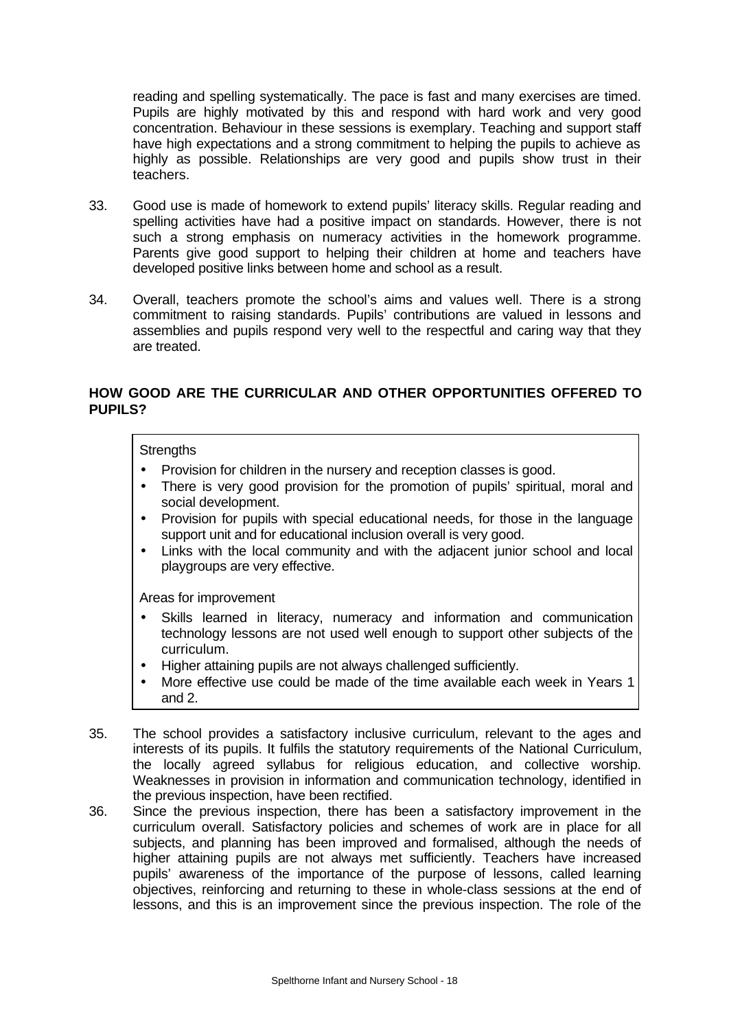reading and spelling systematically. The pace is fast and many exercises are timed. Pupils are highly motivated by this and respond with hard work and very good concentration. Behaviour in these sessions is exemplary. Teaching and support staff have high expectations and a strong commitment to helping the pupils to achieve as highly as possible. Relationships are very good and pupils show trust in their teachers.

33. Good use is made of homework to extend pupils' literacy skills. Regular reading and spelling activities have had a positive impact on standards. However, there is not such a strong emphasis on numeracy activities in the homework programme. Parents give good support to helping their children at home and teachers have developed positive links between home and school as a result.

34. Overall, teachers promote the school's aims and values well. There is a strong commitment to raising standards. Pupils' contributions are valued in lessons and assemblies and pupils respond very well to the respectful and caring way that they are treated.

## HOW GOOD ARE THE CURRICULAR AND OTHER OPPORTUNITIES OFFERED TO PUPILS?

Strengths

- Provision for children in the nursery and reception classes is good.
- There is very good provision for the promotion of pupils' spiritual, moral and social development.
- Provision for pupils with special educational needs, for those in the language support unit and for educational inclusion overall is very good.
- Links with the local community and with the adjacent junior school and local playgroups are very effective.

Areas for improvement

- Skills learned in literacy, numeracy and information and communication technology lessons are not used well enough to support other subjects of the curriculum.
- Higher attaining pupils are not always challenged sufficiently.
- More effective use could be made of the time available each week in Years 1 and 2.

35. The school provides a satisfactory inclusive curriculum, relevant to the ages and interests of its pupils. It fulfils the statutory requirements of the National Curriculum, the locally agreed syllabus for religious education, and collective worship. Weaknesses in provision in information and communication technology, identified in the previous inspection, have been rectified.

36. Since the previous inspection, there has been a satisfactory improvement in the curriculum overall. Satisfactory policies and schemes of work are in place for all subjects, and planning has been improved and formalised, although the needs of higher attaining pupils are not always met sufficiently. Teachers have increased pupils' awareness of the importance of the purpose of lessons, called learning objectives, reinforcing and returning to these in whole-class sessions at the end of lessons, and this is an improvement since the previous inspection. The role of the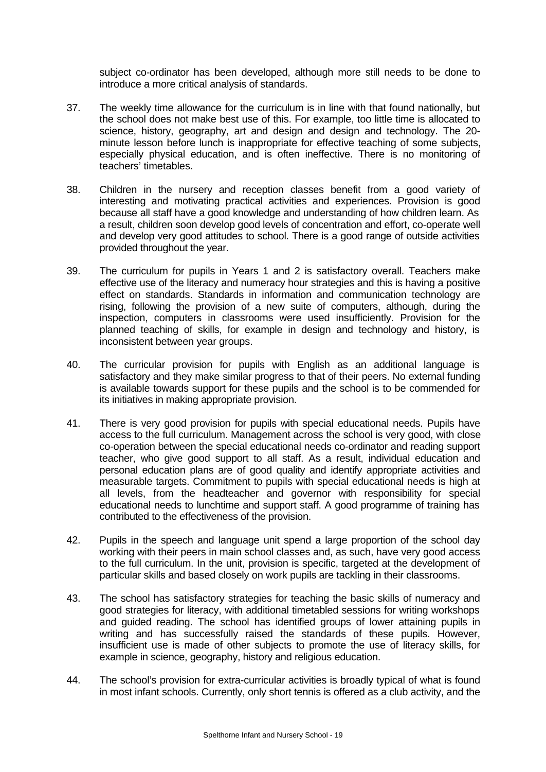subject co-ordinator has been developed, although more still needs to be done to introduce a more critical analysis of standards.

37. The weekly time allowance for the curriculum is in line with that found nationally, but the school does not make best use of this. For example, too little time is allocated to science, history, geography, art and design and design and technology. The 20-minute lesson before lunch is inappropriate for effective teaching of some subjects, especially physical education, and is often ineffective. There is no monitoring of teachers' timetables.

38. Children in the nursery and reception classes benefit from a good variety of interesting and motivating practical activities and experiences. Provision is good because all staff have a good knowledge and understanding of how children learn. As a result, children soon develop good levels of concentration and effort, co-operate well and develop very good attitudes to school. There is a good range of outside activities provided throughout the year.

39. The curriculum for pupils in Years 1 and 2 is satisfactory overall. Teachers make effective use of the literacy and numeracy hour strategies and this is having a positive effect on standards. Standards in information and communication technology are rising, following the provision of a new suite of computers, although, during the inspection, computers in classrooms were used insufficiently. Provision for the planned teaching of skills, for example in design and technology and history, is inconsistent between year groups.

40. The curricular provision for pupils with English as an additional language is satisfactory and they make similar progress to that of their peers. No external funding is available towards support for these pupils and the school is to be commended for its initiatives in making appropriate provision.

41. There is very good provision for pupils with special educational needs. Pupils have access to the full curriculum. Management across the school is very good, with close co-operation between the special educational needs co-ordinator and reading support teacher, who give good support to all staff. As a result, individual education and personal education plans are of good quality and identify appropriate activities and measurable targets. Commitment to pupils with special educational needs is high at all levels, from the headteacher and governor with responsibility for special educational needs to lunchtime and support staff. A good programme of training has contributed to the effectiveness of the provision.

42. Pupils in the speech and language unit spend a large proportion of the school day working with their peers in main school classes and, as such, have very good access to the full curriculum. In the unit, provision is specific, targeted at the development of particular skills and based closely on work pupils are tackling in their classrooms.

43. The school has satisfactory strategies for teaching the basic skills of numeracy and good strategies for literacy, with additional timetabled sessions for writing workshops and guided reading. The school has identified groups of lower attaining pupils in writing and has successfully raised the standards of these pupils. However, insufficient use is made of other subjects to promote the use of literacy skills, for example in science, geography, history and religious education.

44. The school's provision for extra-curricular activities is broadly typical of what is found in most infant schools. Currently, only short tennis is offered as a club activity, and the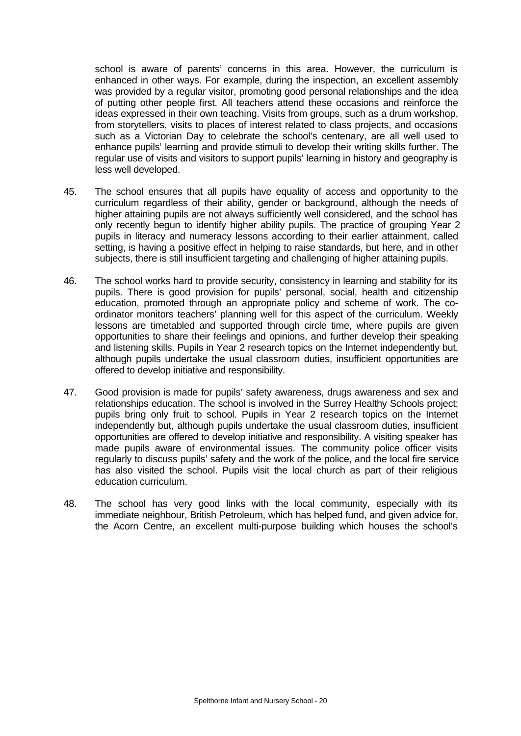school is aware of parents' concerns in this area. However, the curriculum is enhanced in other ways. For example, during the inspection, an excellent assembly was provided by a regular visitor, promoting good personal relationships and the idea of putting other people first. All teachers attend these occasions and reinforce the ideas expressed in their own teaching. Visits from groups, such as a drum workshop, from storytellers, visits to places of interest related to class projects, and occasions such as a Victorian Day to celebrate the school's centenary, are all well used to enhance pupils' learning and provide stimuli to develop their writing skills further. The regular use of visits and visitors to support pupils' learning in history and geography is less well developed.

45. The school ensures that all pupils have equality of access and opportunity to the curriculum regardless of their ability, gender or background, although the needs of higher attaining pupils are not always sufficiently well considered, and the school has only recently begun to identify higher ability pupils. The practice of grouping Year 2 pupils in literacy and numeracy lessons according to their earlier attainment, called setting, is having a positive effect in helping to raise standards, but here, and in other subjects, there is still insufficient targeting and challenging of higher attaining pupils.

46. The school works hard to provide security, consistency in learning and stability for its pupils. There is good provision for pupils' personal, social, health and citizenship education, promoted through an appropriate policy and scheme of work. The co-ordinator monitors teachers' planning well for this aspect of the curriculum. Weekly lessons are timetabled and supported through circle time, where pupils are given opportunities to share their feelings and opinions, and further develop their speaking and listening skills. Pupils in Year 2 research topics on the Internet independently but, although pupils undertake the usual classroom duties, insufficient opportunities are offered to develop initiative and responsibility.

47. Good provision is made for pupils' safety awareness, drugs awareness and sex and relationships education. The school is involved in the Surrey Healthy Schools project; pupils bring only fruit to school. Pupils in Year 2 research topics on the Internet independently but, although pupils undertake the usual classroom duties, insufficient opportunities are offered to develop initiative and responsibility. A visiting speaker has made pupils aware of environmental issues. The community police officer visits regularly to discuss pupils' safety and the work of the police, and the local fire service has also visited the school. Pupils visit the local church as part of their religious education curriculum.

48. The school has very good links with the local community, especially with its immediate neighbour, British Petroleum, which has helped fund, and given advice for, the Acorn Centre, an excellent multi-purpose building which houses the school's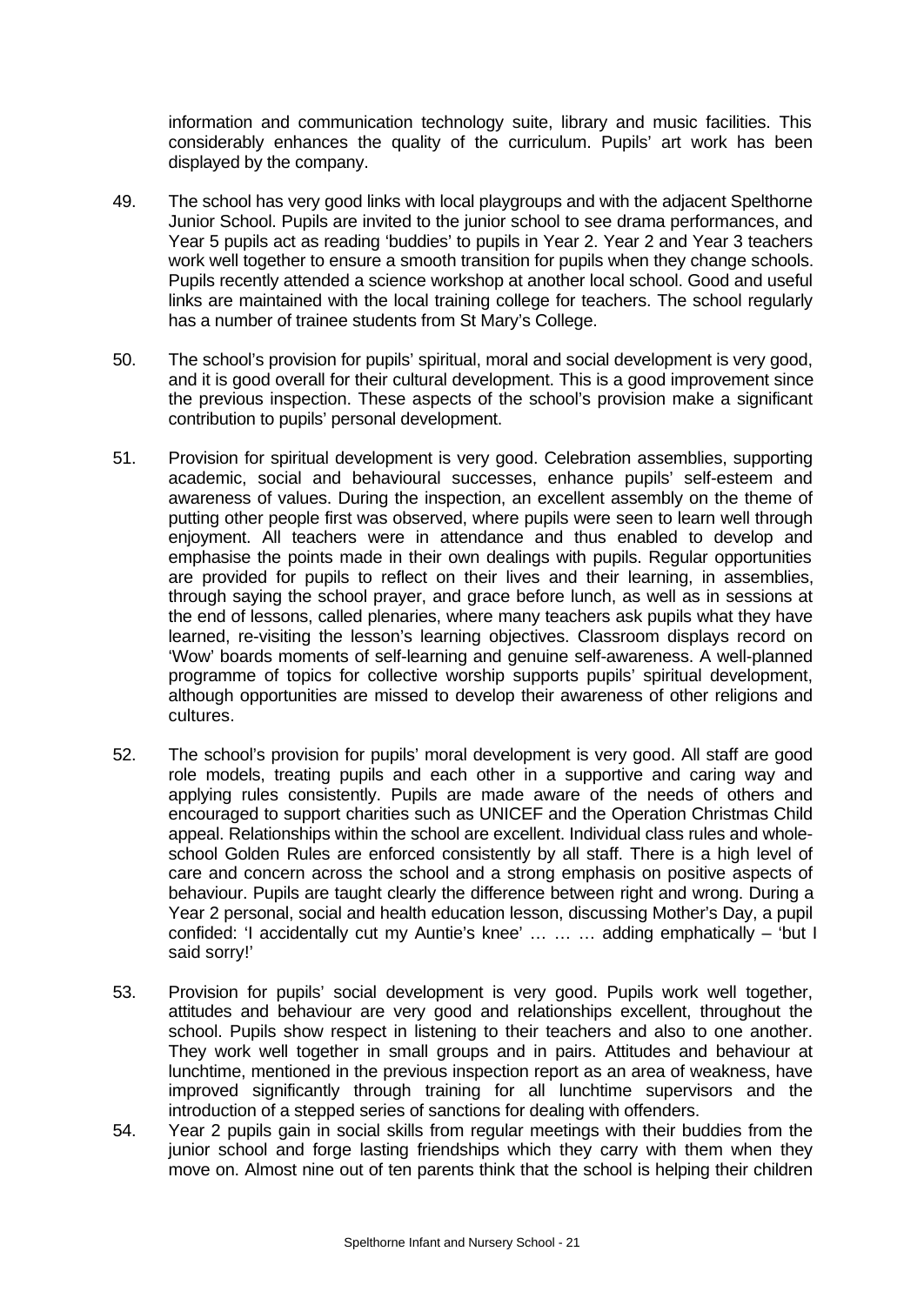information and communication technology suite, library and music facilities. This considerably enhances the quality of the curriculum. Pupils' art work has been displayed by the company.

49. The school has very good links with local playgroups and with the adjacent Spelthorne Junior School. Pupils are invited to the junior school to see drama performances, and Year 5 pupils act as reading 'buddies' to pupils in Year 2. Year 2 and Year 3 teachers work well together to ensure a smooth transition for pupils when they change schools. Pupils recently attended a science workshop at another local school. Good and useful links are maintained with the local training college for teachers. The school regularly has a number of trainee students from St Mary's College.

50. The school's provision for pupils' spiritual, moral and social development is very good, and it is good overall for their cultural development. This is a good improvement since the previous inspection. These aspects of the school's provision make a significant contribution to pupils' personal development.

51. Provision for spiritual development is very good. Celebration assemblies, supporting academic, social and behavioural successes, enhance pupils' self-esteem and awareness of values. During the inspection, an excellent assembly on the theme of putting other people first was observed, where pupils were seen to learn well through enjoyment. All teachers were in attendance and thus enabled to develop and emphasise the points made in their own dealings with pupils. Regular opportunities are provided for pupils to reflect on their lives and their learning, in assemblies, through saying the school prayer, and grace before lunch, as well as in sessions at the end of lessons, called plenaries, where many teachers ask pupils what they have learned, re-visiting the lesson's learning objectives. Classroom displays record on 'Wow' boards moments of self-learning and genuine self-awareness. A well-planned programme of topics for collective worship supports pupils' spiritual development, although opportunities are missed to develop their awareness of other religions and cultures.

52. The school's provision for pupils' moral development is very good. All staff are good role models, treating pupils and each other in a supportive and caring way and applying rules consistently. Pupils are made aware of the needs of others and encouraged to support charities such as UNICEF and the Operation Christmas Child appeal. Relationships within the school are excellent. Individual class rules and whole-school Golden Rules are enforced consistently by all staff. There is a high level of care and concern across the school and a strong emphasis on positive aspects of behaviour. Pupils are taught clearly the difference between right and wrong. During a Year 2 personal, social and health education lesson, discussing Mother's Day, a pupil confided: 'I accidentally cut my Auntie's knee' … … … adding emphatically – 'but I said sorry!'

53. Provision for pupils' social development is very good. Pupils work well together, attitudes and behaviour are very good and relationships excellent, throughout the school. Pupils show respect in listening to their teachers and also to one another. They work well together in small groups and in pairs. Attitudes and behaviour at lunchtime, mentioned in the previous inspection report as an area of weakness, have improved significantly through training for all lunchtime supervisors and the introduction of a stepped series of sanctions for dealing with offenders.

54. Year 2 pupils gain in social skills from regular meetings with their buddies from the junior school and forge lasting friendships which they carry with them when they move on. Almost nine out of ten parents think that the school is helping their children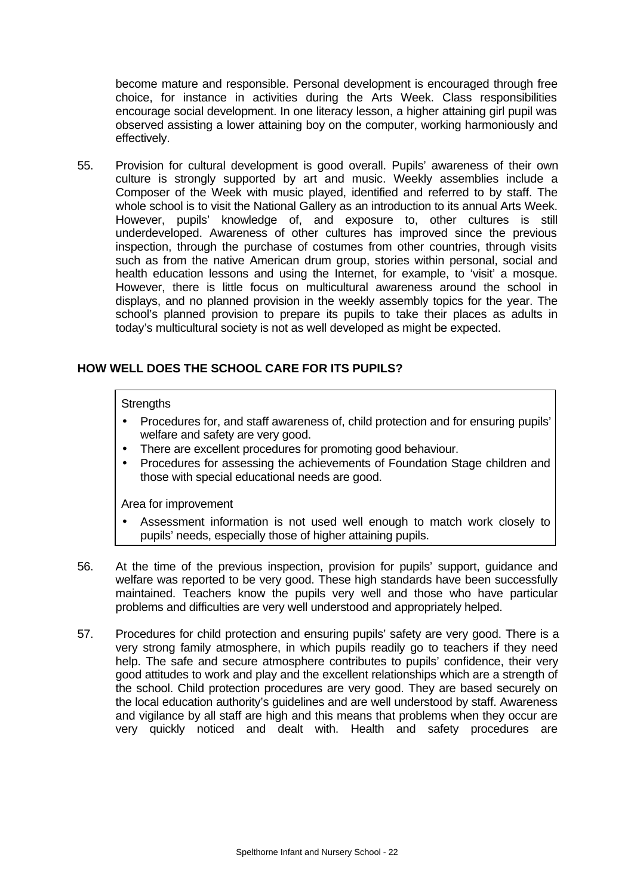become mature and responsible. Personal development is encouraged through free choice, for instance in activities during the Arts Week. Class responsibilities encourage social development. In one literacy lesson, a higher attaining girl pupil was observed assisting a lower attaining boy on the computer, working harmoniously and effectively.

55. Provision for cultural development is good overall. Pupils' awareness of their own culture is strongly supported by art and music. Weekly assemblies include a Composer of the Week with music played, identified and referred to by staff. The whole school is to visit the National Gallery as an introduction to its annual Arts Week. However, pupils' knowledge of, and exposure to, other cultures is still underdeveloped. Awareness of other cultures has improved since the previous inspection, through the purchase of costumes from other countries, through visits such as from the native American drum group, stories within personal, social and health education lessons and using the Internet, for example, to 'visit' a mosque. However, there is little focus on multicultural awareness around the school in displays, and no planned provision in the weekly assembly topics for the year. The school's planned provision to prepare its pupils to take their places as adults in today's multicultural society is not as well developed as might be expected.

## HOW WELL DOES THE SCHOOL CARE FOR ITS PUPILS?

Strengths

- Procedures for, and staff awareness of, child protection and for ensuring pupils' welfare and safety are very good.
- There are excellent procedures for promoting good behaviour.
- Procedures for assessing the achievements of Foundation Stage children and those with special educational needs are good.

Area for improvement

- Assessment information is not used well enough to match work closely to pupils' needs, especially those of higher attaining pupils.

56. At the time of the previous inspection, provision for pupils' support, guidance and welfare was reported to be very good. These high standards have been successfully maintained. Teachers know the pupils very well and those who have particular problems and difficulties are very well understood and appropriately helped.

57. Procedures for child protection and ensuring pupils' safety are very good. There is a very strong family atmosphere, in which pupils readily go to teachers if they need help. The safe and secure atmosphere contributes to pupils' confidence, their very good attitudes to work and play and the excellent relationships which are a strength of the school. Child protection procedures are very good. They are based securely on the local education authority's guidelines and are well understood by staff. Awareness and vigilance by all staff are high and this means that problems when they occur are very quickly noticed and dealt with. Health and safety procedures are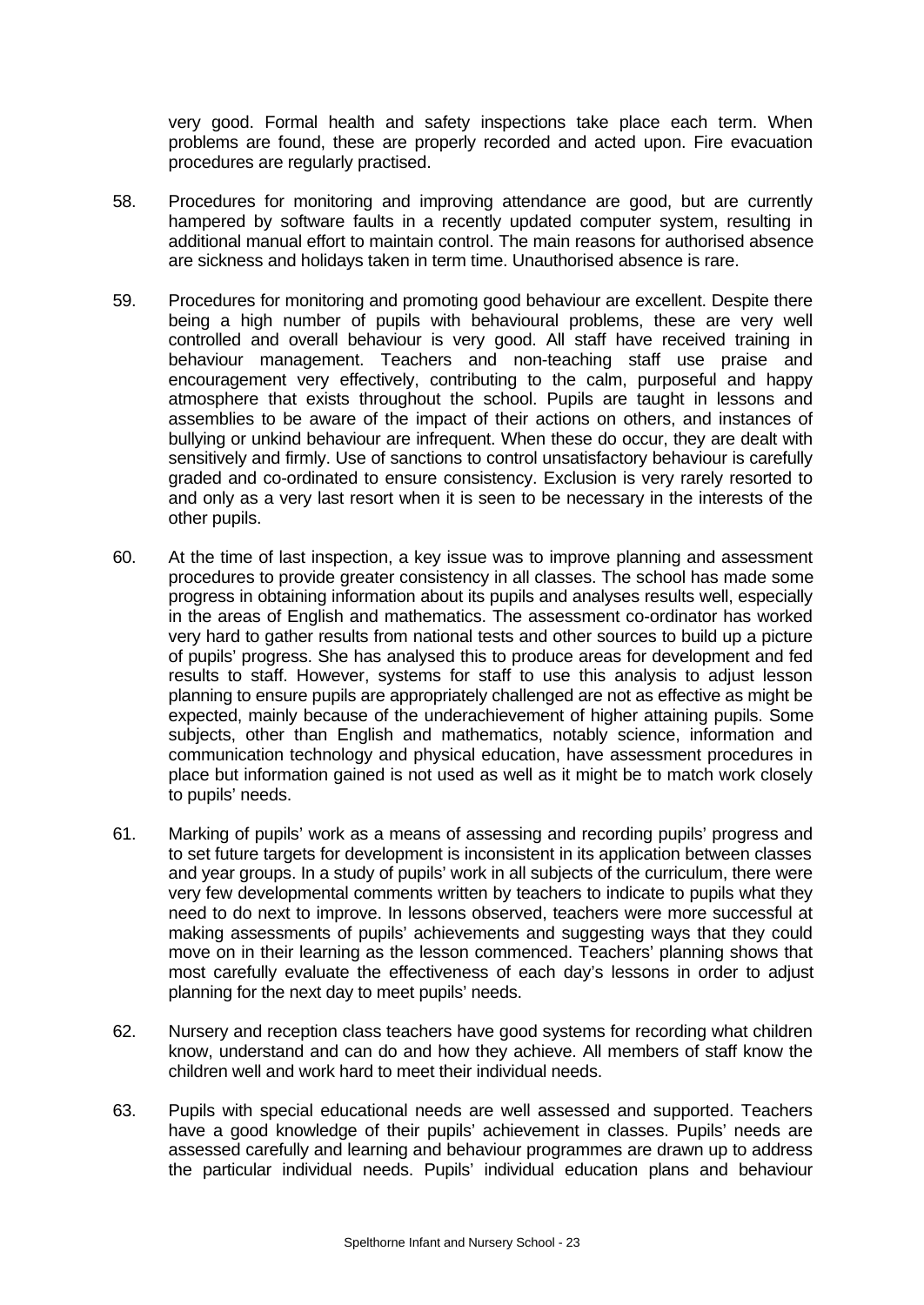very good. Formal health and safety inspections take place each term. When problems are found, these are properly recorded and acted upon. Fire evacuation procedures are regularly practised.

58. Procedures for monitoring and improving attendance are good, but are currently hampered by software faults in a recently updated computer system, resulting in additional manual effort to maintain control. The main reasons for authorised absence are sickness and holidays taken in term time. Unauthorised absence is rare.

59. Procedures for monitoring and promoting good behaviour are excellent. Despite there being a high number of pupils with behavioural problems, these are very well controlled and overall behaviour is very good. All staff have received training in behaviour management. Teachers and non-teaching staff use praise and encouragement very effectively, contributing to the calm, purposeful and happy atmosphere that exists throughout the school. Pupils are taught in lessons and assemblies to be aware of the impact of their actions on others, and instances of bullying or unkind behaviour are infrequent. When these do occur, they are dealt with sensitively and firmly. Use of sanctions to control unsatisfactory behaviour is carefully graded and co-ordinated to ensure consistency. Exclusion is very rarely resorted to and only as a very last resort when it is seen to be necessary in the interests of the other pupils.

60. At the time of last inspection, a key issue was to improve planning and assessment procedures to provide greater consistency in all classes. The school has made some progress in obtaining information about its pupils and analyses results well, especially in the areas of English and mathematics. The assessment co-ordinator has worked very hard to gather results from national tests and other sources to build up a picture of pupils' progress. She has analysed this to produce areas for development and fed results to staff. However, systems for staff to use this analysis to adjust lesson planning to ensure pupils are appropriately challenged are not as effective as might be expected, mainly because of the underachievement of higher attaining pupils. Some subjects, other than English and mathematics, notably science, information and communication technology and physical education, have assessment procedures in place but information gained is not used as well as it might be to match work closely to pupils' needs.

61. Marking of pupils' work as a means of assessing and recording pupils' progress and to set future targets for development is inconsistent in its application between classes and year groups. In a study of pupils' work in all subjects of the curriculum, there were very few developmental comments written by teachers to indicate to pupils what they need to do next to improve. In lessons observed, teachers were more successful at making assessments of pupils' achievements and suggesting ways that they could move on in their learning as the lesson commenced. Teachers' planning shows that most carefully evaluate the effectiveness of each day's lessons in order to adjust planning for the next day to meet pupils' needs.

62. Nursery and reception class teachers have good systems for recording what children know, understand and can do and how they achieve. All members of staff know the children well and work hard to meet their individual needs.

63. Pupils with special educational needs are well assessed and supported. Teachers have a good knowledge of their pupils' achievement in classes. Pupils' needs are assessed carefully and learning and behaviour programmes are drawn up to address the particular individual needs. Pupils' individual education plans and behaviour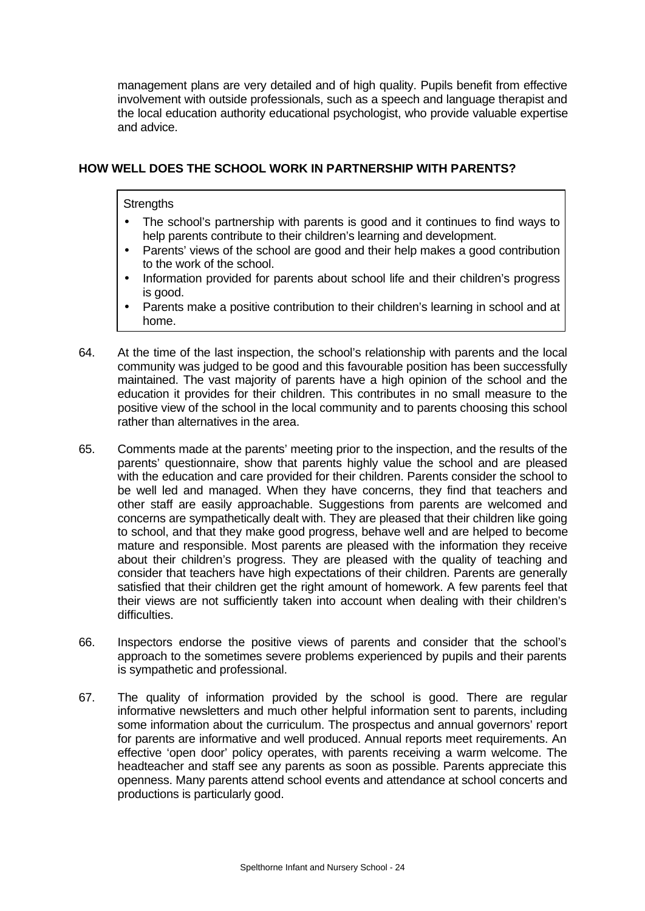management plans are very detailed and of high quality. Pupils benefit from effective involvement with outside professionals, such as a speech and language therapist and the local education authority educational psychologist, who provide valuable expertise and advice.

## HOW WELL DOES THE SCHOOL WORK IN PARTNERSHIP WITH PARENTS?

Strengths

- The school's partnership with parents is good and it continues to find ways to help parents contribute to their children's learning and development.
- Parents' views of the school are good and their help makes a good contribution to the work of the school.
- Information provided for parents about school life and their children's progress is good.
- Parents make a positive contribution to their children's learning in school and at home.

64. At the time of the last inspection, the school's relationship with parents and the local community was judged to be good and this favourable position has been successfully maintained. The vast majority of parents have a high opinion of the school and the education it provides for their children. This contributes in no small measure to the positive view of the school in the local community and to parents choosing this school rather than alternatives in the area.

65. Comments made at the parents' meeting prior to the inspection, and the results of the parents' questionnaire, show that parents highly value the school and are pleased with the education and care provided for their children. Parents consider the school to be well led and managed. When they have concerns, they find that teachers and other staff are easily approachable. Suggestions from parents are welcomed and concerns are sympathetically dealt with. They are pleased that their children like going to school, and that they make good progress, behave well and are helped to become mature and responsible. Most parents are pleased with the information they receive about their children's progress. They are pleased with the quality of teaching and consider that teachers have high expectations of their children. Parents are generally satisfied that their children get the right amount of homework. A few parents feel that their views are not sufficiently taken into account when dealing with their children's difficulties.

66. Inspectors endorse the positive views of parents and consider that the school's approach to the sometimes severe problems experienced by pupils and their parents is sympathetic and professional.

67. The quality of information provided by the school is good. There are regular informative newsletters and much other helpful information sent to parents, including some information about the curriculum. The prospectus and annual governors' report for parents are informative and well produced. Annual reports meet requirements. An effective 'open door' policy operates, with parents receiving a warm welcome. The headteacher and staff see any parents as soon as possible. Parents appreciate this openness. Many parents attend school events and attendance at school concerts and productions is particularly good.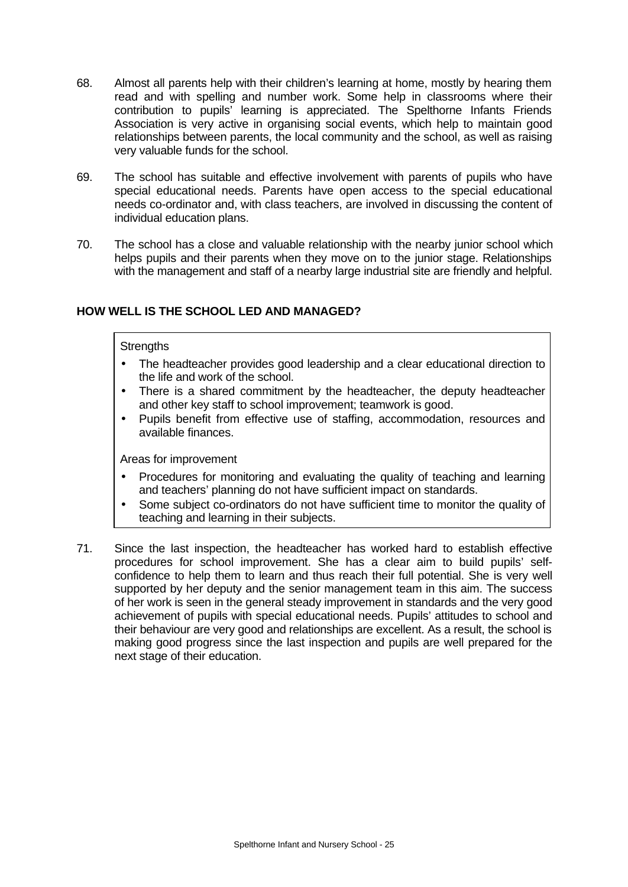68. Almost all parents help with their children's learning at home, mostly by hearing them read and with spelling and number work. Some help in classrooms where their contribution to pupils' learning is appreciated. The Spelthorne Infants Friends Association is very active in organising social events, which help to maintain good relationships between parents, the local community and the school, as well as raising very valuable funds for the school.

69. The school has suitable and effective involvement with parents of pupils who have special educational needs. Parents have open access to the special educational needs co-ordinator and, with class teachers, are involved in discussing the content of individual education plans.

70. The school has a close and valuable relationship with the nearby junior school which helps pupils and their parents when they move on to the junior stage. Relationships with the management and staff of a nearby large industrial site are friendly and helpful.

## HOW WELL IS THE SCHOOL LED AND MANAGED?

Strengths

- The headteacher provides good leadership and a clear educational direction to the life and work of the school.
- There is a shared commitment by the headteacher, the deputy headteacher and other key staff to school improvement; teamwork is good.
- Pupils benefit from effective use of staffing, accommodation, resources and available finances.

Areas for improvement

- Procedures for monitoring and evaluating the quality of teaching and learning and teachers' planning do not have sufficient impact on standards.
- Some subject co-ordinators do not have sufficient time to monitor the quality of teaching and learning in their subjects.

71. Since the last inspection, the headteacher has worked hard to establish effective procedures for school improvement. She has a clear aim to build pupils' self-confidence to help them to learn and thus reach their full potential. She is very well supported by her deputy and the senior management team in this aim. The success of her work is seen in the general steady improvement in standards and the very good achievement of pupils with special educational needs. Pupils' attitudes to school and their behaviour are very good and relationships are excellent. As a result, the school is making good progress since the last inspection and pupils are well prepared for the next stage of their education.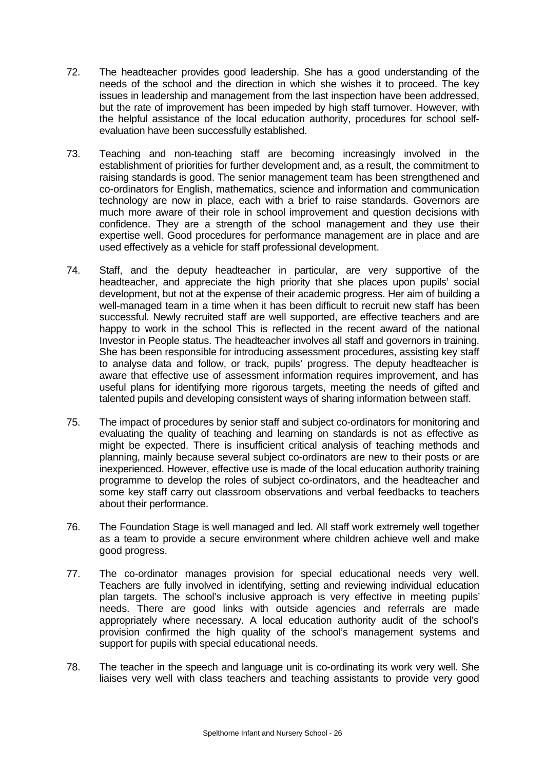72. The headteacher provides good leadership. She has a good understanding of the needs of the school and the direction in which she wishes it to proceed. The key issues in leadership and management from the last inspection have been addressed, but the rate of improvement has been impeded by high staff turnover. However, with the helpful assistance of the local education authority, procedures for school self-evaluation have been successfully established.

73. Teaching and non-teaching staff are becoming increasingly involved in the establishment of priorities for further development and, as a result, the commitment to raising standards is good. The senior management team has been strengthened and co-ordinators for English, mathematics, science and information and communication technology are now in place, each with a brief to raise standards. Governors are much more aware of their role in school improvement and question decisions with confidence. They are a strength of the school management and they use their expertise well. Good procedures for performance management are in place and are used effectively as a vehicle for staff professional development.

74. Staff, and the deputy headteacher in particular, are very supportive of the headteacher, and appreciate the high priority that she places upon pupils' social development, but not at the expense of their academic progress. Her aim of building a well-managed team in a time when it has been difficult to recruit new staff has been successful. Newly recruited staff are well supported, are effective teachers and are happy to work in the school This is reflected in the recent award of the national Investor in People status. The headteacher involves all staff and governors in training. She has been responsible for introducing assessment procedures, assisting key staff to analyse data and follow, or track, pupils' progress. The deputy headteacher is aware that effective use of assessment information requires improvement, and has useful plans for identifying more rigorous targets, meeting the needs of gifted and talented pupils and developing consistent ways of sharing information between staff.

75. The impact of procedures by senior staff and subject co-ordinators for monitoring and evaluating the quality of teaching and learning on standards is not as effective as might be expected. There is insufficient critical analysis of teaching methods and planning, mainly because several subject co-ordinators are new to their posts or are inexperienced. However, effective use is made of the local education authority training programme to develop the roles of subject co-ordinators, and the headteacher and some key staff carry out classroom observations and verbal feedbacks to teachers about their performance.

76. The Foundation Stage is well managed and led. All staff work extremely well together as a team to provide a secure environment where children achieve well and make good progress.

77. The co-ordinator manages provision for special educational needs very well. Teachers are fully involved in identifying, setting and reviewing individual education plan targets. The school's inclusive approach is very effective in meeting pupils' needs. There are good links with outside agencies and referrals are made appropriately where necessary. A local education authority audit of the school's provision confirmed the high quality of the school's management systems and support for pupils with special educational needs.

78. The teacher in the speech and language unit is co-ordinating its work very well. She liaises very well with class teachers and teaching assistants to provide very good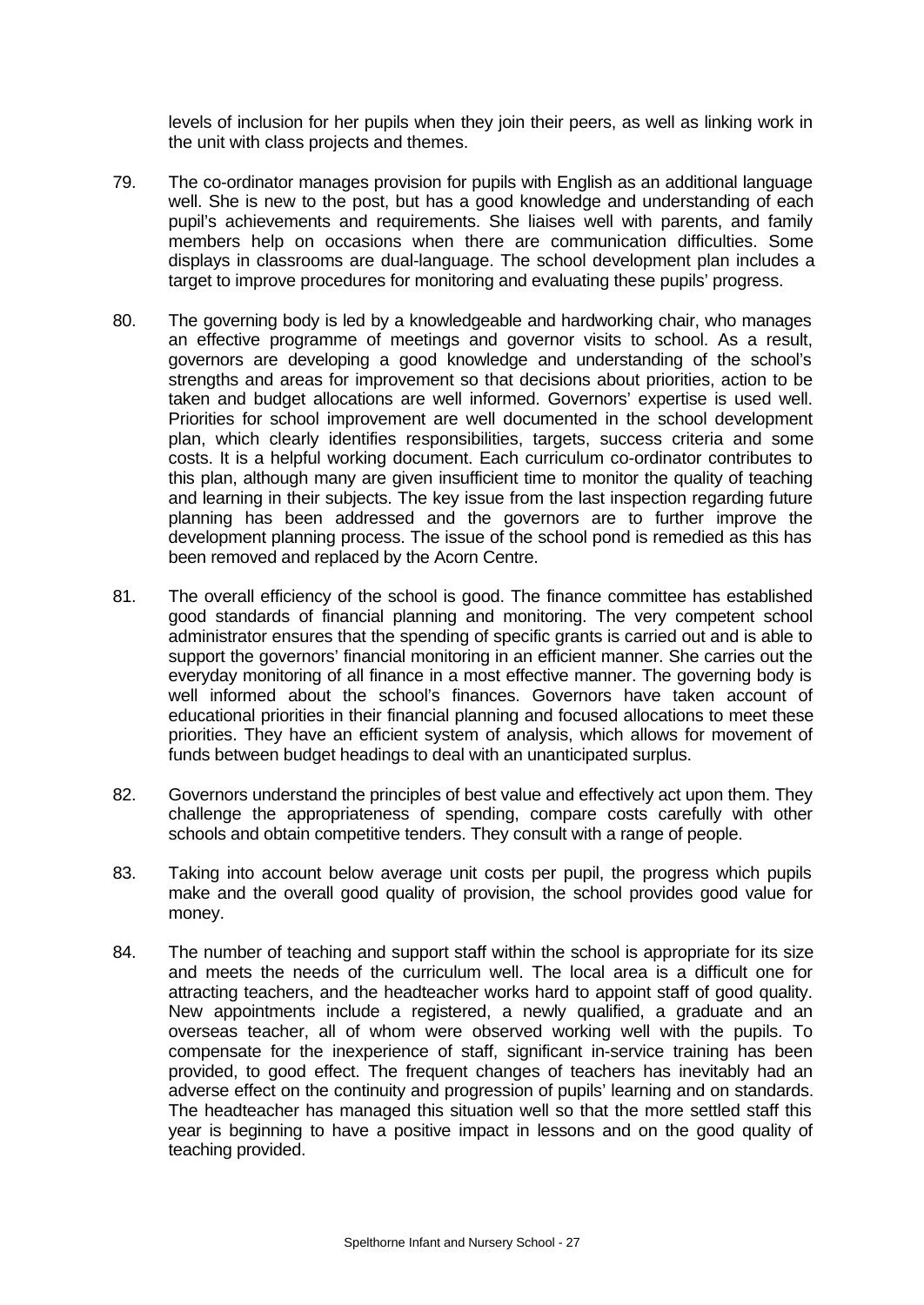levels of inclusion for her pupils when they join their peers, as well as linking work in the unit with class projects and themes.

79. The co-ordinator manages provision for pupils with English as an additional language well. She is new to the post, but has a good knowledge and understanding of each pupil's achievements and requirements. She liaises well with parents, and family members help on occasions when there are communication difficulties. Some displays in classrooms are dual-language. The school development plan includes a target to improve procedures for monitoring and evaluating these pupils' progress.

80. The governing body is led by a knowledgeable and hardworking chair, who manages an effective programme of meetings and governor visits to school. As a result, governors are developing a good knowledge and understanding of the school's strengths and areas for improvement so that decisions about priorities, action to be taken and budget allocations are well informed. Governors' expertise is used well. Priorities for school improvement are well documented in the school development plan, which clearly identifies responsibilities, targets, success criteria and some costs. It is a helpful working document. Each curriculum co-ordinator contributes to this plan, although many are given insufficient time to monitor the quality of teaching and learning in their subjects. The key issue from the last inspection regarding future planning has been addressed and the governors are to further improve the development planning process. The issue of the school pond is remedied as this has been removed and replaced by the Acorn Centre.

81. The overall efficiency of the school is good. The finance committee has established good standards of financial planning and monitoring. The very competent school administrator ensures that the spending of specific grants is carried out and is able to support the governors' financial monitoring in an efficient manner. She carries out the everyday monitoring of all finance in a most effective manner. The governing body is well informed about the school's finances. Governors have taken account of educational priorities in their financial planning and focused allocations to meet these priorities. They have an efficient system of analysis, which allows for movement of funds between budget headings to deal with an unanticipated surplus.

82. Governors understand the principles of best value and effectively act upon them. They challenge the appropriateness of spending, compare costs carefully with other schools and obtain competitive tenders. They consult with a range of people.

83. Taking into account below average unit costs per pupil, the progress which pupils make and the overall good quality of provision, the school provides good value for money.

84. The number of teaching and support staff within the school is appropriate for its size and meets the needs of the curriculum well. The local area is a difficult one for attracting teachers, and the headteacher works hard to appoint staff of good quality. New appointments include a registered, a newly qualified, a graduate and an overseas teacher, all of whom were observed working well with the pupils. To compensate for the inexperience of staff, significant in-service training has been provided, to good effect. The frequent changes of teachers has inevitably had an adverse effect on the continuity and progression of pupils' learning and on standards. The headteacher has managed this situation well so that the more settled staff this year is beginning to have a positive impact in lessons and on the good quality of teaching provided.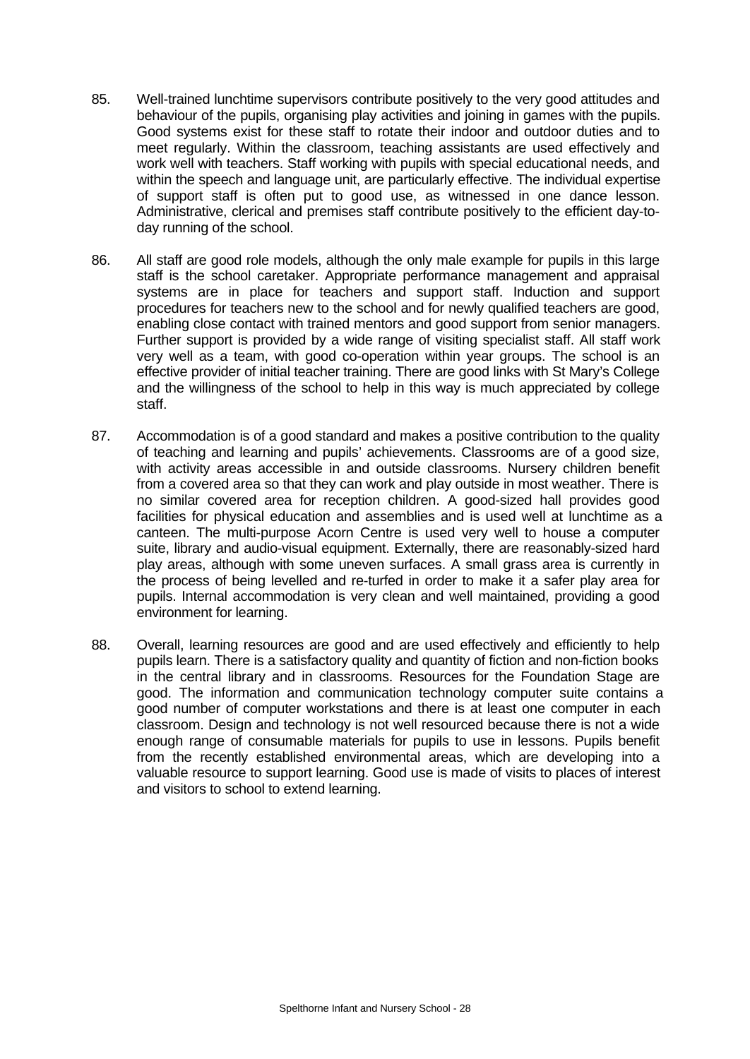85. Well-trained lunchtime supervisors contribute positively to the very good attitudes and behaviour of the pupils, organising play activities and joining in games with the pupils. Good systems exist for these staff to rotate their indoor and outdoor duties and to meet regularly. Within the classroom, teaching assistants are used effectively and work well with teachers. Staff working with pupils with special educational needs, and within the speech and language unit, are particularly effective. The individual expertise of support staff is often put to good use, as witnessed in one dance lesson. Administrative, clerical and premises staff contribute positively to the efficient day-to-day running of the school.

86. All staff are good role models, although the only male example for pupils in this large staff is the school caretaker. Appropriate performance management and appraisal systems are in place for teachers and support staff. Induction and support procedures for teachers new to the school and for newly qualified teachers are good, enabling close contact with trained mentors and good support from senior managers. Further support is provided by a wide range of visiting specialist staff. All staff work very well as a team, with good co-operation within year groups. The school is an effective provider of initial teacher training. There are good links with St Mary's College and the willingness of the school to help in this way is much appreciated by college staff.

87. Accommodation is of a good standard and makes a positive contribution to the quality of teaching and learning and pupils' achievements. Classrooms are of a good size, with activity areas accessible in and outside classrooms. Nursery children benefit from a covered area so that they can work and play outside in most weather. There is no similar covered area for reception children. A good-sized hall provides good facilities for physical education and assemblies and is used well at lunchtime as a canteen. The multi-purpose Acorn Centre is used very well to house a computer suite, library and audio-visual equipment. Externally, there are reasonably-sized hard play areas, although with some uneven surfaces. A small grass area is currently in the process of being levelled and re-turfed in order to make it a safer play area for pupils. Internal accommodation is very clean and well maintained, providing a good environment for learning.

88. Overall, learning resources are good and are used effectively and efficiently to help pupils learn. There is a satisfactory quality and quantity of fiction and non-fiction books in the central library and in classrooms. Resources for the Foundation Stage are good. The information and communication technology computer suite contains a good number of computer workstations and there is at least one computer in each classroom. Design and technology is not well resourced because there is not a wide enough range of consumable materials for pupils to use in lessons. Pupils benefit from the recently established environmental areas, which are developing into a valuable resource to support learning. Good use is made of visits to places of interest and visitors to school to extend learning.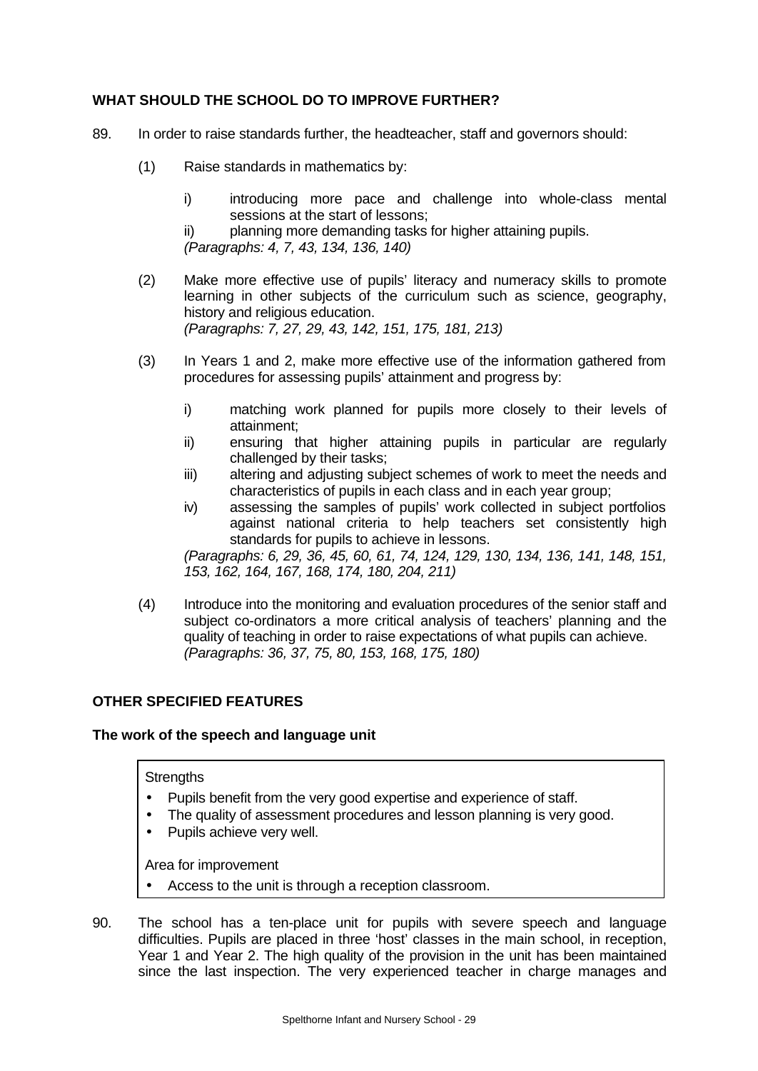## WHAT SHOULD THE SCHOOL DO TO IMPROVE FURTHER?

89. In order to raise standards further, the headteacher, staff and governors should:

(1) Raise standards in mathematics by:

i) introducing more pace and challenge into whole-class mental sessions at the start of lessons;

ii) planning more demanding tasks for higher attaining pupils.

*(Paragraphs: 4, 7, 43, 134, 136, 140)*

(2) Make more effective use of pupils' literacy and numeracy skills to promote learning in other subjects of the curriculum such as science, geography, history and religious education.

*(Paragraphs: 7, 27, 29, 43, 142, 151, 175, 181, 213)*

(3) In Years 1 and 2, make more effective use of the information gathered from procedures for assessing pupils' attainment and progress by:

i) matching work planned for pupils more closely to their levels of attainment;

ii) ensuring that higher attaining pupils in particular are regularly challenged by their tasks;

iii) altering and adjusting subject schemes of work to meet the needs and characteristics of pupils in each class and in each year group;

iv) assessing the samples of pupils' work collected in subject portfolios against national criteria to help teachers set consistently high standards for pupils to achieve in lessons.

*(Paragraphs: 6, 29, 36, 45, 60, 61, 74, 124, 129, 130, 134, 136, 141, 148, 151, 153, 162, 164, 167, 168, 174, 180, 204, 211)*

(4) Introduce into the monitoring and evaluation procedures of the senior staff and subject co-ordinators a more critical analysis of teachers' planning and the quality of teaching in order to raise expectations of what pupils can achieve.

*(Paragraphs: 36, 37, 75, 80, 153, 168, 175, 180)*

## OTHER SPECIFIED FEATURES

### The work of the speech and language unit

Strengths

- Pupils benefit from the very good expertise and experience of staff.
- The quality of assessment procedures and lesson planning is very good.
- Pupils achieve very well.

Area for improvement

- Access to the unit is through a reception classroom.

90. The school has a ten-place unit for pupils with severe speech and language difficulties. Pupils are placed in three 'host' classes in the main school, in reception, Year 1 and Year 2. The high quality of the provision in the unit has been maintained since the last inspection. The very experienced teacher in charge manages and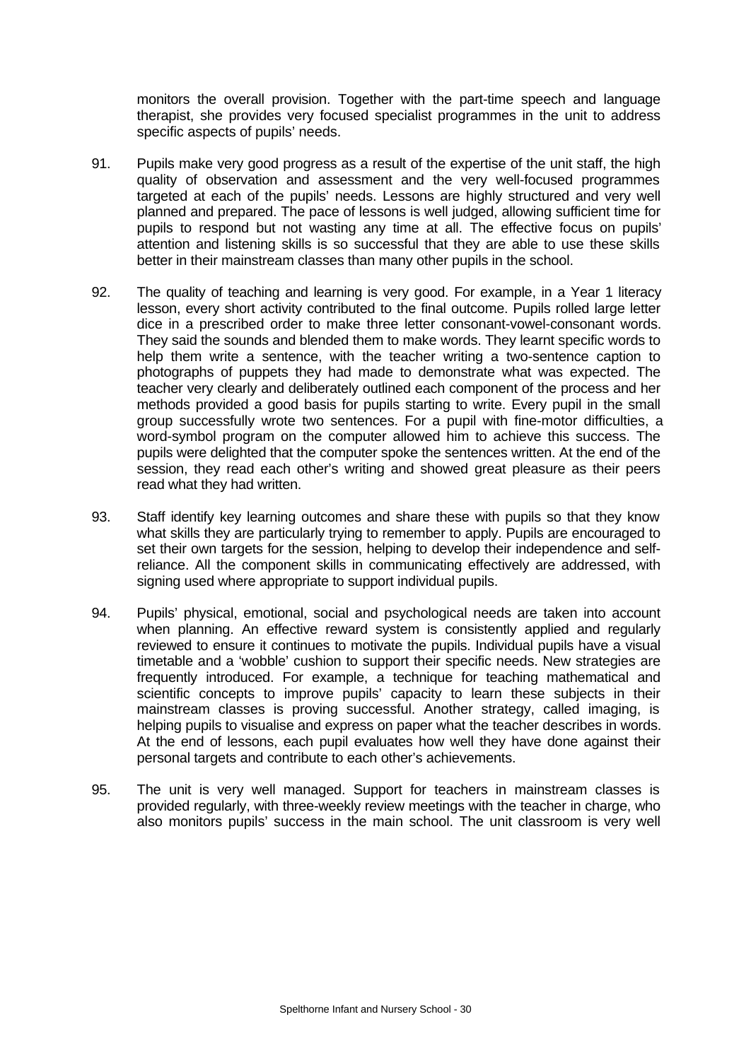monitors the overall provision. Together with the part-time speech and language therapist, she provides very focused specialist programmes in the unit to address specific aspects of pupils' needs.

91. Pupils make very good progress as a result of the expertise of the unit staff, the high quality of observation and assessment and the very well-focused programmes targeted at each of the pupils' needs. Lessons are highly structured and very well planned and prepared. The pace of lessons is well judged, allowing sufficient time for pupils to respond but not wasting any time at all. The effective focus on pupils' attention and listening skills is so successful that they are able to use these skills better in their mainstream classes than many other pupils in the school.

92. The quality of teaching and learning is very good. For example, in a Year 1 literacy lesson, every short activity contributed to the final outcome. Pupils rolled large letter dice in a prescribed order to make three letter consonant-vowel-consonant words. They said the sounds and blended them to make words. They learnt specific words to help them write a sentence, with the teacher writing a two-sentence caption to photographs of puppets they had made to demonstrate what was expected. The teacher very clearly and deliberately outlined each component of the process and her methods provided a good basis for pupils starting to write. Every pupil in the small group successfully wrote two sentences. For a pupil with fine-motor difficulties, a word-symbol program on the computer allowed him to achieve this success. The pupils were delighted that the computer spoke the sentences written. At the end of the session, they read each other's writing and showed great pleasure as their peers read what they had written.

93. Staff identify key learning outcomes and share these with pupils so that they know what skills they are particularly trying to remember to apply. Pupils are encouraged to set their own targets for the session, helping to develop their independence and self-reliance. All the component skills in communicating effectively are addressed, with signing used where appropriate to support individual pupils.

94. Pupils' physical, emotional, social and psychological needs are taken into account when planning. An effective reward system is consistently applied and regularly reviewed to ensure it continues to motivate the pupils. Individual pupils have a visual timetable and a 'wobble' cushion to support their specific needs. New strategies are frequently introduced. For example, a technique for teaching mathematical and scientific concepts to improve pupils' capacity to learn these subjects in their mainstream classes is proving successful. Another strategy, called imaging, is helping pupils to visualise and express on paper what the teacher describes in words. At the end of lessons, each pupil evaluates how well they have done against their personal targets and contribute to each other's achievements.

95. The unit is very well managed. Support for teachers in mainstream classes is provided regularly, with three-weekly review meetings with the teacher in charge, who also monitors pupils' success in the main school. The unit classroom is very well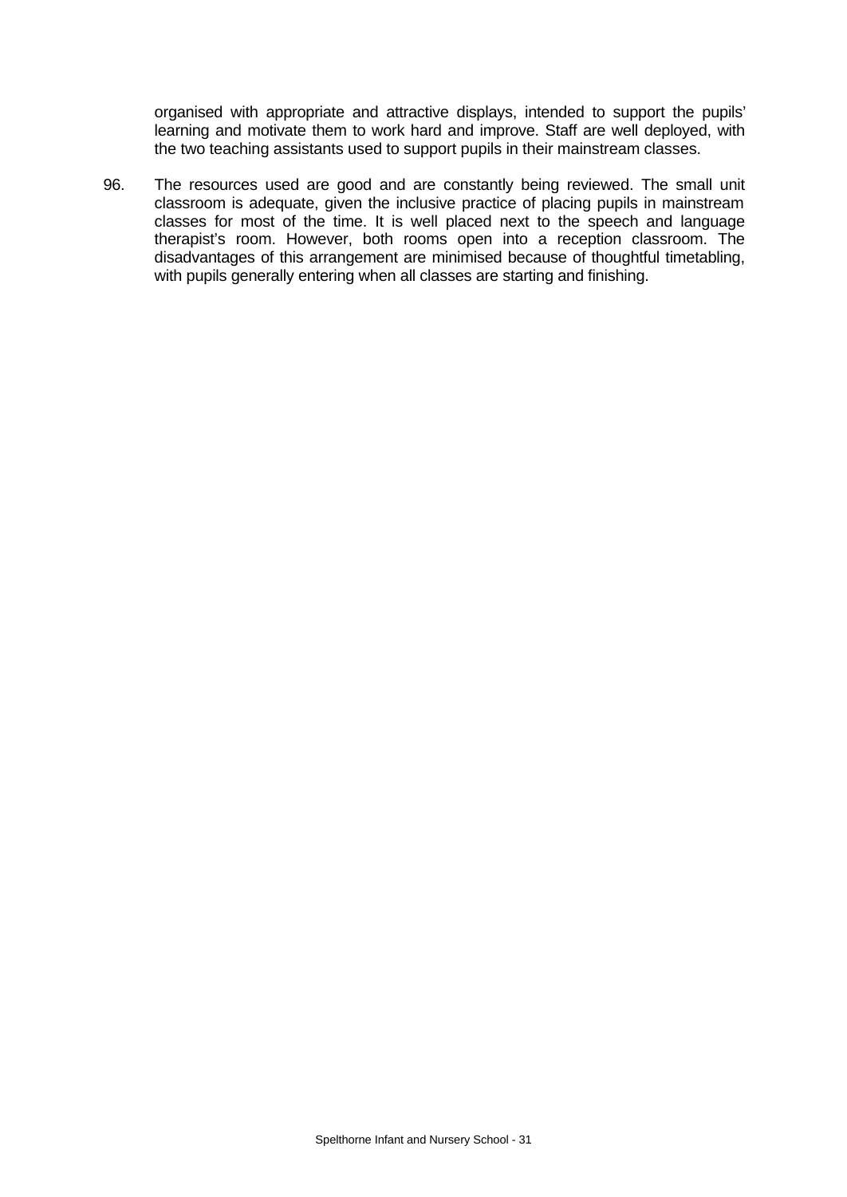organised with appropriate and attractive displays, intended to support the pupils' learning and motivate them to work hard and improve. Staff are well deployed, with the two teaching assistants used to support pupils in their mainstream classes.

96. The resources used are good and are constantly being reviewed. The small unit classroom is adequate, given the inclusive practice of placing pupils in mainstream classes for most of the time. It is well placed next to the speech and language therapist's room. However, both rooms open into a reception classroom. The disadvantages of this arrangement are minimised because of thoughtful timetabling, with pupils generally entering when all classes are starting and finishing.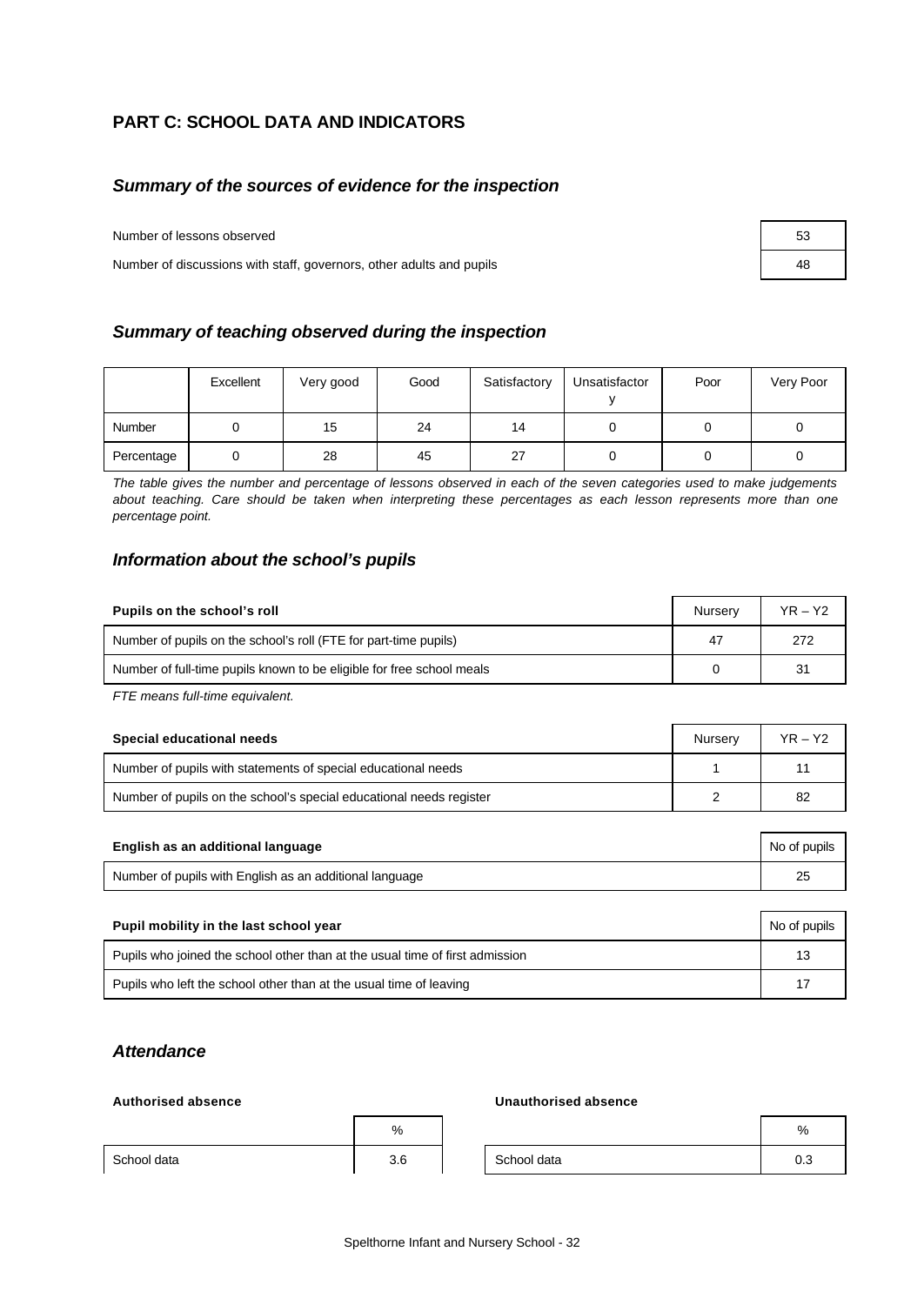## PART C: SCHOOL DATA AND INDICATORS

### *Summary of the sources of evidence for the inspection*

| | |
|---|---|
| Number of lessons observed | 53 |
| Number of discussions with staff, governors, other adults and pupils | 48 |

### *Summary of teaching observed during the inspection*

| | Excellent | Very good | Good | Satisfactory | Unsatisfactory | Poor | Very Poor |
|---|---|---|---|---|---|---|---|
| Number | 0 | 15 | 24 | 14 | 0 | 0 | 0 |
| Percentage | 0 | 28 | 45 | 27 | 0 | 0 | 0 |

*The table gives the number and percentage of lessons observed in each of the seven categories used to make judgements about teaching. Care should be taken when interpreting these percentages as each lesson represents more than one percentage point.*

### *Information about the school's pupils*

| **Pupils on the school's roll** | Nursery | YR – Y2 |
|---|---|---|
| Number of pupils on the school's roll (FTE for part-time pupils) | 47 | 272 |
| Number of full-time pupils known to be eligible for free school meals | 0 | 31 |

*FTE means full-time equivalent.*

| **Special educational needs** | Nursery | YR – Y2 |
|---|---|---|
| Number of pupils with statements of special educational needs | 1 | 11 |
| Number of pupils on the school's special educational needs register | 2 | 82 |

| **English as an additional language** | No of pupils |
|---|---|
| Number of pupils with English as an additional language | 25 |

| **Pupil mobility in the last school year** | No of pupils |
|---|---|
| Pupils who joined the school other than at the usual time of first admission | 13 |
| Pupils who left the school other than at the usual time of leaving | 17 |

### *Attendance*

**Authorised absence**

| | % |
|---|---|
| School data | 3.6 |

**Unauthorised absence**

| | % |
|---|---|
| School data | 0.3 |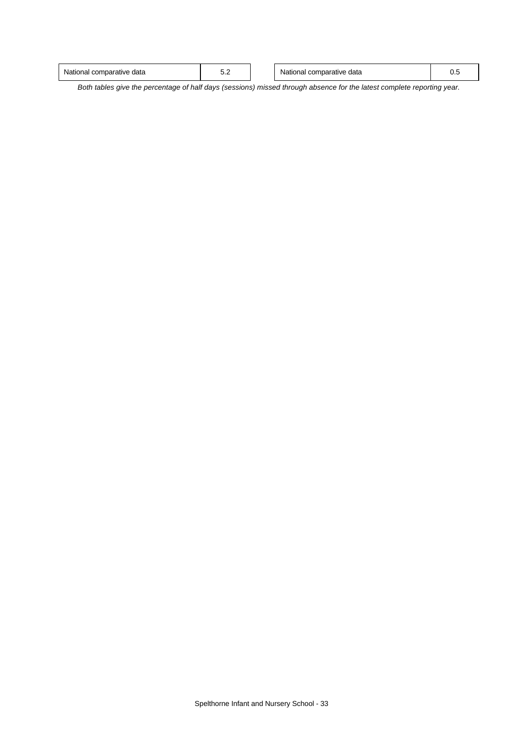| National comparative data | 5.2 |
|---|---|

| National comparative data | 0.5 |
|---|---|

*Both tables give the percentage of half days (sessions) missed through absence for the latest complete reporting year.*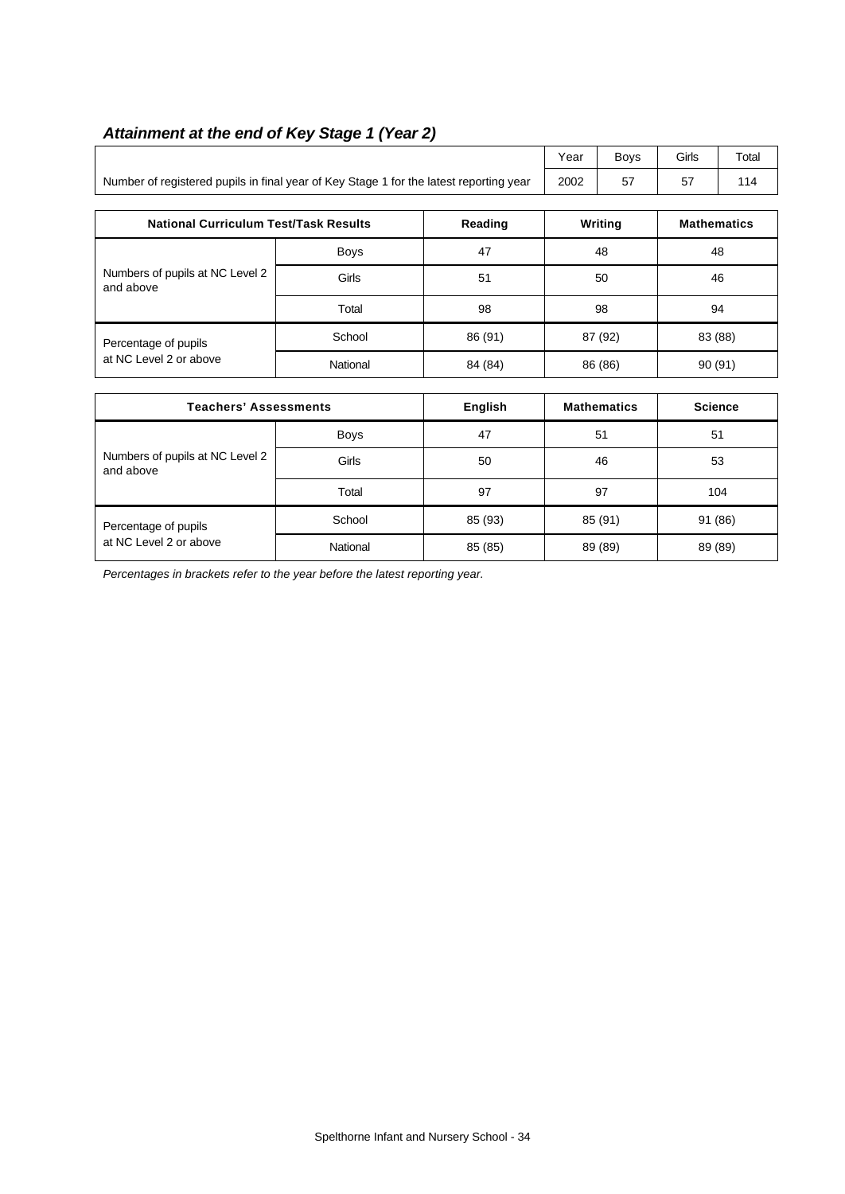### *Attainment at the end of Key Stage 1 (Year 2)*

| | Year | Boys | Girls | Total |
|---|---|---|---|---|
| Number of registered pupils in final year of Key Stage 1 for the latest reporting year | 2002 | 57 | 57 | 114 |

| National Curriculum Test/Task Results | | Reading | Writing | Mathematics |
|---|---|---|---|---|
| Numbers of pupils at NC Level 2 and above | Boys | 47 | 48 | 48 |
| | Girls | 51 | 50 | 46 |
| | Total | 98 | 98 | 94 |
| Percentage of pupils at NC Level 2 or above | School | 86 (91) | 87 (92) | 83 (88) |
| | National | 84 (84) | 86 (86) | 90 (91) |

| Teachers' Assessments | | English | Mathematics | Science |
|---|---|---|---|---|
| Numbers of pupils at NC Level 2 and above | Boys | 47 | 51 | 51 |
| | Girls | 50 | 46 | 53 |
| | Total | 97 | 97 | 104 |
| Percentage of pupils at NC Level 2 or above | School | 85 (93) | 85 (91) | 91 (86) |
| | National | 85 (85) | 89 (89) | 89 (89) |

*Percentages in brackets refer to the year before the latest reporting year.*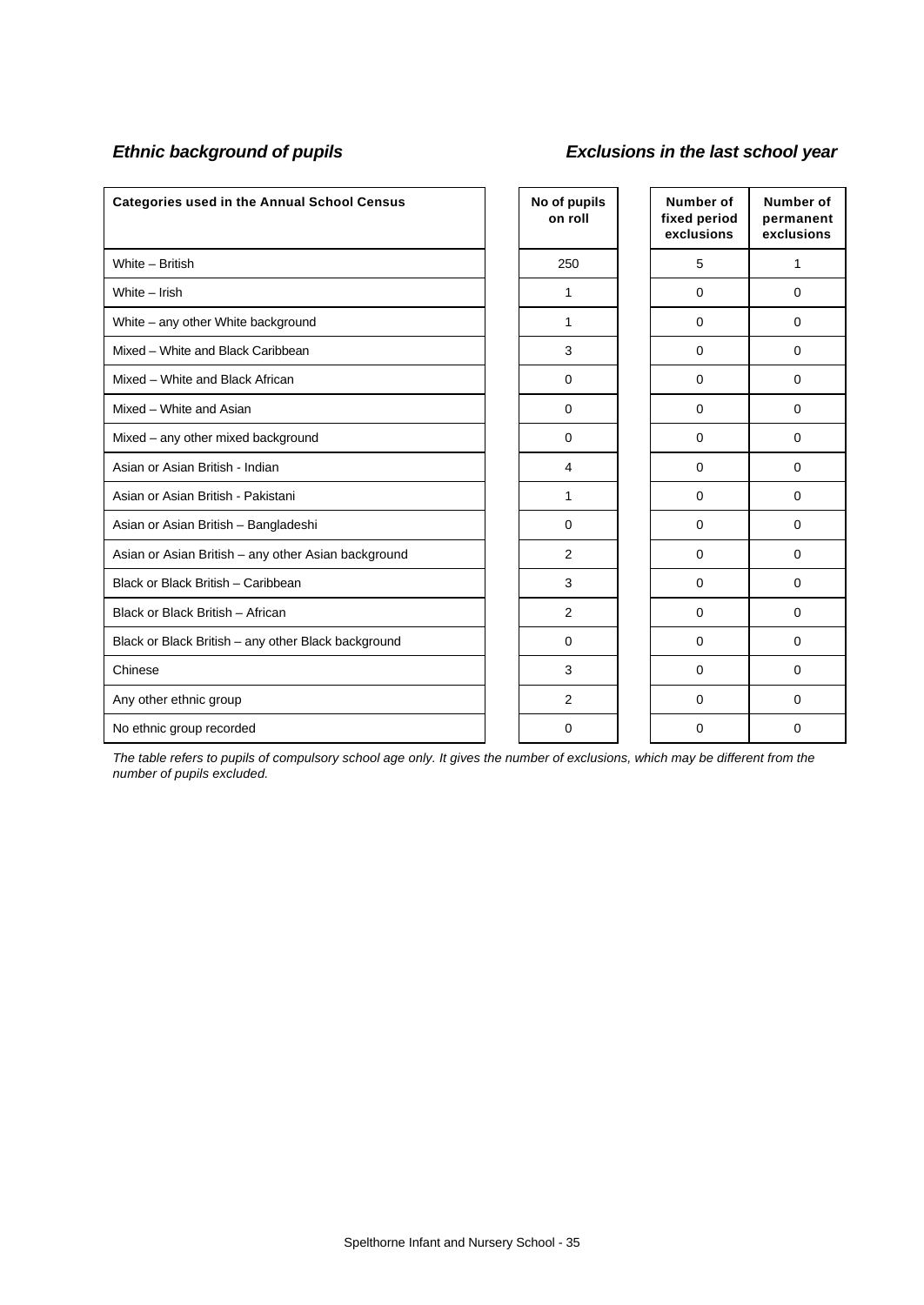### *Ethnic background of pupils* / *Exclusions in the last school year*

| Categories used in the Annual School Census | No of pupils on roll | Number of fixed period exclusions | Number of permanent exclusions |
|---|---|---|---|
| White – British | 250 | 5 | 1 |
| White – Irish | 1 | 0 | 0 |
| White – any other White background | 1 | 0 | 0 |
| Mixed – White and Black Caribbean | 3 | 0 | 0 |
| Mixed – White and Black African | 0 | 0 | 0 |
| Mixed – White and Asian | 0 | 0 | 0 |
| Mixed – any other mixed background | 0 | 0 | 0 |
| Asian or Asian British - Indian | 4 | 0 | 0 |
| Asian or Asian British - Pakistani | 1 | 0 | 0 |
| Asian or Asian British – Bangladeshi | 0 | 0 | 0 |
| Asian or Asian British – any other Asian background | 2 | 0 | 0 |
| Black or Black British – Caribbean | 3 | 0 | 0 |
| Black or Black British – African | 2 | 0 | 0 |
| Black or Black British – any other Black background | 0 | 0 | 0 |
| Chinese | 3 | 0 | 0 |
| Any other ethnic group | 2 | 0 | 0 |
| No ethnic group recorded | 0 | 0 | 0 |

*The table refers to pupils of compulsory school age only. It gives the number of exclusions, which may be different from the number of pupils excluded.*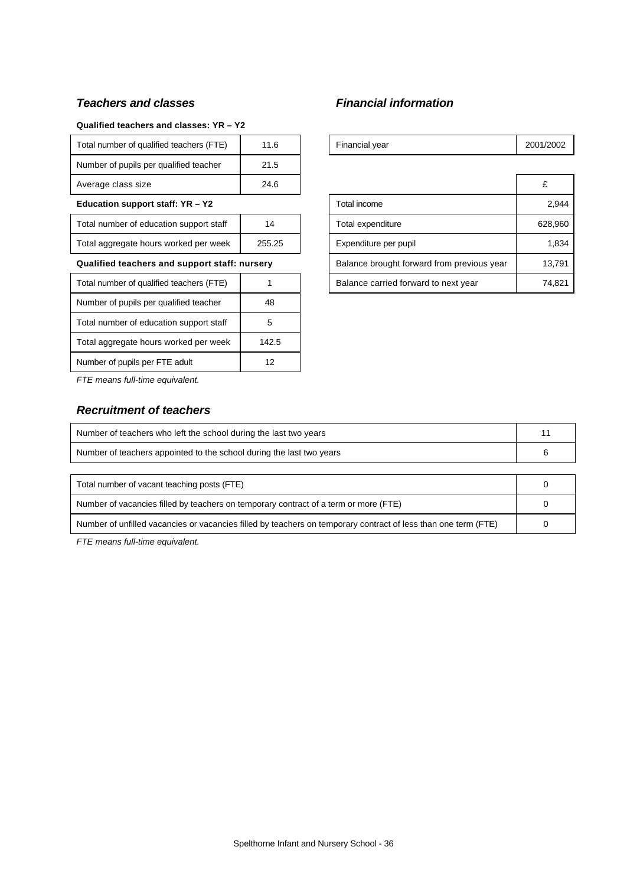### *Teachers and classes*

**Qualified teachers and classes: YR – Y2**

| | |
|---|---|
| Total number of qualified teachers (FTE) | 11.6 |
| Number of pupils per qualified teacher | 21.5 |
| Average class size | 24.6 |

**Education support staff: YR – Y2**

| | |
|---|---|
| Total number of education support staff | 14 |
| Total aggregate hours worked per week | 255.25 |

**Qualified teachers and support staff: nursery**

| | |
|---|---|
| Total number of qualified teachers (FTE) | 1 |
| Number of pupils per qualified teacher | 48 |
| Total number of education support staff | 5 |
| Total aggregate hours worked per week | 142.5 |
| Number of pupils per FTE adult | 12 |

*FTE means full-time equivalent.*

### *Financial information*

| | |
|---|---|
| Financial year | 2001/2002 |

| | £ |
|---|---|
| Total income | 2,944 |
| Total expenditure | 628,960 |
| Expenditure per pupil | 1,834 |
| Balance brought forward from previous year | 13,791 |
| Balance carried forward to next year | 74,821 |

### *Recruitment of teachers*

| | |
|---|---|
| Number of teachers who left the school during the last two years | 11 |
| Number of teachers appointed to the school during the last two years | 6 |

| | |
|---|---|
| Total number of vacant teaching posts (FTE) | 0 |
| Number of vacancies filled by teachers on temporary contract of a term or more (FTE) | 0 |
| Number of unfilled vacancies or vacancies filled by teachers on temporary contract of less than one term (FTE) | 0 |

*FTE means full-time equivalent.*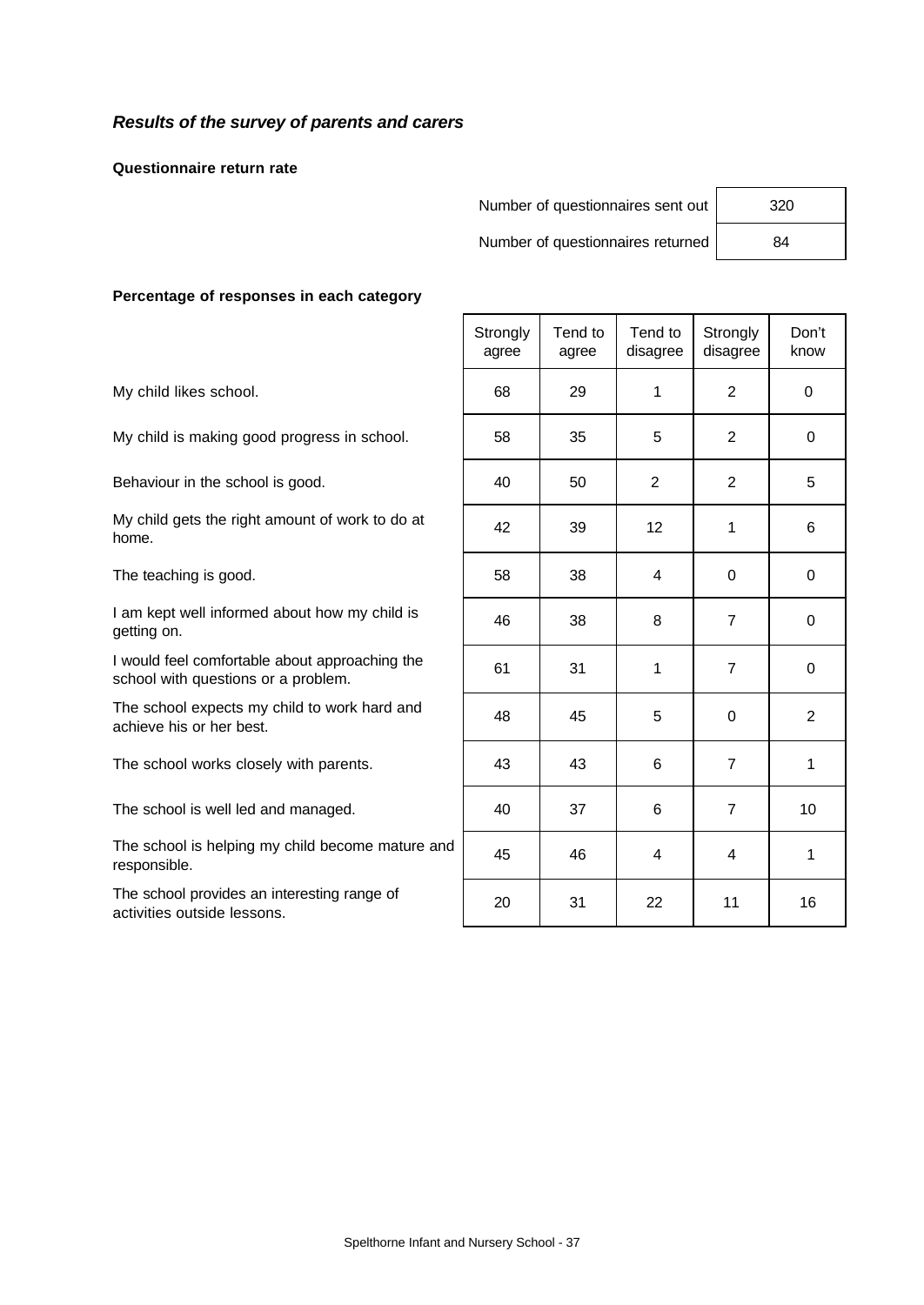## *Results of the survey of parents and carers*

**Questionnaire return rate**

| | |
|---|---|
| Number of questionnaires sent out | 320 |
| Number of questionnaires returned | 84 |

**Percentage of responses in each category**

| | Strongly agree | Tend to agree | Tend to disagree | Strongly disagree | Don't know |
|---|---|---|---|---|---|
| My child likes school. | 68 | 29 | 1 | 2 | 0 |
| My child is making good progress in school. | 58 | 35 | 5 | 2 | 0 |
| Behaviour in the school is good. | 40 | 50 | 2 | 2 | 5 |
| My child gets the right amount of work to do at home. | 42 | 39 | 12 | 1 | 6 |
| The teaching is good. | 58 | 38 | 4 | 0 | 0 |
| I am kept well informed about how my child is getting on. | 46 | 38 | 8 | 7 | 0 |
| I would feel comfortable about approaching the school with questions or a problem. | 61 | 31 | 1 | 7 | 0 |
| The school expects my child to work hard and achieve his or her best. | 48 | 45 | 5 | 0 | 2 |
| The school works closely with parents. | 43 | 43 | 6 | 7 | 1 |
| The school is well led and managed. | 40 | 37 | 6 | 7 | 10 |
| The school is helping my child become mature and responsible. | 45 | 46 | 4 | 4 | 1 |
| The school provides an interesting range of activities outside lessons. | 20 | 31 | 22 | 11 | 16 |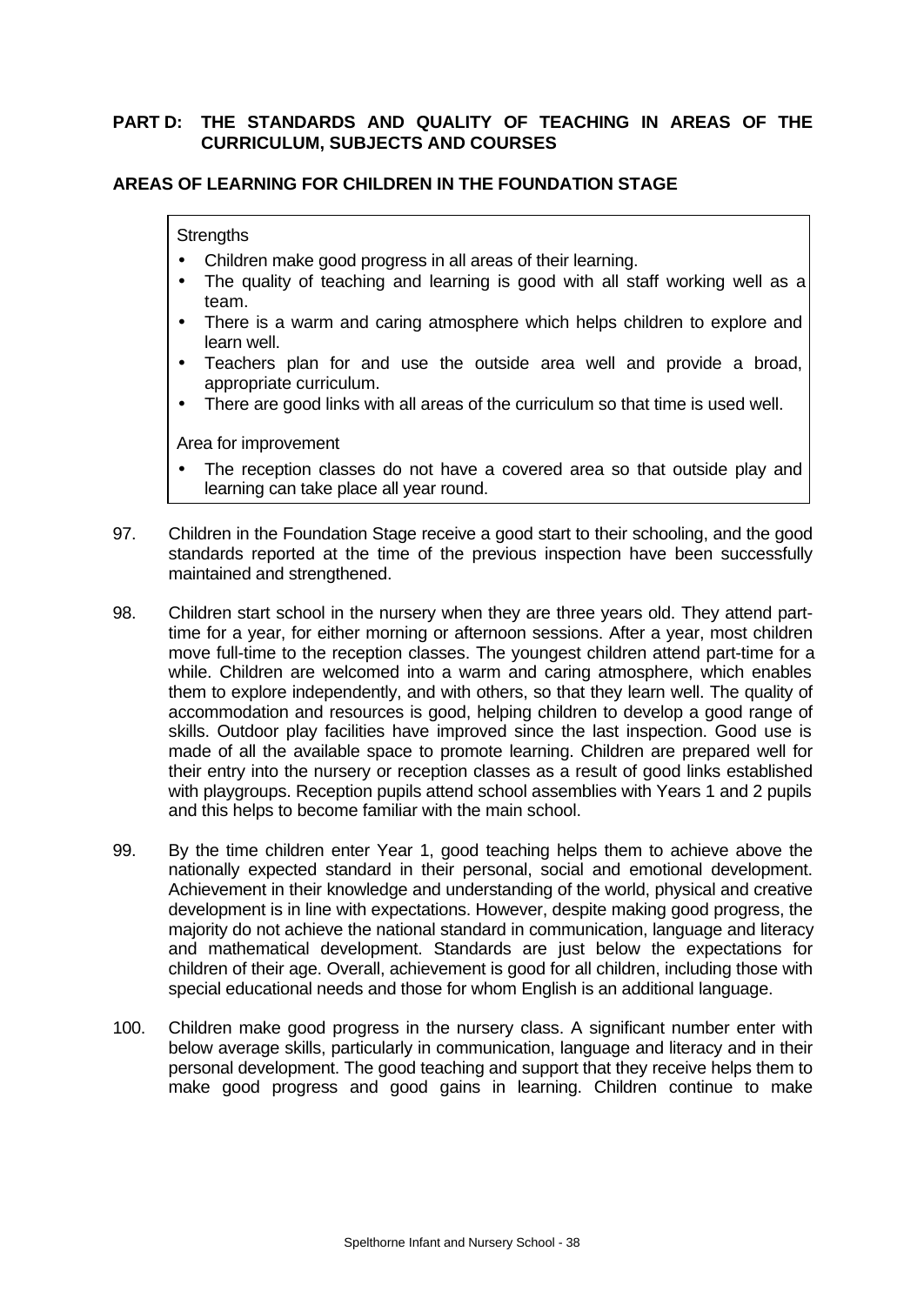## PART D: THE STANDARDS AND QUALITY OF TEACHING IN AREAS OF THE CURRICULUM, SUBJECTS AND COURSES

### AREAS OF LEARNING FOR CHILDREN IN THE FOUNDATION STAGE

Strengths

- Children make good progress in all areas of their learning.
- The quality of teaching and learning is good with all staff working well as a team.
- There is a warm and caring atmosphere which helps children to explore and learn well.
- Teachers plan for and use the outside area well and provide a broad, appropriate curriculum.
- There are good links with all areas of the curriculum so that time is used well.

Area for improvement

- The reception classes do not have a covered area so that outside play and learning can take place all year round.

97. Children in the Foundation Stage receive a good start to their schooling, and the good standards reported at the time of the previous inspection have been successfully maintained and strengthened.

98. Children start school in the nursery when they are three years old. They attend part-time for a year, for either morning or afternoon sessions. After a year, most children move full-time to the reception classes. The youngest children attend part-time for a while. Children are welcomed into a warm and caring atmosphere, which enables them to explore independently, and with others, so that they learn well. The quality of accommodation and resources is good, helping children to develop a good range of skills. Outdoor play facilities have improved since the last inspection. Good use is made of all the available space to promote learning. Children are prepared well for their entry into the nursery or reception classes as a result of good links established with playgroups. Reception pupils attend school assemblies with Years 1 and 2 pupils and this helps to become familiar with the main school.

99. By the time children enter Year 1, good teaching helps them to achieve above the nationally expected standard in their personal, social and emotional development. Achievement in their knowledge and understanding of the world, physical and creative development is in line with expectations. However, despite making good progress, the majority do not achieve the national standard in communication, language and literacy and mathematical development. Standards are just below the expectations for children of their age. Overall, achievement is good for all children, including those with special educational needs and those for whom English is an additional language.

100. Children make good progress in the nursery class. A significant number enter with below average skills, particularly in communication, language and literacy and in their personal development. The good teaching and support that they receive helps them to make good progress and good gains in learning. Children continue to make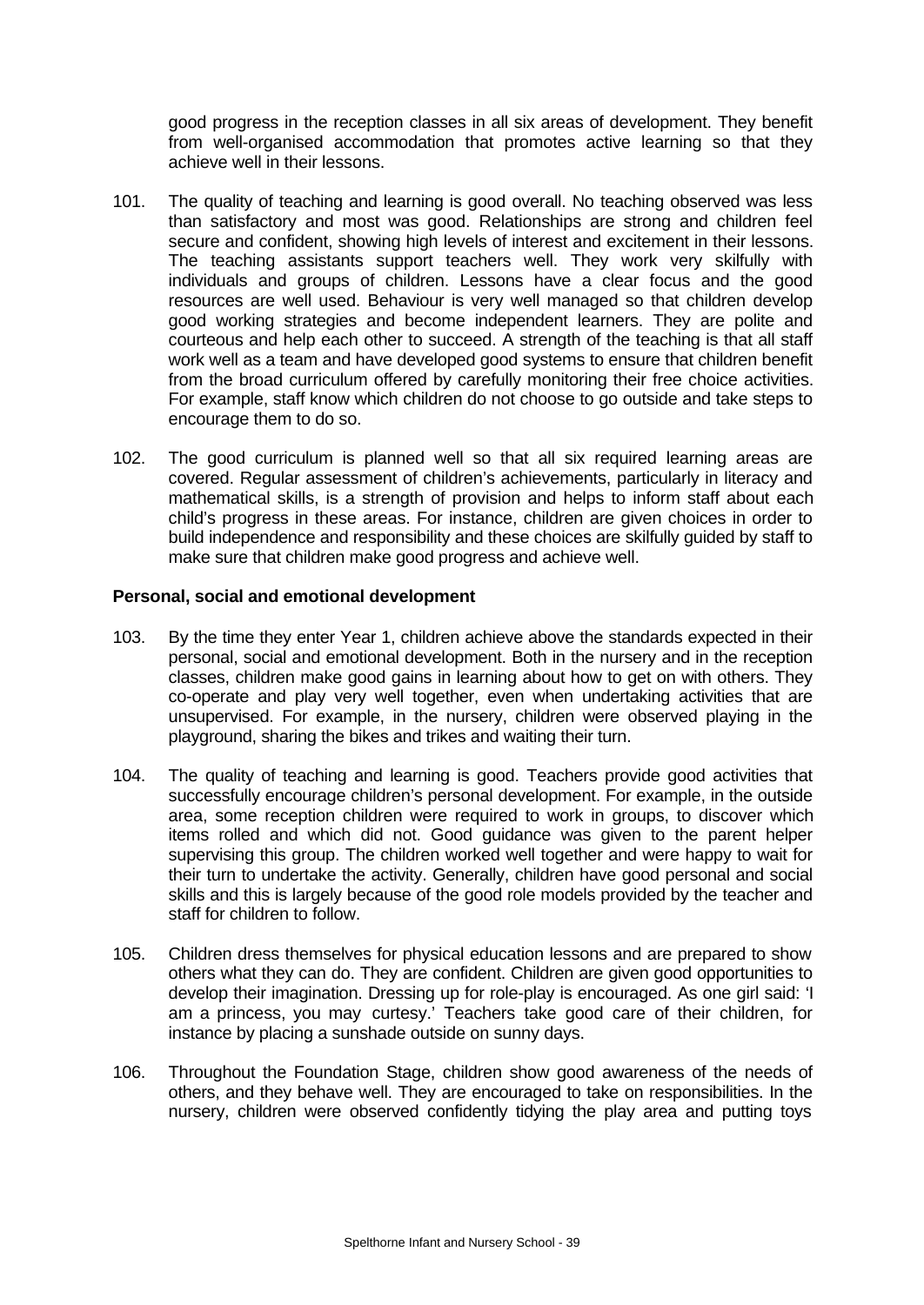good progress in the reception classes in all six areas of development. They benefit from well-organised accommodation that promotes active learning so that they achieve well in their lessons.

101. The quality of teaching and learning is good overall. No teaching observed was less than satisfactory and most was good. Relationships are strong and children feel secure and confident, showing high levels of interest and excitement in their lessons. The teaching assistants support teachers well. They work very skilfully with individuals and groups of children. Lessons have a clear focus and the good resources are well used. Behaviour is very well managed so that children develop good working strategies and become independent learners. They are polite and courteous and help each other to succeed. A strength of the teaching is that all staff work well as a team and have developed good systems to ensure that children benefit from the broad curriculum offered by carefully monitoring their free choice activities. For example, staff know which children do not choose to go outside and take steps to encourage them to do so.

102. The good curriculum is planned well so that all six required learning areas are covered. Regular assessment of children's achievements, particularly in literacy and mathematical skills, is a strength of provision and helps to inform staff about each child's progress in these areas. For instance, children are given choices in order to build independence and responsibility and these choices are skilfully guided by staff to make sure that children make good progress and achieve well.

**Personal, social and emotional development**

103. By the time they enter Year 1, children achieve above the standards expected in their personal, social and emotional development. Both in the nursery and in the reception classes, children make good gains in learning about how to get on with others. They co-operate and play very well together, even when undertaking activities that are unsupervised. For example, in the nursery, children were observed playing in the playground, sharing the bikes and trikes and waiting their turn.

104. The quality of teaching and learning is good. Teachers provide good activities that successfully encourage children's personal development. For example, in the outside area, some reception children were required to work in groups, to discover which items rolled and which did not. Good guidance was given to the parent helper supervising this group. The children worked well together and were happy to wait for their turn to undertake the activity. Generally, children have good personal and social skills and this is largely because of the good role models provided by the teacher and staff for children to follow.

105. Children dress themselves for physical education lessons and are prepared to show others what they can do. They are confident. Children are given good opportunities to develop their imagination. Dressing up for role-play is encouraged. As one girl said: 'I am a princess, you may curtesy.' Teachers take good care of their children, for instance by placing a sunshade outside on sunny days.

106. Throughout the Foundation Stage, children show good awareness of the needs of others, and they behave well. They are encouraged to take on responsibilities. In the nursery, children were observed confidently tidying the play area and putting toys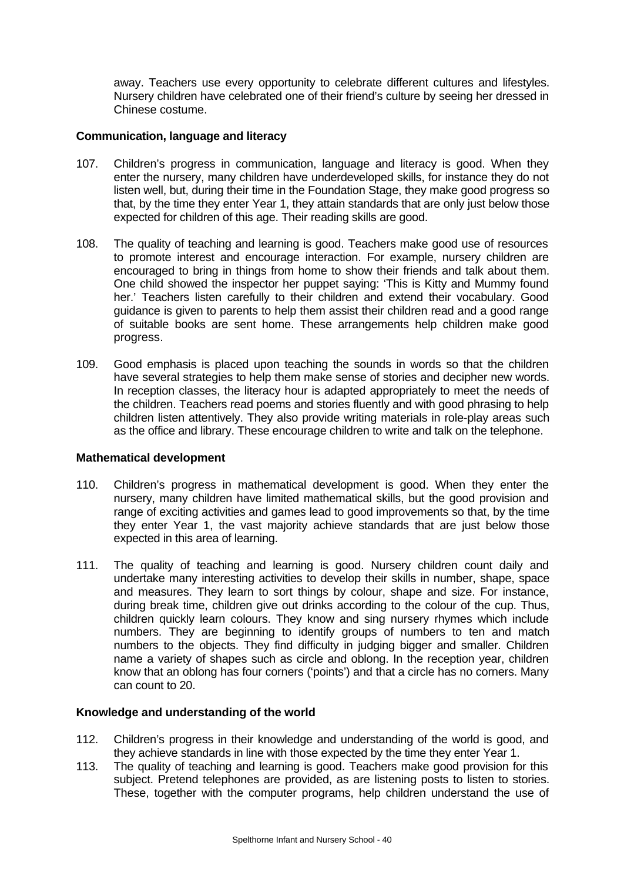away. Teachers use every opportunity to celebrate different cultures and lifestyles. Nursery children have celebrated one of their friend's culture by seeing her dressed in Chinese costume.

**Communication, language and literacy**

107. Children's progress in communication, language and literacy is good. When they enter the nursery, many children have underdeveloped skills, for instance they do not listen well, but, during their time in the Foundation Stage, they make good progress so that, by the time they enter Year 1, they attain standards that are only just below those expected for children of this age. Their reading skills are good.

108. The quality of teaching and learning is good. Teachers make good use of resources to promote interest and encourage interaction. For example, nursery children are encouraged to bring in things from home to show their friends and talk about them. One child showed the inspector her puppet saying: 'This is Kitty and Mummy found her.' Teachers listen carefully to their children and extend their vocabulary. Good guidance is given to parents to help them assist their children read and a good range of suitable books are sent home. These arrangements help children make good progress.

109. Good emphasis is placed upon teaching the sounds in words so that the children have several strategies to help them make sense of stories and decipher new words. In reception classes, the literacy hour is adapted appropriately to meet the needs of the children. Teachers read poems and stories fluently and with good phrasing to help children listen attentively. They also provide writing materials in role-play areas such as the office and library. These encourage children to write and talk on the telephone.

**Mathematical development**

110. Children's progress in mathematical development is good. When they enter the nursery, many children have limited mathematical skills, but the good provision and range of exciting activities and games lead to good improvements so that, by the time they enter Year 1, the vast majority achieve standards that are just below those expected in this area of learning.

111. The quality of teaching and learning is good. Nursery children count daily and undertake many interesting activities to develop their skills in number, shape, space and measures. They learn to sort things by colour, shape and size. For instance, during break time, children give out drinks according to the colour of the cup. Thus, children quickly learn colours. They know and sing nursery rhymes which include numbers. They are beginning to identify groups of numbers to ten and match numbers to the objects. They find difficulty in judging bigger and smaller. Children name a variety of shapes such as circle and oblong. In the reception year, children know that an oblong has four corners ('points') and that a circle has no corners. Many can count to 20.

**Knowledge and understanding of the world**

112. Children's progress in their knowledge and understanding of the world is good, and they achieve standards in line with those expected by the time they enter Year 1.

113. The quality of teaching and learning is good. Teachers make good provision for this subject. Pretend telephones are provided, as are listening posts to listen to stories. These, together with the computer programs, help children understand the use of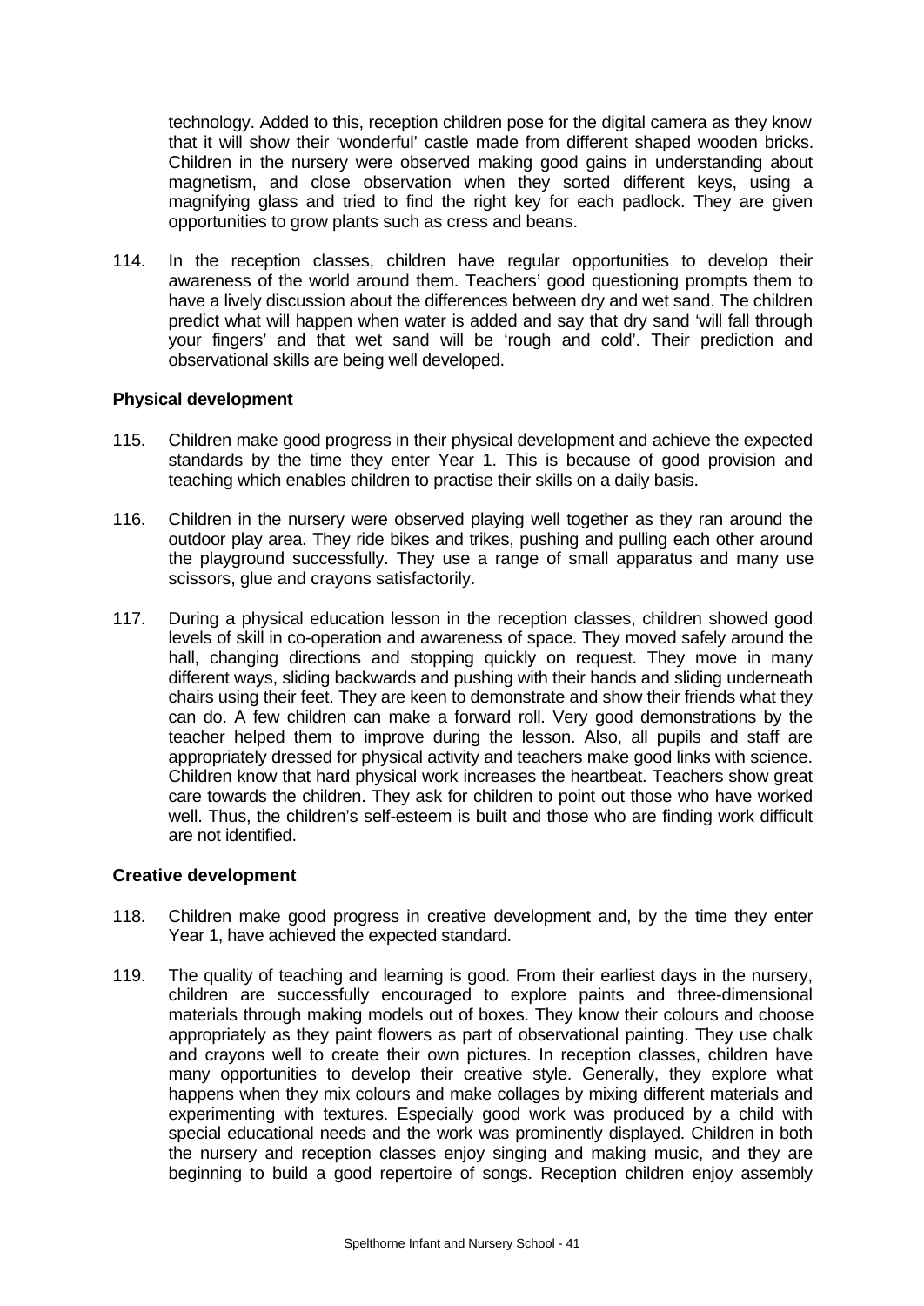technology. Added to this, reception children pose for the digital camera as they know that it will show their 'wonderful' castle made from different shaped wooden bricks. Children in the nursery were observed making good gains in understanding about magnetism, and close observation when they sorted different keys, using a magnifying glass and tried to find the right key for each padlock. They are given opportunities to grow plants such as cress and beans.

114. In the reception classes, children have regular opportunities to develop their awareness of the world around them. Teachers' good questioning prompts them to have a lively discussion about the differences between dry and wet sand. The children predict what will happen when water is added and say that dry sand 'will fall through your fingers' and that wet sand will be 'rough and cold'. Their prediction and observational skills are being well developed.

**Physical development**

115. Children make good progress in their physical development and achieve the expected standards by the time they enter Year 1. This is because of good provision and teaching which enables children to practise their skills on a daily basis.

116. Children in the nursery were observed playing well together as they ran around the outdoor play area. They ride bikes and trikes, pushing and pulling each other around the playground successfully. They use a range of small apparatus and many use scissors, glue and crayons satisfactorily.

117. During a physical education lesson in the reception classes, children showed good levels of skill in co-operation and awareness of space. They moved safely around the hall, changing directions and stopping quickly on request. They move in many different ways, sliding backwards and pushing with their hands and sliding underneath chairs using their feet. They are keen to demonstrate and show their friends what they can do. A few children can make a forward roll. Very good demonstrations by the teacher helped them to improve during the lesson. Also, all pupils and staff are appropriately dressed for physical activity and teachers make good links with science. Children know that hard physical work increases the heartbeat. Teachers show great care towards the children. They ask for children to point out those who have worked well. Thus, the children's self-esteem is built and those who are finding work difficult are not identified.

**Creative development**

118. Children make good progress in creative development and, by the time they enter Year 1, have achieved the expected standard.

119. The quality of teaching and learning is good. From their earliest days in the nursery, children are successfully encouraged to explore paints and three-dimensional materials through making models out of boxes. They know their colours and choose appropriately as they paint flowers as part of observational painting. They use chalk and crayons well to create their own pictures. In reception classes, children have many opportunities to develop their creative style. Generally, they explore what happens when they mix colours and make collages by mixing different materials and experimenting with textures. Especially good work was produced by a child with special educational needs and the work was prominently displayed. Children in both the nursery and reception classes enjoy singing and making music, and they are beginning to build a good repertoire of songs. Reception children enjoy assembly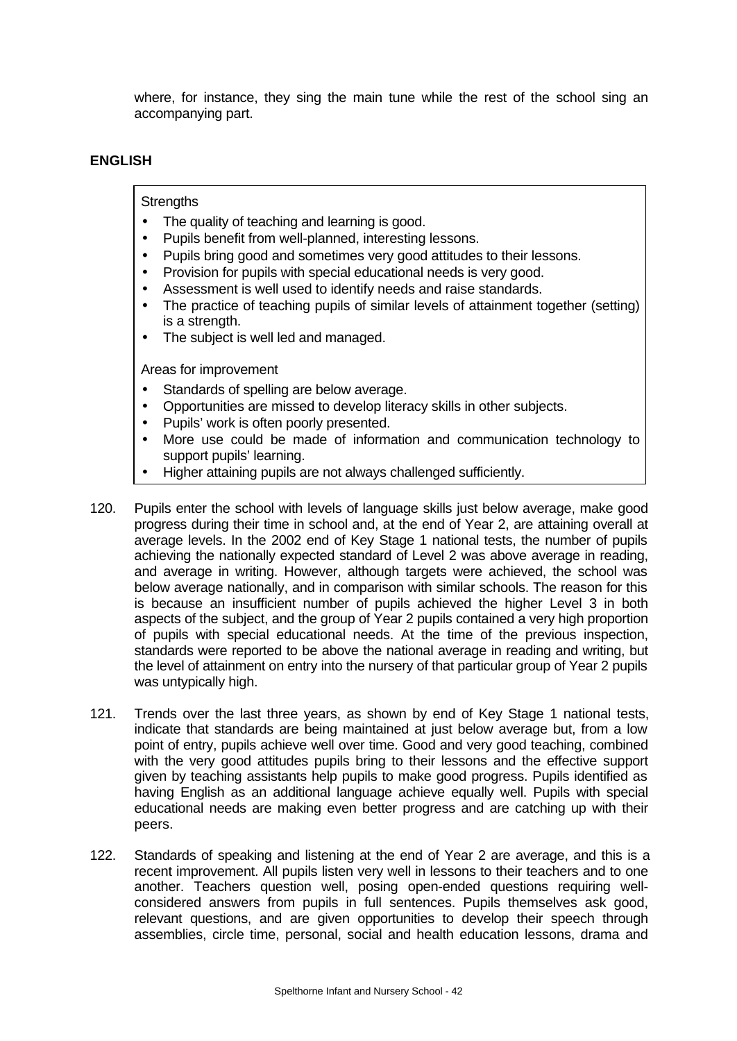where, for instance, they sing the main tune while the rest of the school sing an accompanying part.

## ENGLISH

Strengths

- The quality of teaching and learning is good.
- Pupils benefit from well-planned, interesting lessons.
- Pupils bring good and sometimes very good attitudes to their lessons.
- Provision for pupils with special educational needs is very good.
- Assessment is well used to identify needs and raise standards.
- The practice of teaching pupils of similar levels of attainment together (setting) is a strength.
- The subject is well led and managed.

Areas for improvement

- Standards of spelling are below average.
- Opportunities are missed to develop literacy skills in other subjects.
- Pupils' work is often poorly presented.
- More use could be made of information and communication technology to support pupils' learning.
- Higher attaining pupils are not always challenged sufficiently.

120. Pupils enter the school with levels of language skills just below average, make good progress during their time in school and, at the end of Year 2, are attaining overall at average levels. In the 2002 end of Key Stage 1 national tests, the number of pupils achieving the nationally expected standard of Level 2 was above average in reading, and average in writing. However, although targets were achieved, the school was below average nationally, and in comparison with similar schools. The reason for this is because an insufficient number of pupils achieved the higher Level 3 in both aspects of the subject, and the group of Year 2 pupils contained a very high proportion of pupils with special educational needs. At the time of the previous inspection, standards were reported to be above the national average in reading and writing, but the level of attainment on entry into the nursery of that particular group of Year 2 pupils was untypically high.

121. Trends over the last three years, as shown by end of Key Stage 1 national tests, indicate that standards are being maintained at just below average but, from a low point of entry, pupils achieve well over time. Good and very good teaching, combined with the very good attitudes pupils bring to their lessons and the effective support given by teaching assistants help pupils to make good progress. Pupils identified as having English as an additional language achieve equally well. Pupils with special educational needs are making even better progress and are catching up with their peers.

122. Standards of speaking and listening at the end of Year 2 are average, and this is a recent improvement. All pupils listen very well in lessons to their teachers and to one another. Teachers question well, posing open-ended questions requiring well-considered answers from pupils in full sentences. Pupils themselves ask good, relevant questions, and are given opportunities to develop their speech through assemblies, circle time, personal, social and health education lessons, drama and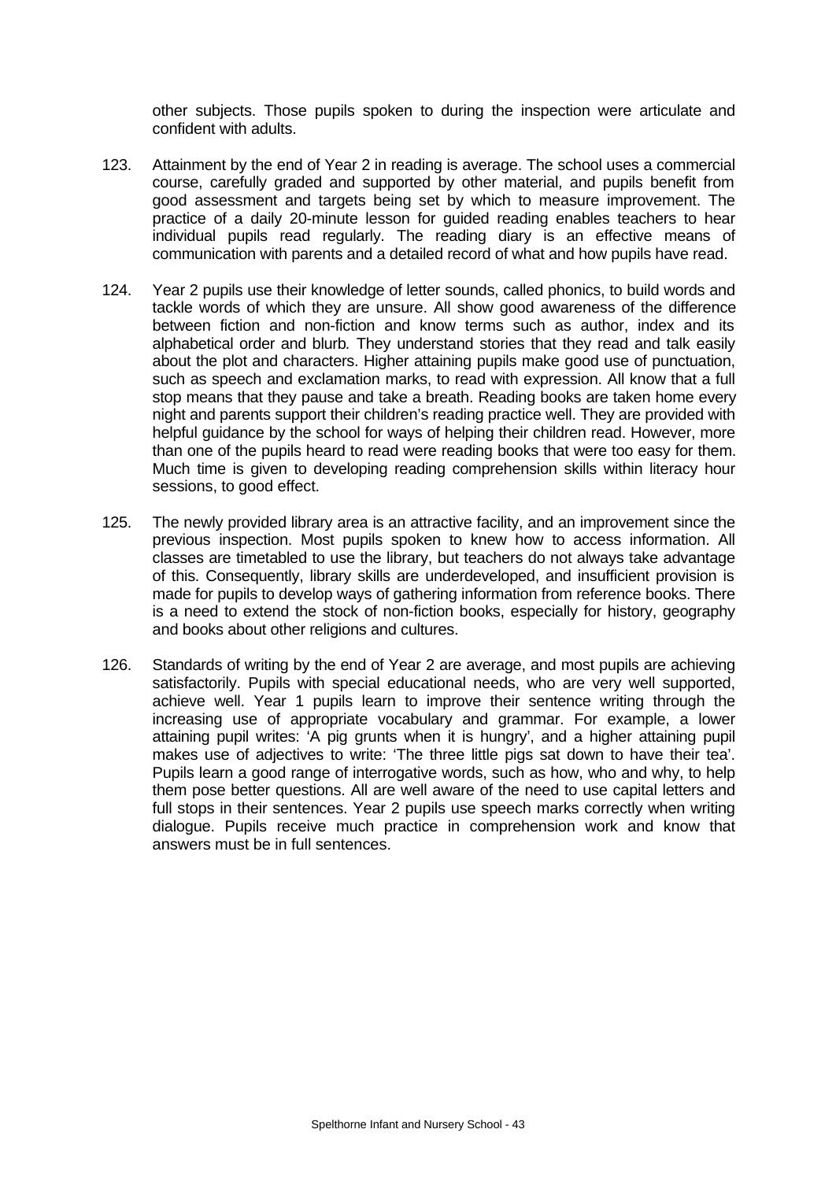other subjects. Those pupils spoken to during the inspection were articulate and confident with adults.

123. Attainment by the end of Year 2 in reading is average. The school uses a commercial course, carefully graded and supported by other material, and pupils benefit from good assessment and targets being set by which to measure improvement. The practice of a daily 20-minute lesson for guided reading enables teachers to hear individual pupils read regularly. The reading diary is an effective means of communication with parents and a detailed record of what and how pupils have read.

124. Year 2 pupils use their knowledge of letter sounds, called phonics, to build words and tackle words of which they are unsure. All show good awareness of the difference between fiction and non-fiction and know terms such as author, index and its alphabetical order and blurb*.* They understand stories that they read and talk easily about the plot and characters. Higher attaining pupils make good use of punctuation, such as speech and exclamation marks, to read with expression. All know that a full stop means that they pause and take a breath. Reading books are taken home every night and parents support their children's reading practice well. They are provided with helpful guidance by the school for ways of helping their children read. However, more than one of the pupils heard to read were reading books that were too easy for them. Much time is given to developing reading comprehension skills within literacy hour sessions, to good effect.

125. The newly provided library area is an attractive facility, and an improvement since the previous inspection. Most pupils spoken to knew how to access information. All classes are timetabled to use the library, but teachers do not always take advantage of this. Consequently, library skills are underdeveloped, and insufficient provision is made for pupils to develop ways of gathering information from reference books. There is a need to extend the stock of non-fiction books, especially for history, geography and books about other religions and cultures.

126. Standards of writing by the end of Year 2 are average, and most pupils are achieving satisfactorily. Pupils with special educational needs, who are very well supported, achieve well. Year 1 pupils learn to improve their sentence writing through the increasing use of appropriate vocabulary and grammar. For example, a lower attaining pupil writes: 'A pig grunts when it is hungry', and a higher attaining pupil makes use of adjectives to write: 'The three little pigs sat down to have their tea'. Pupils learn a good range of interrogative words, such as how, who and why, to help them pose better questions. All are well aware of the need to use capital letters and full stops in their sentences. Year 2 pupils use speech marks correctly when writing dialogue. Pupils receive much practice in comprehension work and know that answers must be in full sentences.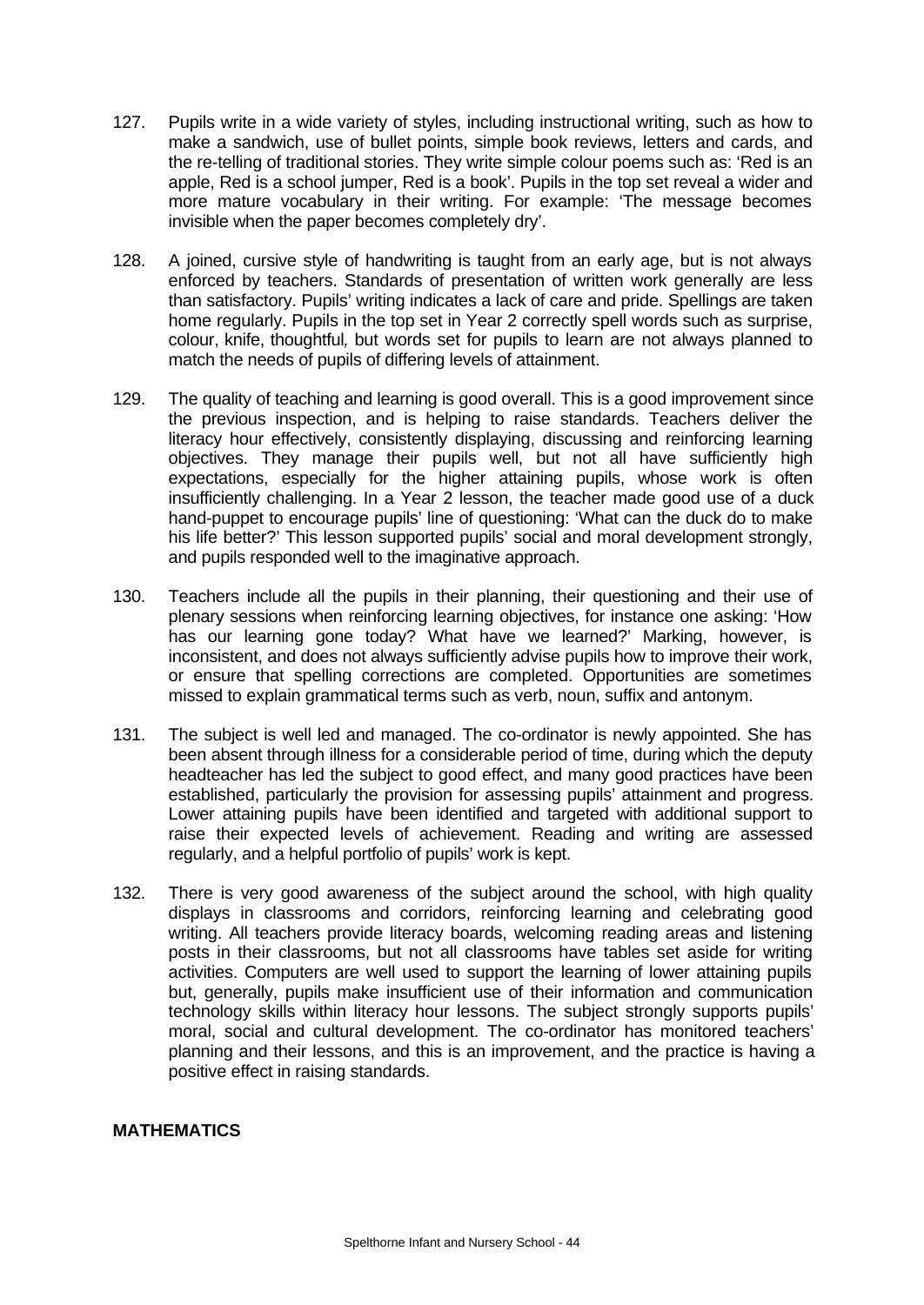127. Pupils write in a wide variety of styles, including instructional writing, such as how to make a sandwich, use of bullet points, simple book reviews, letters and cards, and the re-telling of traditional stories. They write simple colour poems such as: 'Red is an apple, Red is a school jumper, Red is a book'. Pupils in the top set reveal a wider and more mature vocabulary in their writing. For example: 'The message becomes invisible when the paper becomes completely dry'.

128. A joined, cursive style of handwriting is taught from an early age, but is not always enforced by teachers. Standards of presentation of written work generally are less than satisfactory. Pupils' writing indicates a lack of care and pride. Spellings are taken home regularly. Pupils in the top set in Year 2 correctly spell words such as surprise, colour, knife, thoughtful*,* but words set for pupils to learn are not always planned to match the needs of pupils of differing levels of attainment.

129. The quality of teaching and learning is good overall. This is a good improvement since the previous inspection, and is helping to raise standards. Teachers deliver the literacy hour effectively, consistently displaying, discussing and reinforcing learning objectives. They manage their pupils well, but not all have sufficiently high expectations, especially for the higher attaining pupils, whose work is often insufficiently challenging. In a Year 2 lesson, the teacher made good use of a duck hand-puppet to encourage pupils' line of questioning: 'What can the duck do to make his life better?' This lesson supported pupils' social and moral development strongly, and pupils responded well to the imaginative approach.

130. Teachers include all the pupils in their planning, their questioning and their use of plenary sessions when reinforcing learning objectives, for instance one asking: 'How has our learning gone today? What have we learned?' Marking, however, is inconsistent, and does not always sufficiently advise pupils how to improve their work, or ensure that spelling corrections are completed. Opportunities are sometimes missed to explain grammatical terms such as verb, noun, suffix and antonym.

131. The subject is well led and managed. The co-ordinator is newly appointed. She has been absent through illness for a considerable period of time, during which the deputy headteacher has led the subject to good effect, and many good practices have been established, particularly the provision for assessing pupils' attainment and progress. Lower attaining pupils have been identified and targeted with additional support to raise their expected levels of achievement. Reading and writing are assessed regularly, and a helpful portfolio of pupils' work is kept.

132. There is very good awareness of the subject around the school, with high quality displays in classrooms and corridors, reinforcing learning and celebrating good writing. All teachers provide literacy boards, welcoming reading areas and listening posts in their classrooms, but not all classrooms have tables set aside for writing activities. Computers are well used to support the learning of lower attaining pupils but, generally, pupils make insufficient use of their information and communication technology skills within literacy hour lessons. The subject strongly supports pupils' moral, social and cultural development. The co-ordinator has monitored teachers' planning and their lessons, and this is an improvement, and the practice is having a positive effect in raising standards.

## MATHEMATICS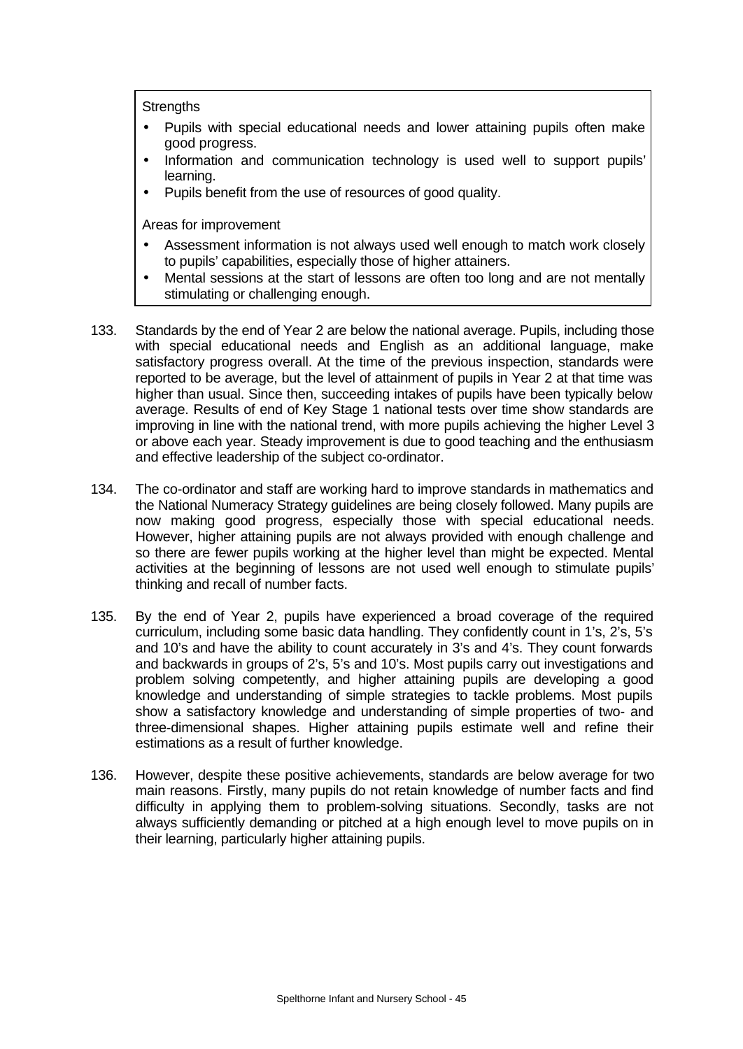Strengths

- Pupils with special educational needs and lower attaining pupils often make good progress.
- Information and communication technology is used well to support pupils' learning.
- Pupils benefit from the use of resources of good quality.

Areas for improvement

- Assessment information is not always used well enough to match work closely to pupils' capabilities, especially those of higher attainers.
- Mental sessions at the start of lessons are often too long and are not mentally stimulating or challenging enough.

133. Standards by the end of Year 2 are below the national average. Pupils, including those with special educational needs and English as an additional language, make satisfactory progress overall. At the time of the previous inspection, standards were reported to be average, but the level of attainment of pupils in Year 2 at that time was higher than usual. Since then, succeeding intakes of pupils have been typically below average. Results of end of Key Stage 1 national tests over time show standards are improving in line with the national trend, with more pupils achieving the higher Level 3 or above each year. Steady improvement is due to good teaching and the enthusiasm and effective leadership of the subject co-ordinator.

134. The co-ordinator and staff are working hard to improve standards in mathematics and the National Numeracy Strategy guidelines are being closely followed. Many pupils are now making good progress, especially those with special educational needs. However, higher attaining pupils are not always provided with enough challenge and so there are fewer pupils working at the higher level than might be expected. Mental activities at the beginning of lessons are not used well enough to stimulate pupils' thinking and recall of number facts.

135. By the end of Year 2, pupils have experienced a broad coverage of the required curriculum, including some basic data handling. They confidently count in 1's, 2's, 5's and 10's and have the ability to count accurately in 3's and 4's. They count forwards and backwards in groups of 2's, 5's and 10's. Most pupils carry out investigations and problem solving competently, and higher attaining pupils are developing a good knowledge and understanding of simple strategies to tackle problems. Most pupils show a satisfactory knowledge and understanding of simple properties of two- and three-dimensional shapes. Higher attaining pupils estimate well and refine their estimations as a result of further knowledge.

136. However, despite these positive achievements, standards are below average for two main reasons. Firstly, many pupils do not retain knowledge of number facts and find difficulty in applying them to problem-solving situations. Secondly, tasks are not always sufficiently demanding or pitched at a high enough level to move pupils on in their learning, particularly higher attaining pupils.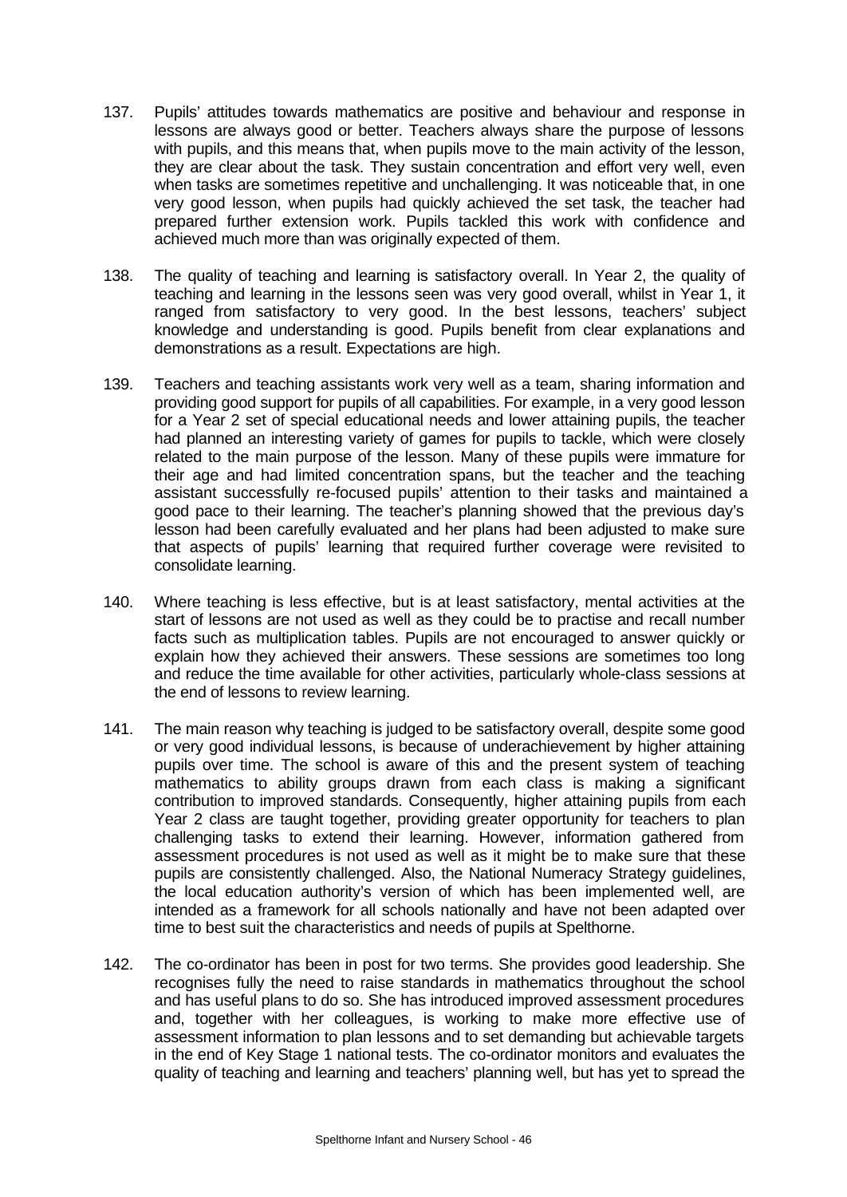137. Pupils' attitudes towards mathematics are positive and behaviour and response in lessons are always good or better. Teachers always share the purpose of lessons with pupils, and this means that, when pupils move to the main activity of the lesson, they are clear about the task. They sustain concentration and effort very well, even when tasks are sometimes repetitive and unchallenging. It was noticeable that, in one very good lesson, when pupils had quickly achieved the set task, the teacher had prepared further extension work. Pupils tackled this work with confidence and achieved much more than was originally expected of them.

138. The quality of teaching and learning is satisfactory overall. In Year 2, the quality of teaching and learning in the lessons seen was very good overall, whilst in Year 1, it ranged from satisfactory to very good. In the best lessons, teachers' subject knowledge and understanding is good. Pupils benefit from clear explanations and demonstrations as a result. Expectations are high.

139. Teachers and teaching assistants work very well as a team, sharing information and providing good support for pupils of all capabilities. For example, in a very good lesson for a Year 2 set of special educational needs and lower attaining pupils, the teacher had planned an interesting variety of games for pupils to tackle, which were closely related to the main purpose of the lesson. Many of these pupils were immature for their age and had limited concentration spans, but the teacher and the teaching assistant successfully re-focused pupils' attention to their tasks and maintained a good pace to their learning. The teacher's planning showed that the previous day's lesson had been carefully evaluated and her plans had been adjusted to make sure that aspects of pupils' learning that required further coverage were revisited to consolidate learning.

140. Where teaching is less effective, but is at least satisfactory, mental activities at the start of lessons are not used as well as they could be to practise and recall number facts such as multiplication tables. Pupils are not encouraged to answer quickly or explain how they achieved their answers. These sessions are sometimes too long and reduce the time available for other activities, particularly whole-class sessions at the end of lessons to review learning.

141. The main reason why teaching is judged to be satisfactory overall, despite some good or very good individual lessons, is because of underachievement by higher attaining pupils over time. The school is aware of this and the present system of teaching mathematics to ability groups drawn from each class is making a significant contribution to improved standards. Consequently, higher attaining pupils from each Year 2 class are taught together, providing greater opportunity for teachers to plan challenging tasks to extend their learning. However, information gathered from assessment procedures is not used as well as it might be to make sure that these pupils are consistently challenged. Also, the National Numeracy Strategy guidelines, the local education authority's version of which has been implemented well, are intended as a framework for all schools nationally and have not been adapted over time to best suit the characteristics and needs of pupils at Spelthorne.

142. The co-ordinator has been in post for two terms. She provides good leadership. She recognises fully the need to raise standards in mathematics throughout the school and has useful plans to do so. She has introduced improved assessment procedures and, together with her colleagues, is working to make more effective use of assessment information to plan lessons and to set demanding but achievable targets in the end of Key Stage 1 national tests. The co-ordinator monitors and evaluates the quality of teaching and learning and teachers' planning well, but has yet to spread the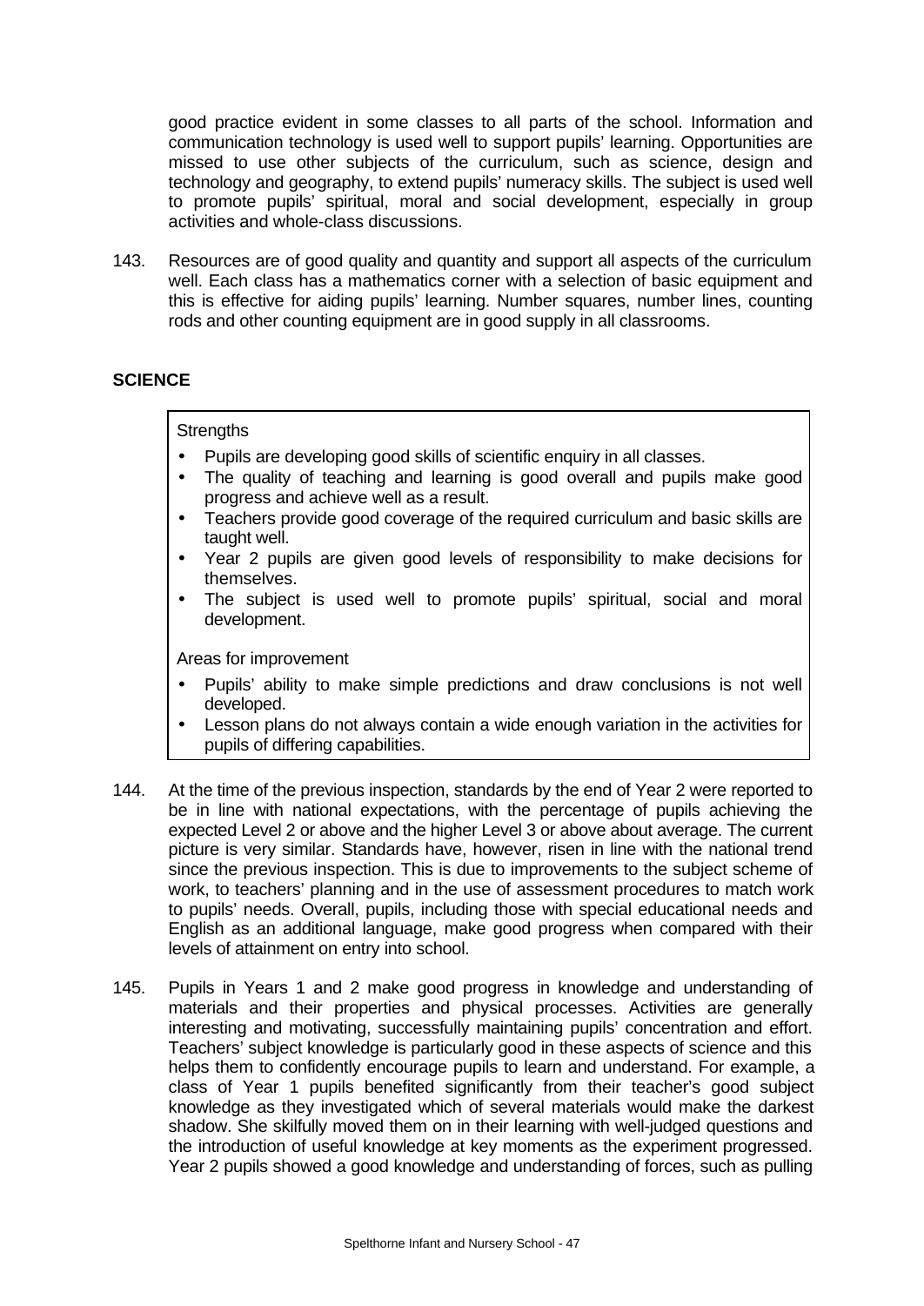good practice evident in some classes to all parts of the school. Information and communication technology is used well to support pupils' learning. Opportunities are missed to use other subjects of the curriculum, such as science, design and technology and geography, to extend pupils' numeracy skills. The subject is used well to promote pupils' spiritual, moral and social development, especially in group activities and whole-class discussions.

143. Resources are of good quality and quantity and support all aspects of the curriculum well. Each class has a mathematics corner with a selection of basic equipment and this is effective for aiding pupils' learning. Number squares, number lines, counting rods and other counting equipment are in good supply in all classrooms.

## SCIENCE

Strengths

- Pupils are developing good skills of scientific enquiry in all classes.
- The quality of teaching and learning is good overall and pupils make good progress and achieve well as a result.
- Teachers provide good coverage of the required curriculum and basic skills are taught well.
- Year 2 pupils are given good levels of responsibility to make decisions for themselves.
- The subject is used well to promote pupils' spiritual, social and moral development.

Areas for improvement

- Pupils' ability to make simple predictions and draw conclusions is not well developed.
- Lesson plans do not always contain a wide enough variation in the activities for pupils of differing capabilities.

144. At the time of the previous inspection, standards by the end of Year 2 were reported to be in line with national expectations, with the percentage of pupils achieving the expected Level 2 or above and the higher Level 3 or above about average. The current picture is very similar. Standards have, however, risen in line with the national trend since the previous inspection. This is due to improvements to the subject scheme of work, to teachers' planning and in the use of assessment procedures to match work to pupils' needs. Overall, pupils, including those with special educational needs and English as an additional language, make good progress when compared with their levels of attainment on entry into school.

145. Pupils in Years 1 and 2 make good progress in knowledge and understanding of materials and their properties and physical processes. Activities are generally interesting and motivating, successfully maintaining pupils' concentration and effort. Teachers' subject knowledge is particularly good in these aspects of science and this helps them to confidently encourage pupils to learn and understand. For example, a class of Year 1 pupils benefited significantly from their teacher's good subject knowledge as they investigated which of several materials would make the darkest shadow. She skilfully moved them on in their learning with well-judged questions and the introduction of useful knowledge at key moments as the experiment progressed. Year 2 pupils showed a good knowledge and understanding of forces, such as pulling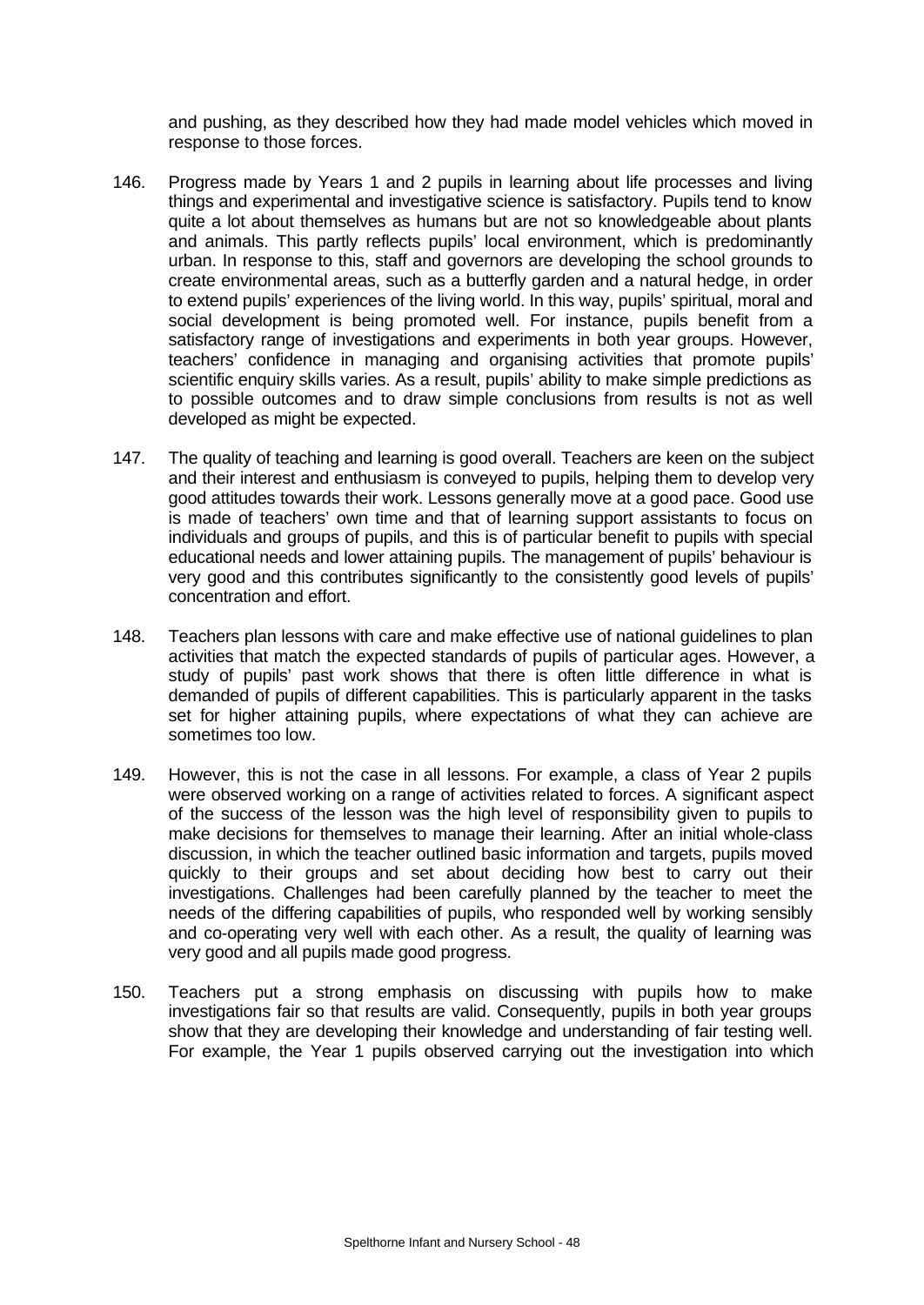and pushing, as they described how they had made model vehicles which moved in response to those forces.

146. Progress made by Years 1 and 2 pupils in learning about life processes and living things and experimental and investigative science is satisfactory. Pupils tend to know quite a lot about themselves as humans but are not so knowledgeable about plants and animals. This partly reflects pupils' local environment, which is predominantly urban. In response to this, staff and governors are developing the school grounds to create environmental areas, such as a butterfly garden and a natural hedge, in order to extend pupils' experiences of the living world. In this way, pupils' spiritual, moral and social development is being promoted well. For instance, pupils benefit from a satisfactory range of investigations and experiments in both year groups. However, teachers' confidence in managing and organising activities that promote pupils' scientific enquiry skills varies. As a result, pupils' ability to make simple predictions as to possible outcomes and to draw simple conclusions from results is not as well developed as might be expected.

147. The quality of teaching and learning is good overall. Teachers are keen on the subject and their interest and enthusiasm is conveyed to pupils, helping them to develop very good attitudes towards their work. Lessons generally move at a good pace. Good use is made of teachers' own time and that of learning support assistants to focus on individuals and groups of pupils, and this is of particular benefit to pupils with special educational needs and lower attaining pupils. The management of pupils' behaviour is very good and this contributes significantly to the consistently good levels of pupils' concentration and effort.

148. Teachers plan lessons with care and make effective use of national guidelines to plan activities that match the expected standards of pupils of particular ages. However, a study of pupils' past work shows that there is often little difference in what is demanded of pupils of different capabilities. This is particularly apparent in the tasks set for higher attaining pupils, where expectations of what they can achieve are sometimes too low.

149. However, this is not the case in all lessons. For example, a class of Year 2 pupils were observed working on a range of activities related to forces. A significant aspect of the success of the lesson was the high level of responsibility given to pupils to make decisions for themselves to manage their learning. After an initial whole-class discussion, in which the teacher outlined basic information and targets, pupils moved quickly to their groups and set about deciding how best to carry out their investigations. Challenges had been carefully planned by the teacher to meet the needs of the differing capabilities of pupils, who responded well by working sensibly and co-operating very well with each other. As a result, the quality of learning was very good and all pupils made good progress.

150. Teachers put a strong emphasis on discussing with pupils how to make investigations fair so that results are valid. Consequently, pupils in both year groups show that they are developing their knowledge and understanding of fair testing well. For example, the Year 1 pupils observed carrying out the investigation into which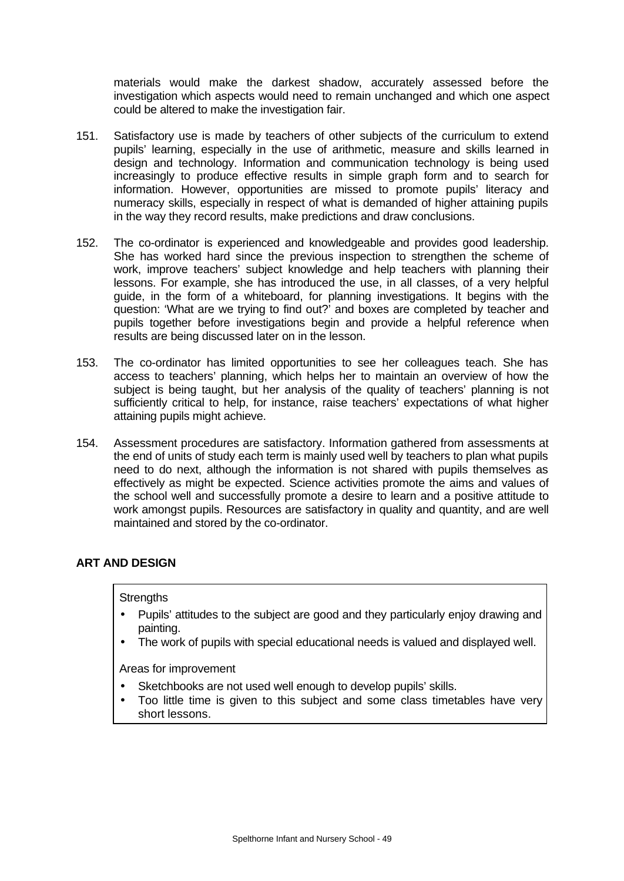materials would make the darkest shadow, accurately assessed before the investigation which aspects would need to remain unchanged and which one aspect could be altered to make the investigation fair.

151. Satisfactory use is made by teachers of other subjects of the curriculum to extend pupils' learning, especially in the use of arithmetic, measure and skills learned in design and technology. Information and communication technology is being used increasingly to produce effective results in simple graph form and to search for information. However, opportunities are missed to promote pupils' literacy and numeracy skills, especially in respect of what is demanded of higher attaining pupils in the way they record results, make predictions and draw conclusions.

152. The co-ordinator is experienced and knowledgeable and provides good leadership. She has worked hard since the previous inspection to strengthen the scheme of work, improve teachers' subject knowledge and help teachers with planning their lessons. For example, she has introduced the use, in all classes, of a very helpful guide, in the form of a whiteboard, for planning investigations. It begins with the question: 'What are we trying to find out?' and boxes are completed by teacher and pupils together before investigations begin and provide a helpful reference when results are being discussed later on in the lesson.

153. The co-ordinator has limited opportunities to see her colleagues teach. She has access to teachers' planning, which helps her to maintain an overview of how the subject is being taught, but her analysis of the quality of teachers' planning is not sufficiently critical to help, for instance, raise teachers' expectations of what higher attaining pupils might achieve.

154. Assessment procedures are satisfactory. Information gathered from assessments at the end of units of study each term is mainly used well by teachers to plan what pupils need to do next, although the information is not shared with pupils themselves as effectively as might be expected. Science activities promote the aims and values of the school well and successfully promote a desire to learn and a positive attitude to work amongst pupils. Resources are satisfactory in quality and quantity, and are well maintained and stored by the co-ordinator.

## ART AND DESIGN

Strengths

- Pupils' attitudes to the subject are good and they particularly enjoy drawing and painting.
- The work of pupils with special educational needs is valued and displayed well.

Areas for improvement

- Sketchbooks are not used well enough to develop pupils' skills.
- Too little time is given to this subject and some class timetables have very short lessons.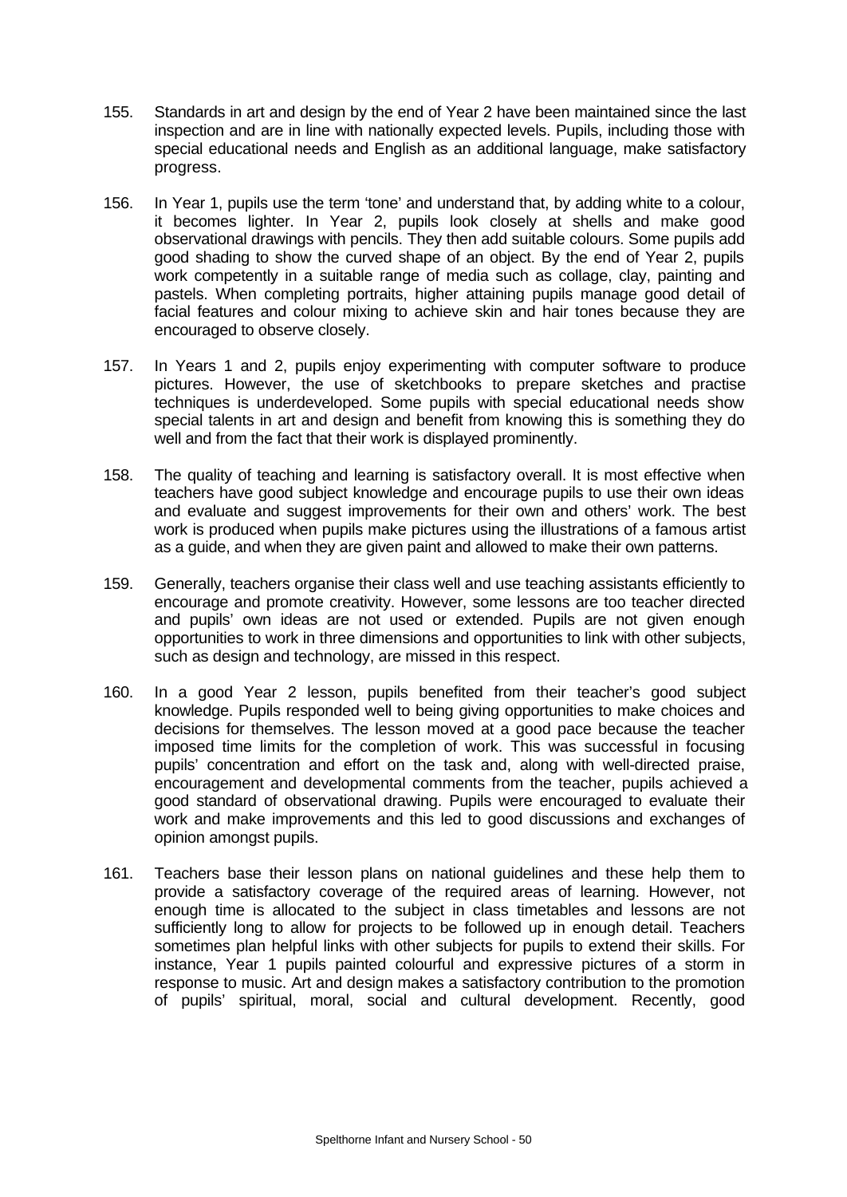155. Standards in art and design by the end of Year 2 have been maintained since the last inspection and are in line with nationally expected levels. Pupils, including those with special educational needs and English as an additional language, make satisfactory progress.

156. In Year 1, pupils use the term 'tone' and understand that, by adding white to a colour, it becomes lighter. In Year 2, pupils look closely at shells and make good observational drawings with pencils. They then add suitable colours. Some pupils add good shading to show the curved shape of an object. By the end of Year 2, pupils work competently in a suitable range of media such as collage, clay, painting and pastels. When completing portraits, higher attaining pupils manage good detail of facial features and colour mixing to achieve skin and hair tones because they are encouraged to observe closely.

157. In Years 1 and 2, pupils enjoy experimenting with computer software to produce pictures. However, the use of sketchbooks to prepare sketches and practise techniques is underdeveloped. Some pupils with special educational needs show special talents in art and design and benefit from knowing this is something they do well and from the fact that their work is displayed prominently.

158. The quality of teaching and learning is satisfactory overall. It is most effective when teachers have good subject knowledge and encourage pupils to use their own ideas and evaluate and suggest improvements for their own and others' work. The best work is produced when pupils make pictures using the illustrations of a famous artist as a guide, and when they are given paint and allowed to make their own patterns.

159. Generally, teachers organise their class well and use teaching assistants efficiently to encourage and promote creativity. However, some lessons are too teacher directed and pupils' own ideas are not used or extended. Pupils are not given enough opportunities to work in three dimensions and opportunities to link with other subjects, such as design and technology, are missed in this respect.

160. In a good Year 2 lesson, pupils benefited from their teacher's good subject knowledge. Pupils responded well to being giving opportunities to make choices and decisions for themselves. The lesson moved at a good pace because the teacher imposed time limits for the completion of work. This was successful in focusing pupils' concentration and effort on the task and, along with well-directed praise, encouragement and developmental comments from the teacher, pupils achieved a good standard of observational drawing. Pupils were encouraged to evaluate their work and make improvements and this led to good discussions and exchanges of opinion amongst pupils.

161. Teachers base their lesson plans on national guidelines and these help them to provide a satisfactory coverage of the required areas of learning. However, not enough time is allocated to the subject in class timetables and lessons are not sufficiently long to allow for projects to be followed up in enough detail. Teachers sometimes plan helpful links with other subjects for pupils to extend their skills. For instance, Year 1 pupils painted colourful and expressive pictures of a storm in response to music. Art and design makes a satisfactory contribution to the promotion of pupils' spiritual, moral, social and cultural development. Recently, good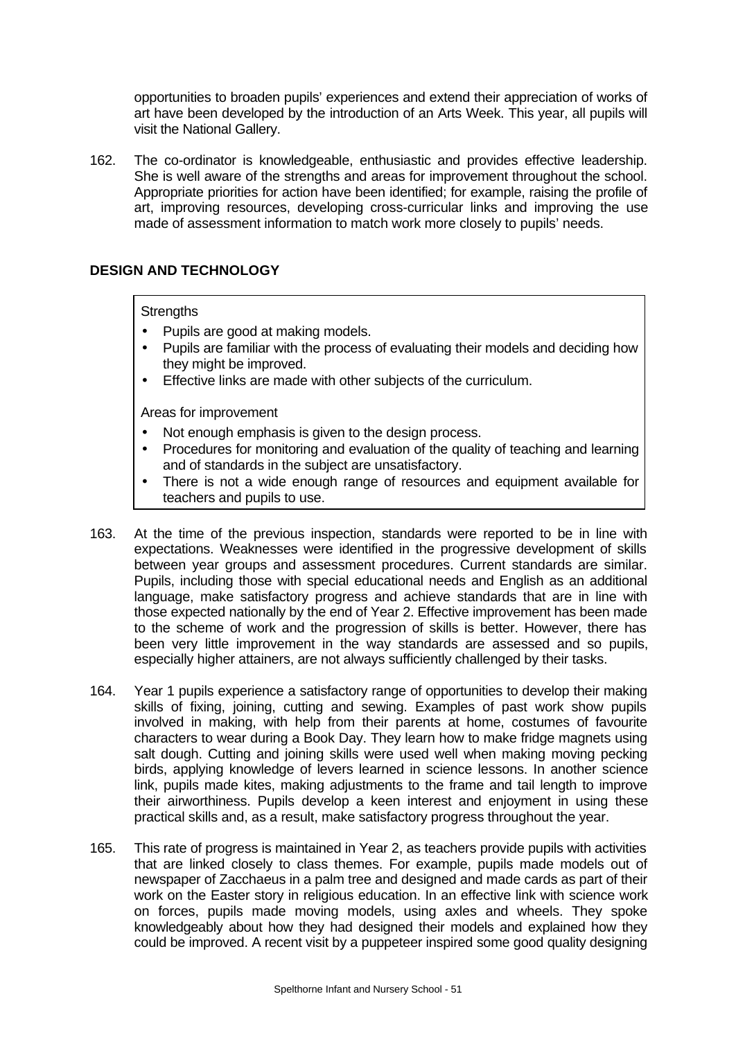opportunities to broaden pupils' experiences and extend their appreciation of works of art have been developed by the introduction of an Arts Week. This year, all pupils will visit the National Gallery.

162. The co-ordinator is knowledgeable, enthusiastic and provides effective leadership. She is well aware of the strengths and areas for improvement throughout the school. Appropriate priorities for action have been identified; for example, raising the profile of art, improving resources, developing cross-curricular links and improving the use made of assessment information to match work more closely to pupils' needs.

## DESIGN AND TECHNOLOGY

Strengths

- Pupils are good at making models.
- Pupils are familiar with the process of evaluating their models and deciding how they might be improved.
- Effective links are made with other subjects of the curriculum.

Areas for improvement

- Not enough emphasis is given to the design process.
- Procedures for monitoring and evaluation of the quality of teaching and learning and of standards in the subject are unsatisfactory.
- There is not a wide enough range of resources and equipment available for teachers and pupils to use.

163. At the time of the previous inspection, standards were reported to be in line with expectations. Weaknesses were identified in the progressive development of skills between year groups and assessment procedures. Current standards are similar. Pupils, including those with special educational needs and English as an additional language, make satisfactory progress and achieve standards that are in line with those expected nationally by the end of Year 2. Effective improvement has been made to the scheme of work and the progression of skills is better. However, there has been very little improvement in the way standards are assessed and so pupils, especially higher attainers, are not always sufficiently challenged by their tasks.

164. Year 1 pupils experience a satisfactory range of opportunities to develop their making skills of fixing, joining, cutting and sewing. Examples of past work show pupils involved in making, with help from their parents at home, costumes of favourite characters to wear during a Book Day. They learn how to make fridge magnets using salt dough. Cutting and joining skills were used well when making moving pecking birds, applying knowledge of levers learned in science lessons. In another science link, pupils made kites, making adjustments to the frame and tail length to improve their airworthiness. Pupils develop a keen interest and enjoyment in using these practical skills and, as a result, make satisfactory progress throughout the year.

165. This rate of progress is maintained in Year 2, as teachers provide pupils with activities that are linked closely to class themes. For example, pupils made models out of newspaper of Zacchaeus in a palm tree and designed and made cards as part of their work on the Easter story in religious education. In an effective link with science work on forces, pupils made moving models, using axles and wheels. They spoke knowledgeably about how they had designed their models and explained how they could be improved. A recent visit by a puppeteer inspired some good quality designing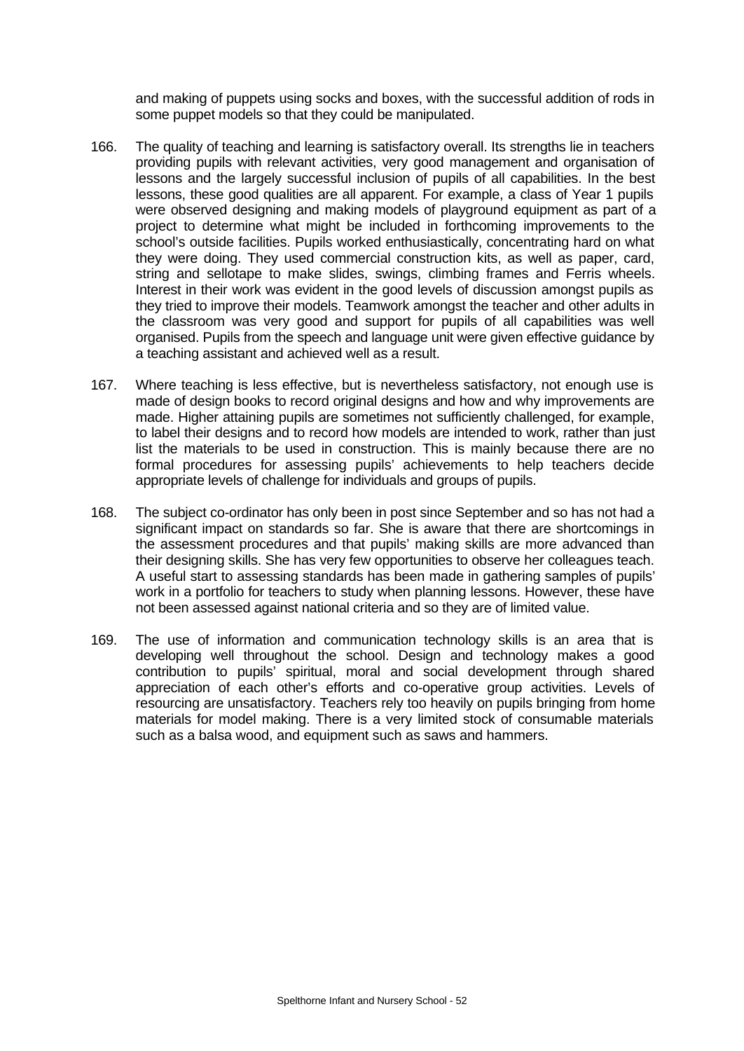and making of puppets using socks and boxes, with the successful addition of rods in some puppet models so that they could be manipulated.

166. The quality of teaching and learning is satisfactory overall. Its strengths lie in teachers providing pupils with relevant activities, very good management and organisation of lessons and the largely successful inclusion of pupils of all capabilities. In the best lessons, these good qualities are all apparent. For example, a class of Year 1 pupils were observed designing and making models of playground equipment as part of a project to determine what might be included in forthcoming improvements to the school's outside facilities. Pupils worked enthusiastically, concentrating hard on what they were doing. They used commercial construction kits, as well as paper, card, string and sellotape to make slides, swings, climbing frames and Ferris wheels. Interest in their work was evident in the good levels of discussion amongst pupils as they tried to improve their models. Teamwork amongst the teacher and other adults in the classroom was very good and support for pupils of all capabilities was well organised. Pupils from the speech and language unit were given effective guidance by a teaching assistant and achieved well as a result.

167. Where teaching is less effective, but is nevertheless satisfactory, not enough use is made of design books to record original designs and how and why improvements are made. Higher attaining pupils are sometimes not sufficiently challenged, for example, to label their designs and to record how models are intended to work, rather than just list the materials to be used in construction. This is mainly because there are no formal procedures for assessing pupils' achievements to help teachers decide appropriate levels of challenge for individuals and groups of pupils.

168. The subject co-ordinator has only been in post since September and so has not had a significant impact on standards so far. She is aware that there are shortcomings in the assessment procedures and that pupils' making skills are more advanced than their designing skills. She has very few opportunities to observe her colleagues teach. A useful start to assessing standards has been made in gathering samples of pupils' work in a portfolio for teachers to study when planning lessons. However, these have not been assessed against national criteria and so they are of limited value.

169. The use of information and communication technology skills is an area that is developing well throughout the school. Design and technology makes a good contribution to pupils' spiritual, moral and social development through shared appreciation of each other's efforts and co-operative group activities. Levels of resourcing are unsatisfactory. Teachers rely too heavily on pupils bringing from home materials for model making. There is a very limited stock of consumable materials such as a balsa wood, and equipment such as saws and hammers.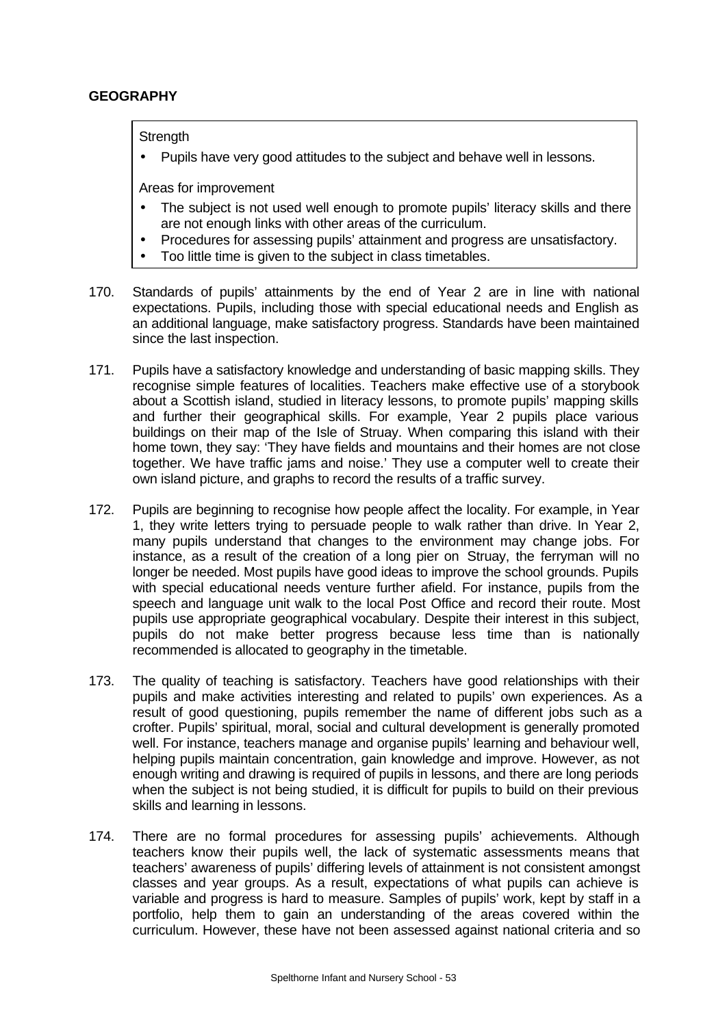**GEOGRAPHY**

Strength

- Pupils have very good attitudes to the subject and behave well in lessons.

Areas for improvement

- The subject is not used well enough to promote pupils' literacy skills and there are not enough links with other areas of the curriculum.
- Procedures for assessing pupils' attainment and progress are unsatisfactory.
- Too little time is given to the subject in class timetables.

170. Standards of pupils' attainments by the end of Year 2 are in line with national expectations. Pupils, including those with special educational needs and English as an additional language, make satisfactory progress. Standards have been maintained since the last inspection.

171. Pupils have a satisfactory knowledge and understanding of basic mapping skills. They recognise simple features of localities. Teachers make effective use of a storybook about a Scottish island, studied in literacy lessons, to promote pupils' mapping skills and further their geographical skills. For example, Year 2 pupils place various buildings on their map of the Isle of Struay. When comparing this island with their home town, they say: 'They have fields and mountains and their homes are not close together. We have traffic jams and noise.' They use a computer well to create their own island picture, and graphs to record the results of a traffic survey.

172. Pupils are beginning to recognise how people affect the locality. For example, in Year 1, they write letters trying to persuade people to walk rather than drive. In Year 2, many pupils understand that changes to the environment may change jobs. For instance, as a result of the creation of a long pier on Struay, the ferryman will no longer be needed. Most pupils have good ideas to improve the school grounds. Pupils with special educational needs venture further afield. For instance, pupils from the speech and language unit walk to the local Post Office and record their route. Most pupils use appropriate geographical vocabulary. Despite their interest in this subject, pupils do not make better progress because less time than is nationally recommended is allocated to geography in the timetable.

173. The quality of teaching is satisfactory. Teachers have good relationships with their pupils and make activities interesting and related to pupils' own experiences. As a result of good questioning, pupils remember the name of different jobs such as a crofter. Pupils' spiritual, moral, social and cultural development is generally promoted well. For instance, teachers manage and organise pupils' learning and behaviour well, helping pupils maintain concentration, gain knowledge and improve. However, as not enough writing and drawing is required of pupils in lessons, and there are long periods when the subject is not being studied, it is difficult for pupils to build on their previous skills and learning in lessons.

174. There are no formal procedures for assessing pupils' achievements. Although teachers know their pupils well, the lack of systematic assessments means that teachers' awareness of pupils' differing levels of attainment is not consistent amongst classes and year groups. As a result, expectations of what pupils can achieve is variable and progress is hard to measure. Samples of pupils' work, kept by staff in a portfolio, help them to gain an understanding of the areas covered within the curriculum. However, these have not been assessed against national criteria and so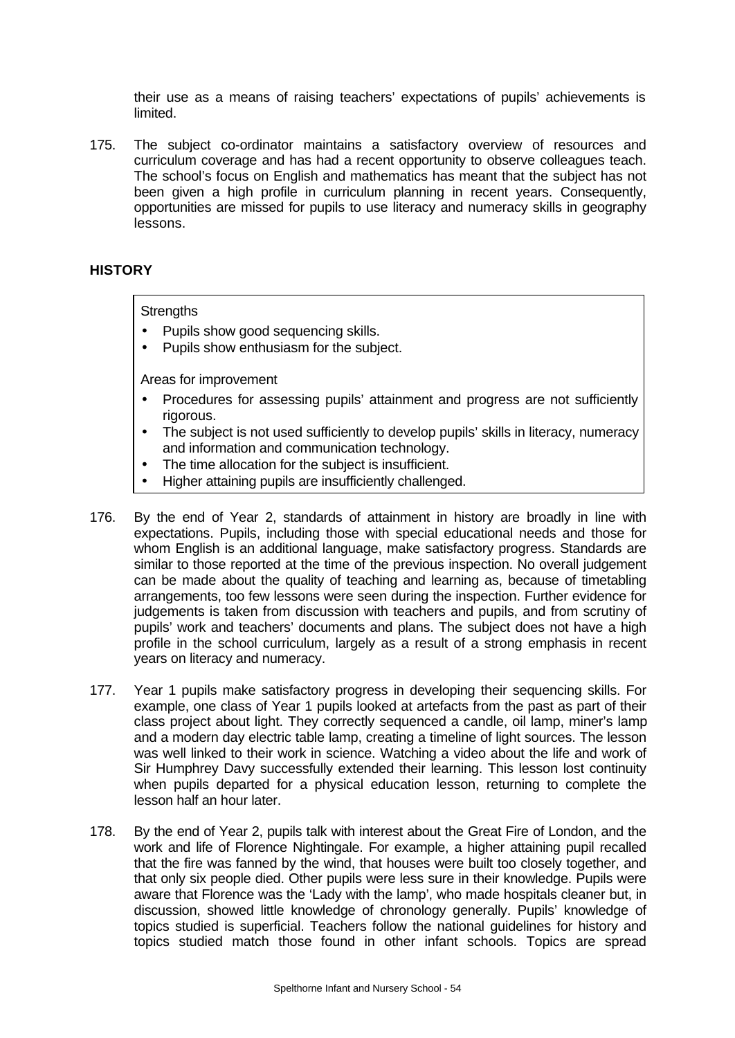their use as a means of raising teachers' expectations of pupils' achievements is limited.

175. The subject co-ordinator maintains a satisfactory overview of resources and curriculum coverage and has had a recent opportunity to observe colleagues teach. The school's focus on English and mathematics has meant that the subject has not been given a high profile in curriculum planning in recent years. Consequently, opportunities are missed for pupils to use literacy and numeracy skills in geography lessons.

## HISTORY

Strengths

- Pupils show good sequencing skills.
- Pupils show enthusiasm for the subject.

Areas for improvement

- Procedures for assessing pupils' attainment and progress are not sufficiently rigorous.
- The subject is not used sufficiently to develop pupils' skills in literacy, numeracy and information and communication technology.
- The time allocation for the subject is insufficient.
- Higher attaining pupils are insufficiently challenged.

176. By the end of Year 2, standards of attainment in history are broadly in line with expectations. Pupils, including those with special educational needs and those for whom English is an additional language, make satisfactory progress. Standards are similar to those reported at the time of the previous inspection. No overall judgement can be made about the quality of teaching and learning as, because of timetabling arrangements, too few lessons were seen during the inspection. Further evidence for judgements is taken from discussion with teachers and pupils, and from scrutiny of pupils' work and teachers' documents and plans. The subject does not have a high profile in the school curriculum, largely as a result of a strong emphasis in recent years on literacy and numeracy.

177. Year 1 pupils make satisfactory progress in developing their sequencing skills. For example, one class of Year 1 pupils looked at artefacts from the past as part of their class project about light. They correctly sequenced a candle, oil lamp, miner's lamp and a modern day electric table lamp, creating a timeline of light sources. The lesson was well linked to their work in science. Watching a video about the life and work of Sir Humphrey Davy successfully extended their learning. This lesson lost continuity when pupils departed for a physical education lesson, returning to complete the lesson half an hour later.

178. By the end of Year 2, pupils talk with interest about the Great Fire of London, and the work and life of Florence Nightingale. For example, a higher attaining pupil recalled that the fire was fanned by the wind, that houses were built too closely together, and that only six people died. Other pupils were less sure in their knowledge. Pupils were aware that Florence was the 'Lady with the lamp', who made hospitals cleaner but, in discussion, showed little knowledge of chronology generally. Pupils' knowledge of topics studied is superficial. Teachers follow the national guidelines for history and topics studied match those found in other infant schools. Topics are spread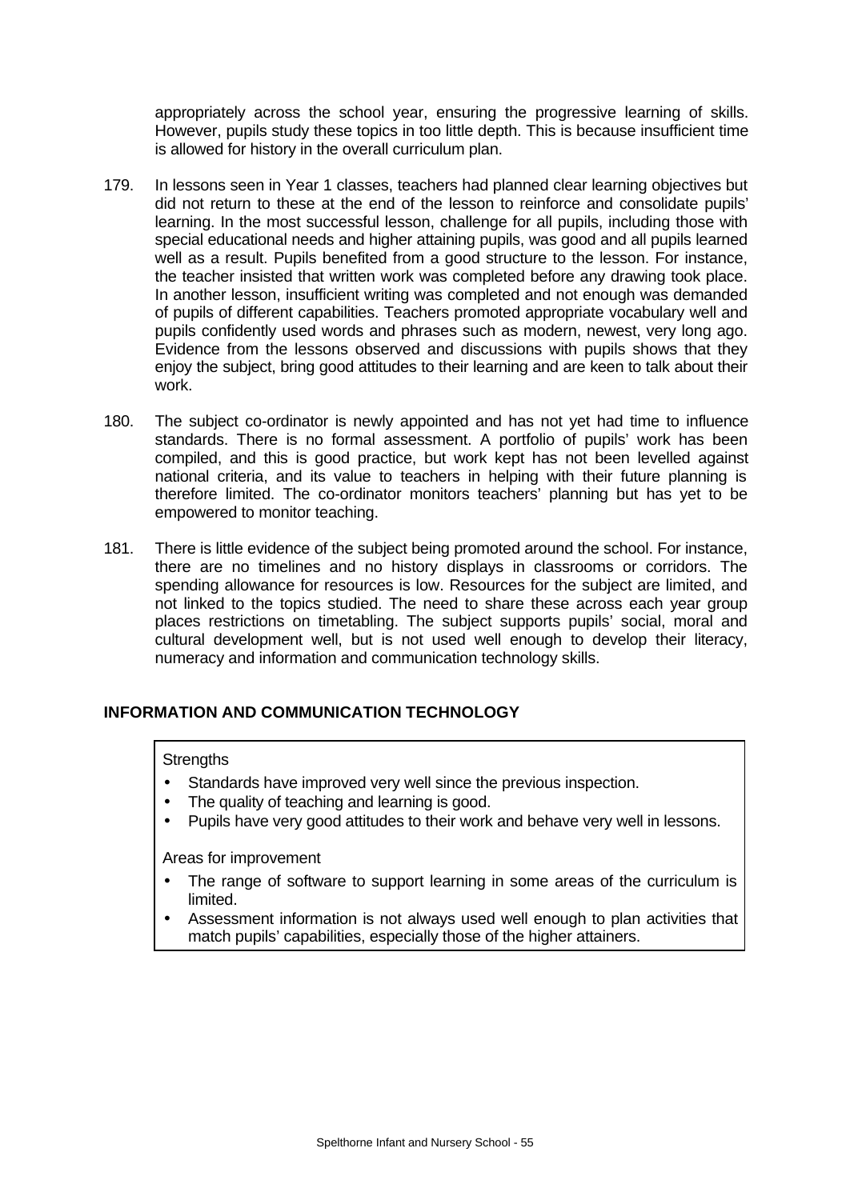appropriately across the school year, ensuring the progressive learning of skills. However, pupils study these topics in too little depth. This is because insufficient time is allowed for history in the overall curriculum plan.

179. In lessons seen in Year 1 classes, teachers had planned clear learning objectives but did not return to these at the end of the lesson to reinforce and consolidate pupils' learning. In the most successful lesson, challenge for all pupils, including those with special educational needs and higher attaining pupils, was good and all pupils learned well as a result. Pupils benefited from a good structure to the lesson. For instance, the teacher insisted that written work was completed before any drawing took place. In another lesson, insufficient writing was completed and not enough was demanded of pupils of different capabilities. Teachers promoted appropriate vocabulary well and pupils confidently used words and phrases such as modern, newest, very long ago. Evidence from the lessons observed and discussions with pupils shows that they enjoy the subject, bring good attitudes to their learning and are keen to talk about their work.

180. The subject co-ordinator is newly appointed and has not yet had time to influence standards. There is no formal assessment. A portfolio of pupils' work has been compiled, and this is good practice, but work kept has not been levelled against national criteria, and its value to teachers in helping with their future planning is therefore limited. The co-ordinator monitors teachers' planning but has yet to be empowered to monitor teaching.

181. There is little evidence of the subject being promoted around the school. For instance, there are no timelines and no history displays in classrooms or corridors. The spending allowance for resources is low. Resources for the subject are limited, and not linked to the topics studied. The need to share these across each year group places restrictions on timetabling. The subject supports pupils' social, moral and cultural development well, but is not used well enough to develop their literacy, numeracy and information and communication technology skills.

## INFORMATION AND COMMUNICATION TECHNOLOGY

Strengths

- Standards have improved very well since the previous inspection.
- The quality of teaching and learning is good.
- Pupils have very good attitudes to their work and behave very well in lessons.

Areas for improvement

- The range of software to support learning in some areas of the curriculum is limited.
- Assessment information is not always used well enough to plan activities that match pupils' capabilities, especially those of the higher attainers.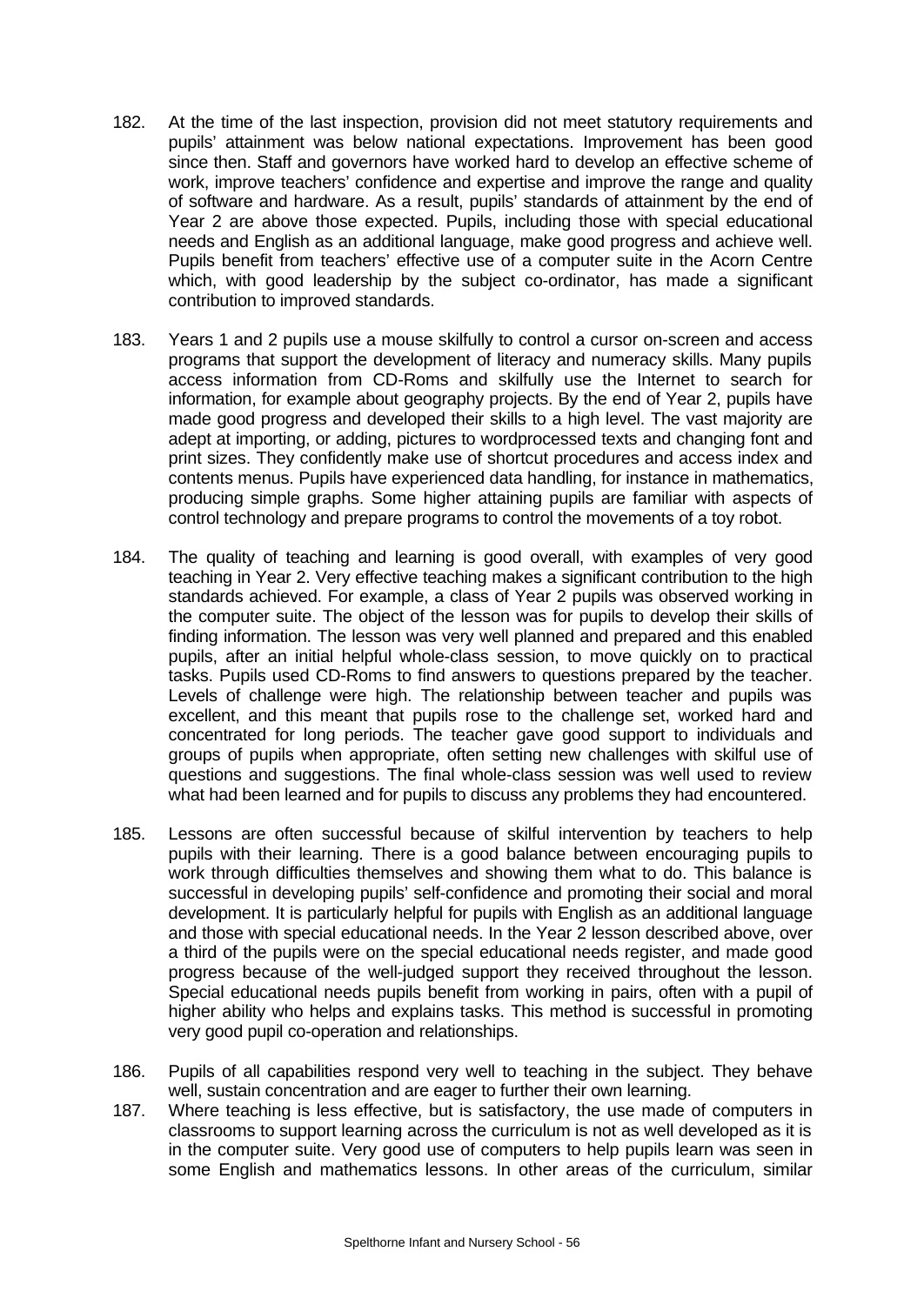182. At the time of the last inspection, provision did not meet statutory requirements and pupils' attainment was below national expectations. Improvement has been good since then. Staff and governors have worked hard to develop an effective scheme of work, improve teachers' confidence and expertise and improve the range and quality of software and hardware. As a result, pupils' standards of attainment by the end of Year 2 are above those expected. Pupils, including those with special educational needs and English as an additional language, make good progress and achieve well. Pupils benefit from teachers' effective use of a computer suite in the Acorn Centre which, with good leadership by the subject co-ordinator, has made a significant contribution to improved standards.

183. Years 1 and 2 pupils use a mouse skilfully to control a cursor on-screen and access programs that support the development of literacy and numeracy skills. Many pupils access information from CD-Roms and skilfully use the Internet to search for information, for example about geography projects. By the end of Year 2, pupils have made good progress and developed their skills to a high level. The vast majority are adept at importing, or adding, pictures to wordprocessed texts and changing font and print sizes. They confidently make use of shortcut procedures and access index and contents menus. Pupils have experienced data handling, for instance in mathematics, producing simple graphs. Some higher attaining pupils are familiar with aspects of control technology and prepare programs to control the movements of a toy robot.

184. The quality of teaching and learning is good overall, with examples of very good teaching in Year 2. Very effective teaching makes a significant contribution to the high standards achieved. For example, a class of Year 2 pupils was observed working in the computer suite. The object of the lesson was for pupils to develop their skills of finding information. The lesson was very well planned and prepared and this enabled pupils, after an initial helpful whole-class session, to move quickly on to practical tasks. Pupils used CD-Roms to find answers to questions prepared by the teacher. Levels of challenge were high. The relationship between teacher and pupils was excellent, and this meant that pupils rose to the challenge set, worked hard and concentrated for long periods. The teacher gave good support to individuals and groups of pupils when appropriate, often setting new challenges with skilful use of questions and suggestions. The final whole-class session was well used to review what had been learned and for pupils to discuss any problems they had encountered.

185. Lessons are often successful because of skilful intervention by teachers to help pupils with their learning. There is a good balance between encouraging pupils to work through difficulties themselves and showing them what to do. This balance is successful in developing pupils' self-confidence and promoting their social and moral development. It is particularly helpful for pupils with English as an additional language and those with special educational needs. In the Year 2 lesson described above, over a third of the pupils were on the special educational needs register, and made good progress because of the well-judged support they received throughout the lesson. Special educational needs pupils benefit from working in pairs, often with a pupil of higher ability who helps and explains tasks. This method is successful in promoting very good pupil co-operation and relationships.

186. Pupils of all capabilities respond very well to teaching in the subject. They behave well, sustain concentration and are eager to further their own learning.

187. Where teaching is less effective, but is satisfactory, the use made of computers in classrooms to support learning across the curriculum is not as well developed as it is in the computer suite. Very good use of computers to help pupils learn was seen in some English and mathematics lessons. In other areas of the curriculum, similar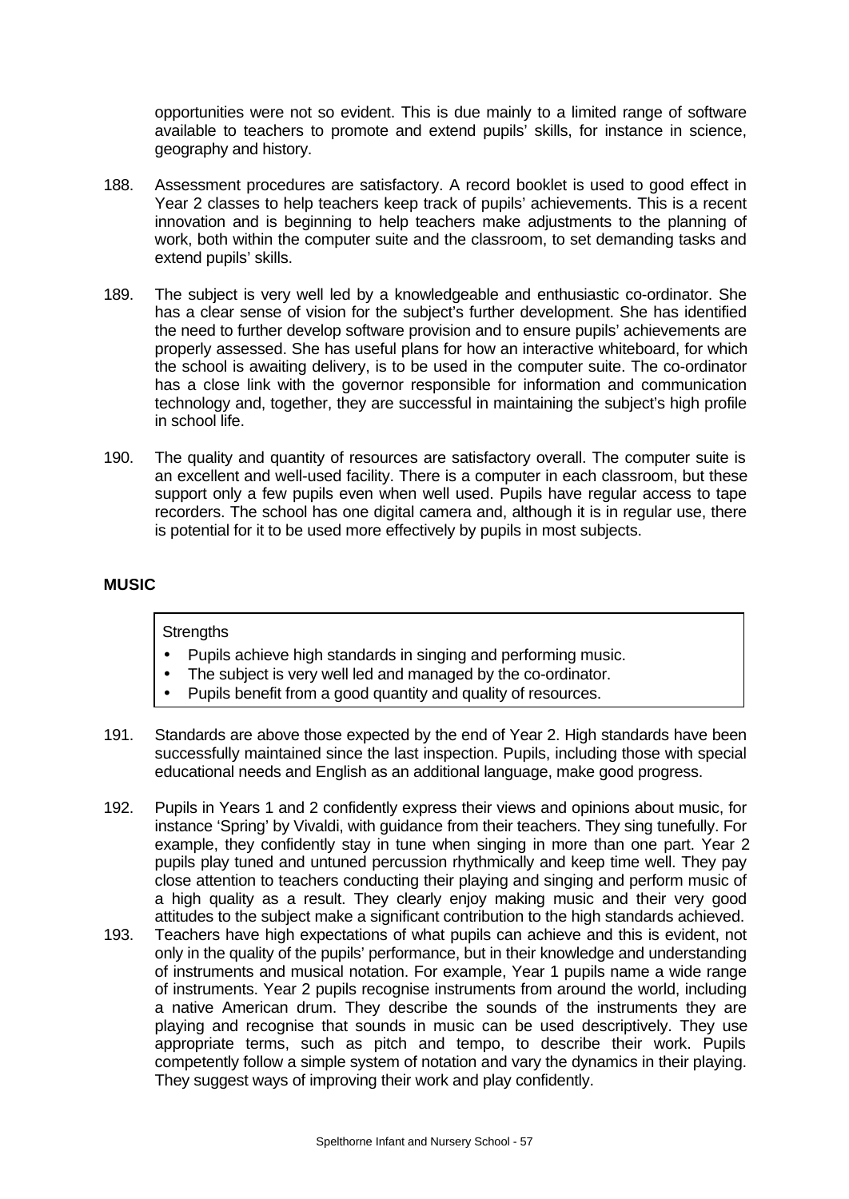opportunities were not so evident. This is due mainly to a limited range of software available to teachers to promote and extend pupils' skills, for instance in science, geography and history.

188. Assessment procedures are satisfactory. A record booklet is used to good effect in Year 2 classes to help teachers keep track of pupils' achievements. This is a recent innovation and is beginning to help teachers make adjustments to the planning of work, both within the computer suite and the classroom, to set demanding tasks and extend pupils' skills.

189. The subject is very well led by a knowledgeable and enthusiastic co-ordinator. She has a clear sense of vision for the subject's further development. She has identified the need to further develop software provision and to ensure pupils' achievements are properly assessed. She has useful plans for how an interactive whiteboard, for which the school is awaiting delivery, is to be used in the computer suite. The co-ordinator has a close link with the governor responsible for information and communication technology and, together, they are successful in maintaining the subject's high profile in school life.

190. The quality and quantity of resources are satisfactory overall. The computer suite is an excellent and well-used facility. There is a computer in each classroom, but these support only a few pupils even when well used. Pupils have regular access to tape recorders. The school has one digital camera and, although it is in regular use, there is potential for it to be used more effectively by pupils in most subjects.

## MUSIC

Strengths

- Pupils achieve high standards in singing and performing music.
- The subject is very well led and managed by the co-ordinator.
- Pupils benefit from a good quantity and quality of resources.

191. Standards are above those expected by the end of Year 2. High standards have been successfully maintained since the last inspection. Pupils, including those with special educational needs and English as an additional language, make good progress.

192. Pupils in Years 1 and 2 confidently express their views and opinions about music, for instance 'Spring' by Vivaldi, with guidance from their teachers. They sing tunefully. For example, they confidently stay in tune when singing in more than one part. Year 2 pupils play tuned and untuned percussion rhythmically and keep time well. They pay close attention to teachers conducting their playing and singing and perform music of a high quality as a result. They clearly enjoy making music and their very good attitudes to the subject make a significant contribution to the high standards achieved.

193. Teachers have high expectations of what pupils can achieve and this is evident, not only in the quality of the pupils' performance, but in their knowledge and understanding of instruments and musical notation. For example, Year 1 pupils name a wide range of instruments. Year 2 pupils recognise instruments from around the world, including a native American drum. They describe the sounds of the instruments they are playing and recognise that sounds in music can be used descriptively. They use appropriate terms, such as pitch and tempo, to describe their work. Pupils competently follow a simple system of notation and vary the dynamics in their playing. They suggest ways of improving their work and play confidently.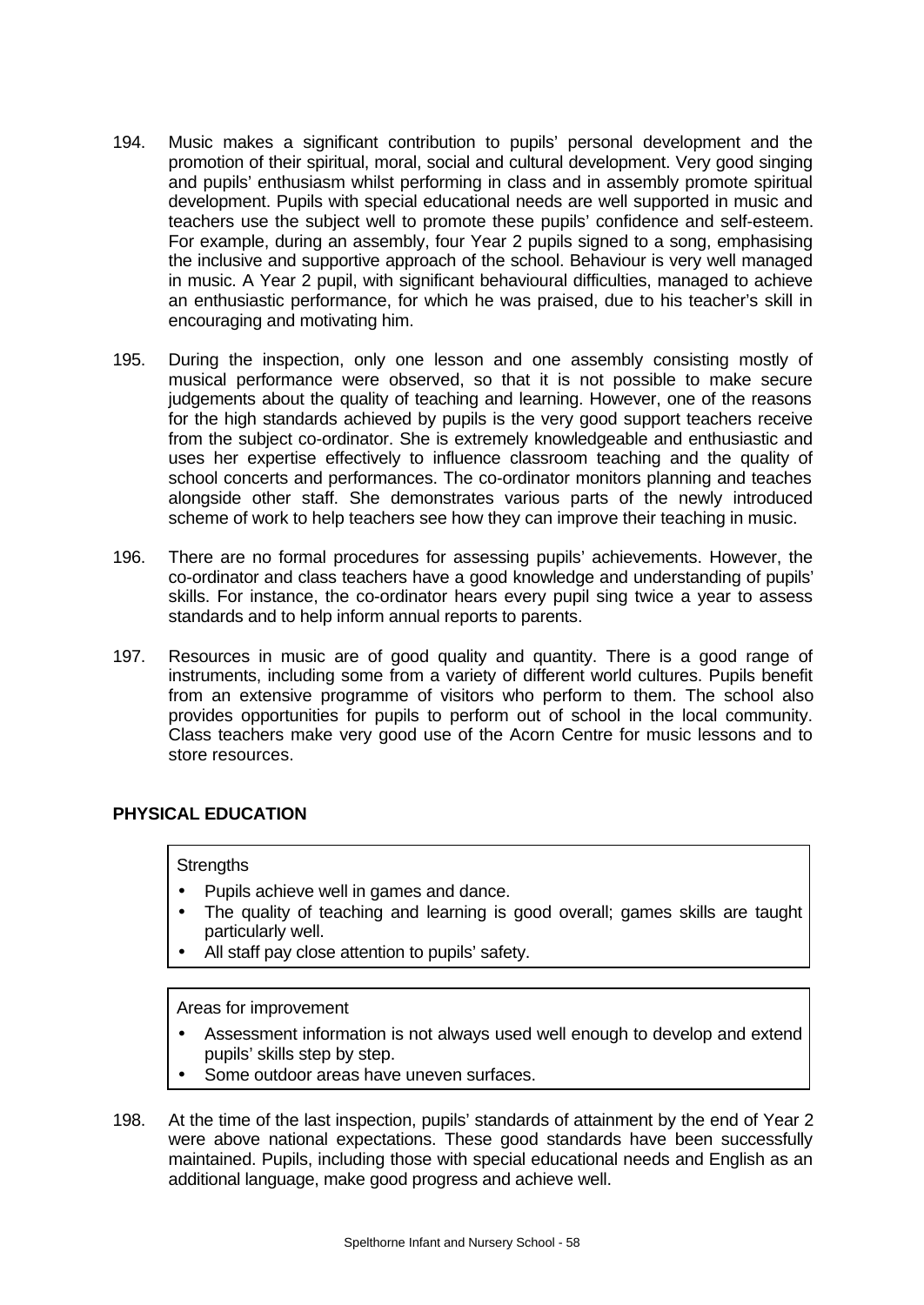194. Music makes a significant contribution to pupils' personal development and the promotion of their spiritual, moral, social and cultural development. Very good singing and pupils' enthusiasm whilst performing in class and in assembly promote spiritual development. Pupils with special educational needs are well supported in music and teachers use the subject well to promote these pupils' confidence and self-esteem. For example, during an assembly, four Year 2 pupils signed to a song, emphasising the inclusive and supportive approach of the school. Behaviour is very well managed in music. A Year 2 pupil, with significant behavioural difficulties, managed to achieve an enthusiastic performance, for which he was praised, due to his teacher's skill in encouraging and motivating him.

195. During the inspection, only one lesson and one assembly consisting mostly of musical performance were observed, so that it is not possible to make secure judgements about the quality of teaching and learning. However, one of the reasons for the high standards achieved by pupils is the very good support teachers receive from the subject co-ordinator. She is extremely knowledgeable and enthusiastic and uses her expertise effectively to influence classroom teaching and the quality of school concerts and performances. The co-ordinator monitors planning and teaches alongside other staff. She demonstrates various parts of the newly introduced scheme of work to help teachers see how they can improve their teaching in music.

196. There are no formal procedures for assessing pupils' achievements. However, the co-ordinator and class teachers have a good knowledge and understanding of pupils' skills. For instance, the co-ordinator hears every pupil sing twice a year to assess standards and to help inform annual reports to parents.

197. Resources in music are of good quality and quantity. There is a good range of instruments, including some from a variety of different world cultures. Pupils benefit from an extensive programme of visitors who perform to them. The school also provides opportunities for pupils to perform out of school in the local community. Class teachers make very good use of the Acorn Centre for music lessons and to store resources.

## PHYSICAL EDUCATION

Strengths

- Pupils achieve well in games and dance.
- The quality of teaching and learning is good overall; games skills are taught particularly well.
- All staff pay close attention to pupils' safety.

Areas for improvement

- Assessment information is not always used well enough to develop and extend pupils' skills step by step.
- Some outdoor areas have uneven surfaces.

198. At the time of the last inspection, pupils' standards of attainment by the end of Year 2 were above national expectations. These good standards have been successfully maintained. Pupils, including those with special educational needs and English as an additional language, make good progress and achieve well.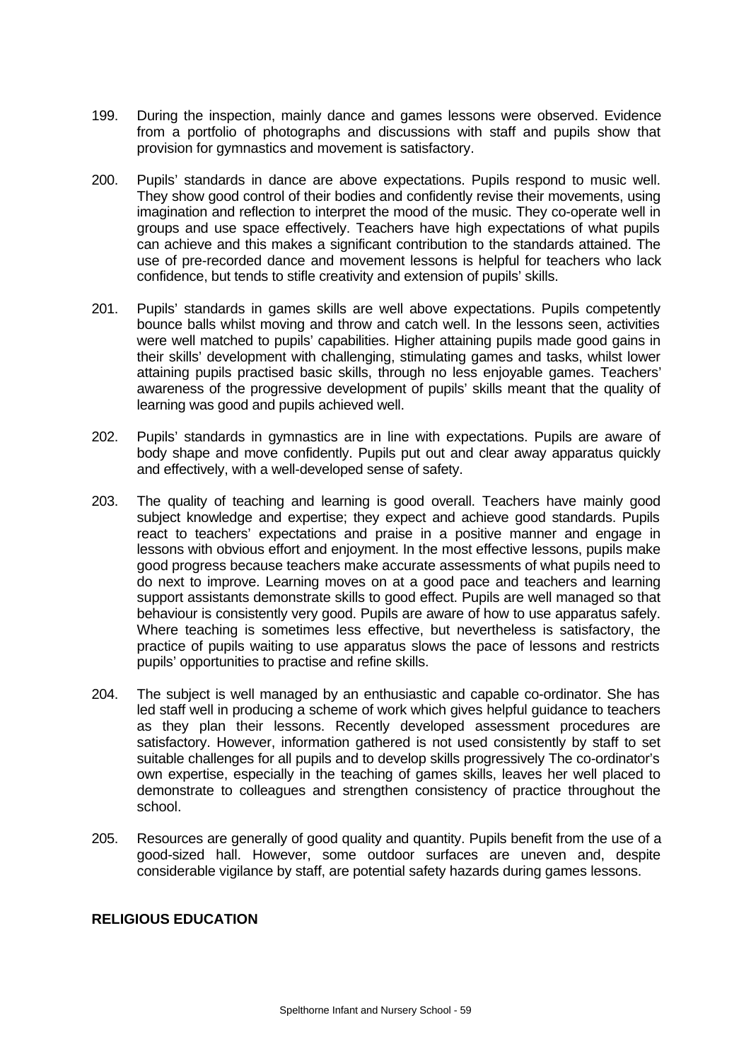199. During the inspection, mainly dance and games lessons were observed. Evidence from a portfolio of photographs and discussions with staff and pupils show that provision for gymnastics and movement is satisfactory.

200. Pupils' standards in dance are above expectations. Pupils respond to music well. They show good control of their bodies and confidently revise their movements, using imagination and reflection to interpret the mood of the music. They co-operate well in groups and use space effectively. Teachers have high expectations of what pupils can achieve and this makes a significant contribution to the standards attained. The use of pre-recorded dance and movement lessons is helpful for teachers who lack confidence, but tends to stifle creativity and extension of pupils' skills.

201. Pupils' standards in games skills are well above expectations. Pupils competently bounce balls whilst moving and throw and catch well. In the lessons seen, activities were well matched to pupils' capabilities. Higher attaining pupils made good gains in their skills' development with challenging, stimulating games and tasks, whilst lower attaining pupils practised basic skills, through no less enjoyable games. Teachers' awareness of the progressive development of pupils' skills meant that the quality of learning was good and pupils achieved well.

202. Pupils' standards in gymnastics are in line with expectations. Pupils are aware of body shape and move confidently. Pupils put out and clear away apparatus quickly and effectively, with a well-developed sense of safety.

203. The quality of teaching and learning is good overall. Teachers have mainly good subject knowledge and expertise; they expect and achieve good standards. Pupils react to teachers' expectations and praise in a positive manner and engage in lessons with obvious effort and enjoyment. In the most effective lessons, pupils make good progress because teachers make accurate assessments of what pupils need to do next to improve. Learning moves on at a good pace and teachers and learning support assistants demonstrate skills to good effect. Pupils are well managed so that behaviour is consistently very good. Pupils are aware of how to use apparatus safely. Where teaching is sometimes less effective, but nevertheless is satisfactory, the practice of pupils waiting to use apparatus slows the pace of lessons and restricts pupils' opportunities to practise and refine skills.

204. The subject is well managed by an enthusiastic and capable co-ordinator. She has led staff well in producing a scheme of work which gives helpful guidance to teachers as they plan their lessons. Recently developed assessment procedures are satisfactory. However, information gathered is not used consistently by staff to set suitable challenges for all pupils and to develop skills progressively The co-ordinator's own expertise, especially in the teaching of games skills, leaves her well placed to demonstrate to colleagues and strengthen consistency of practice throughout the school.

205. Resources are generally of good quality and quantity. Pupils benefit from the use of a good-sized hall. However, some outdoor surfaces are uneven and, despite considerable vigilance by staff, are potential safety hazards during games lessons.

**RELIGIOUS EDUCATION**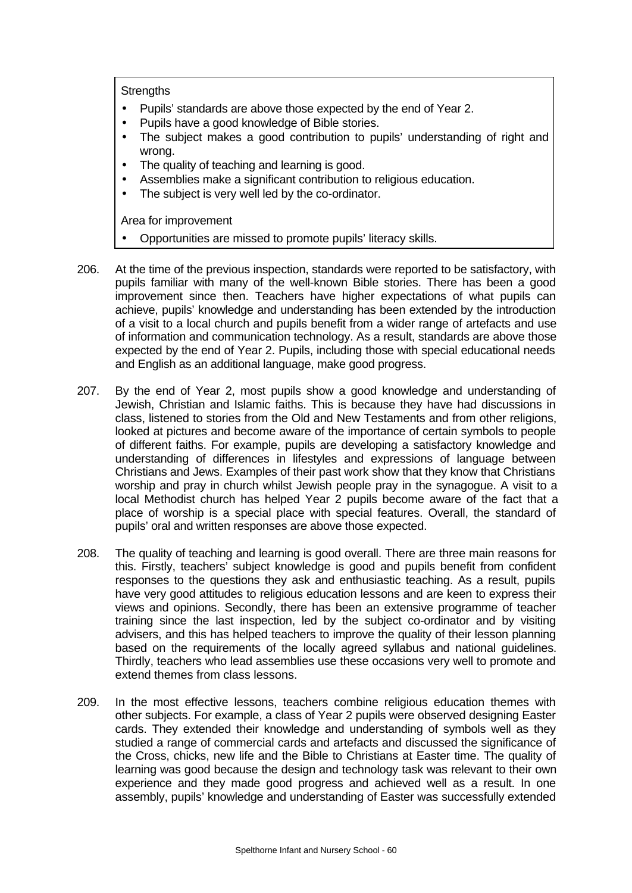Strengths

- Pupils' standards are above those expected by the end of Year 2.
- Pupils have a good knowledge of Bible stories.
- The subject makes a good contribution to pupils' understanding of right and wrong.
- The quality of teaching and learning is good.
- Assemblies make a significant contribution to religious education.
- The subject is very well led by the co-ordinator.

Area for improvement

- Opportunities are missed to promote pupils' literacy skills.

206. At the time of the previous inspection, standards were reported to be satisfactory, with pupils familiar with many of the well-known Bible stories. There has been a good improvement since then. Teachers have higher expectations of what pupils can achieve, pupils' knowledge and understanding has been extended by the introduction of a visit to a local church and pupils benefit from a wider range of artefacts and use of information and communication technology. As a result, standards are above those expected by the end of Year 2. Pupils, including those with special educational needs and English as an additional language, make good progress.

207. By the end of Year 2, most pupils show a good knowledge and understanding of Jewish, Christian and Islamic faiths. This is because they have had discussions in class, listened to stories from the Old and New Testaments and from other religions, looked at pictures and become aware of the importance of certain symbols to people of different faiths. For example, pupils are developing a satisfactory knowledge and understanding of differences in lifestyles and expressions of language between Christians and Jews. Examples of their past work show that they know that Christians worship and pray in church whilst Jewish people pray in the synagogue. A visit to a local Methodist church has helped Year 2 pupils become aware of the fact that a place of worship is a special place with special features. Overall, the standard of pupils' oral and written responses are above those expected.

208. The quality of teaching and learning is good overall. There are three main reasons for this. Firstly, teachers' subject knowledge is good and pupils benefit from confident responses to the questions they ask and enthusiastic teaching. As a result, pupils have very good attitudes to religious education lessons and are keen to express their views and opinions. Secondly, there has been an extensive programme of teacher training since the last inspection, led by the subject co-ordinator and by visiting advisers, and this has helped teachers to improve the quality of their lesson planning based on the requirements of the locally agreed syllabus and national guidelines. Thirdly, teachers who lead assemblies use these occasions very well to promote and extend themes from class lessons.

209. In the most effective lessons, teachers combine religious education themes with other subjects. For example, a class of Year 2 pupils were observed designing Easter cards. They extended their knowledge and understanding of symbols well as they studied a range of commercial cards and artefacts and discussed the significance of the Cross, chicks, new life and the Bible to Christians at Easter time. The quality of learning was good because the design and technology task was relevant to their own experience and they made good progress and achieved well as a result. In one assembly, pupils' knowledge and understanding of Easter was successfully extended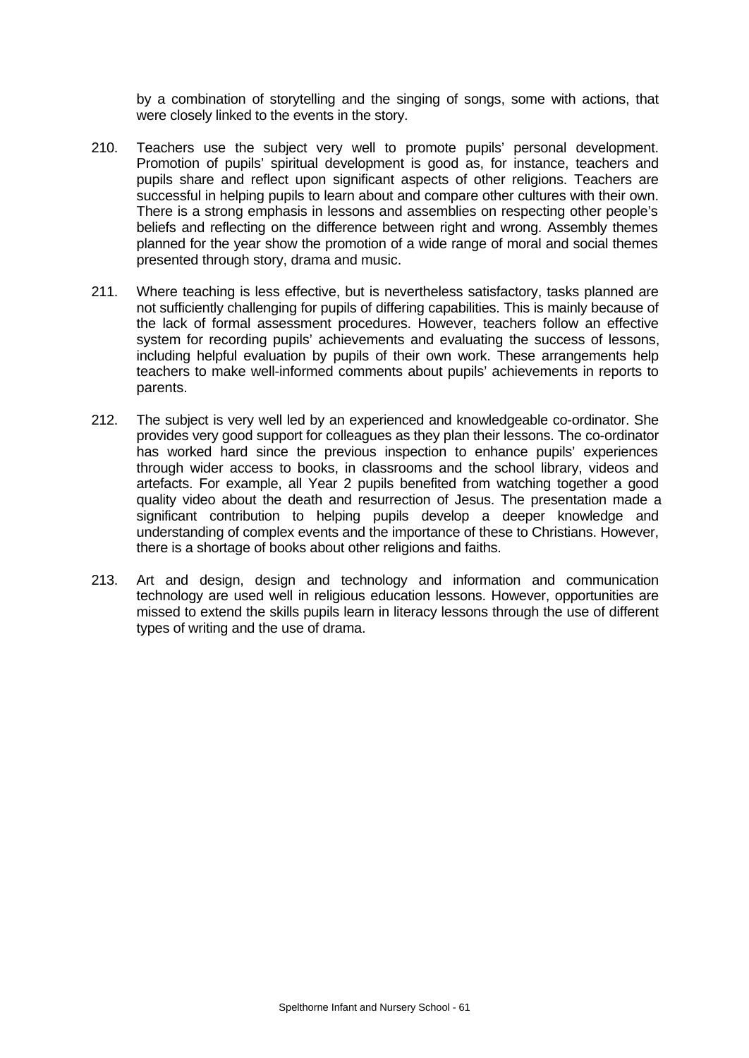by a combination of storytelling and the singing of songs, some with actions, that were closely linked to the events in the story.

210. Teachers use the subject very well to promote pupils' personal development. Promotion of pupils' spiritual development is good as, for instance, teachers and pupils share and reflect upon significant aspects of other religions. Teachers are successful in helping pupils to learn about and compare other cultures with their own. There is a strong emphasis in lessons and assemblies on respecting other people's beliefs and reflecting on the difference between right and wrong. Assembly themes planned for the year show the promotion of a wide range of moral and social themes presented through story, drama and music.

211. Where teaching is less effective, but is nevertheless satisfactory, tasks planned are not sufficiently challenging for pupils of differing capabilities. This is mainly because of the lack of formal assessment procedures. However, teachers follow an effective system for recording pupils' achievements and evaluating the success of lessons, including helpful evaluation by pupils of their own work. These arrangements help teachers to make well-informed comments about pupils' achievements in reports to parents.

212. The subject is very well led by an experienced and knowledgeable co-ordinator. She provides very good support for colleagues as they plan their lessons. The co-ordinator has worked hard since the previous inspection to enhance pupils' experiences through wider access to books, in classrooms and the school library, videos and artefacts. For example, all Year 2 pupils benefited from watching together a good quality video about the death and resurrection of Jesus. The presentation made a significant contribution to helping pupils develop a deeper knowledge and understanding of complex events and the importance of these to Christians. However, there is a shortage of books about other religions and faiths.

213. Art and design, design and technology and information and communication technology are used well in religious education lessons. However, opportunities are missed to extend the skills pupils learn in literacy lessons through the use of different types of writing and the use of drama.